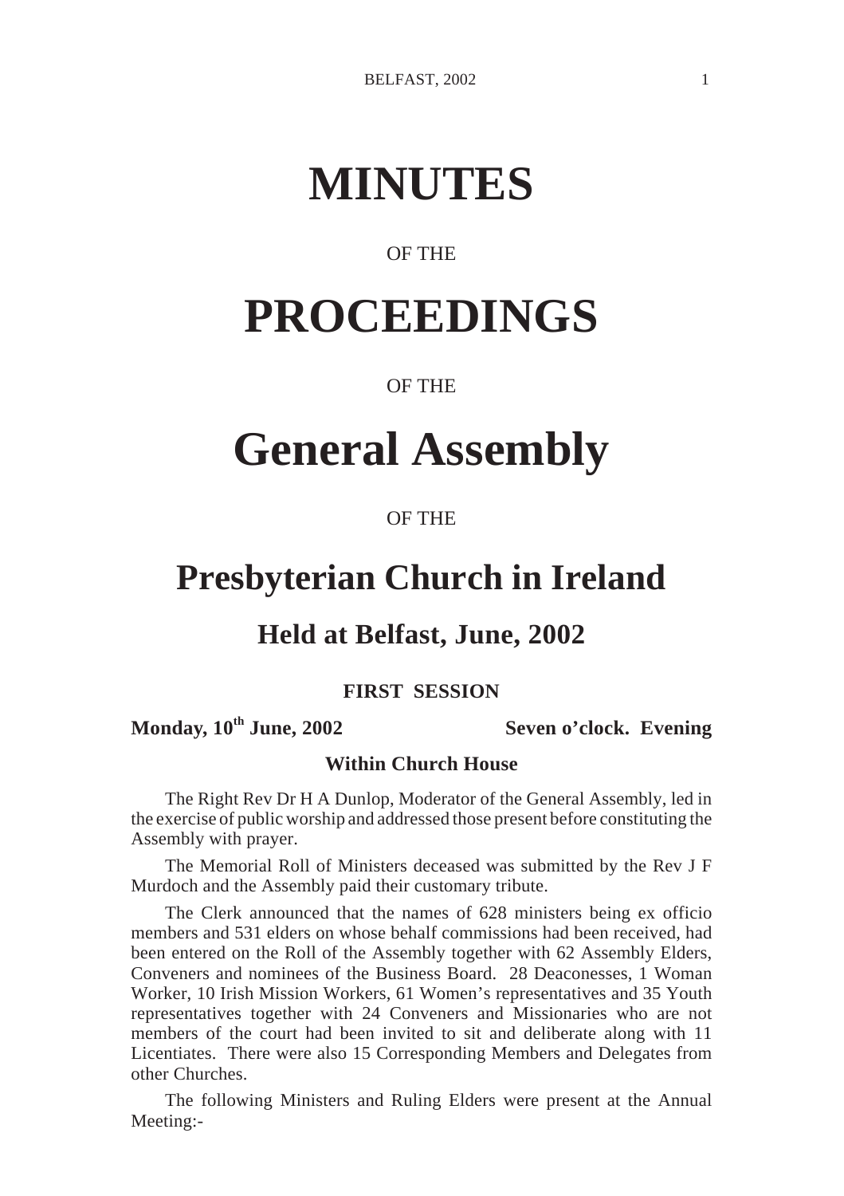# MINUTES

OF THE

# PROCEEDINGS

OF THE

# General Assembly

OF THE

# Presbyterian Church in Ireland

## Held at Belfast, June, 2002

### FIRST SESSION

**Monday, 10th June, 2002** **Seven o'clock. Evening**

**Within Church House**

The Right Rev Dr H A Dunlop, Moderator of the General Assembly, led in the exercise of public worship and addressed those present before constituting the Assembly with prayer.

The Memorial Roll of Ministers deceased was submitted by the Rev J F Murdoch and the Assembly paid their customary tribute.

The Clerk announced that the names of 628 ministers being ex officio members and 531 elders on whose behalf commissions had been received, had been entered on the Roll of the Assembly together with 62 Assembly Elders, Conveners and nominees of the Business Board. 28 Deaconesses, 1 Woman Worker, 10 Irish Mission Workers, 61 Women's representatives and 35 Youth representatives together with 24 Conveners and Missionaries who are not members of the court had been invited to sit and deliberate along with 11 Licentiates. There were also 15 Corresponding Members and Delegates from other Churches.

The following Ministers and Ruling Elders were present at the Annual Meeting:-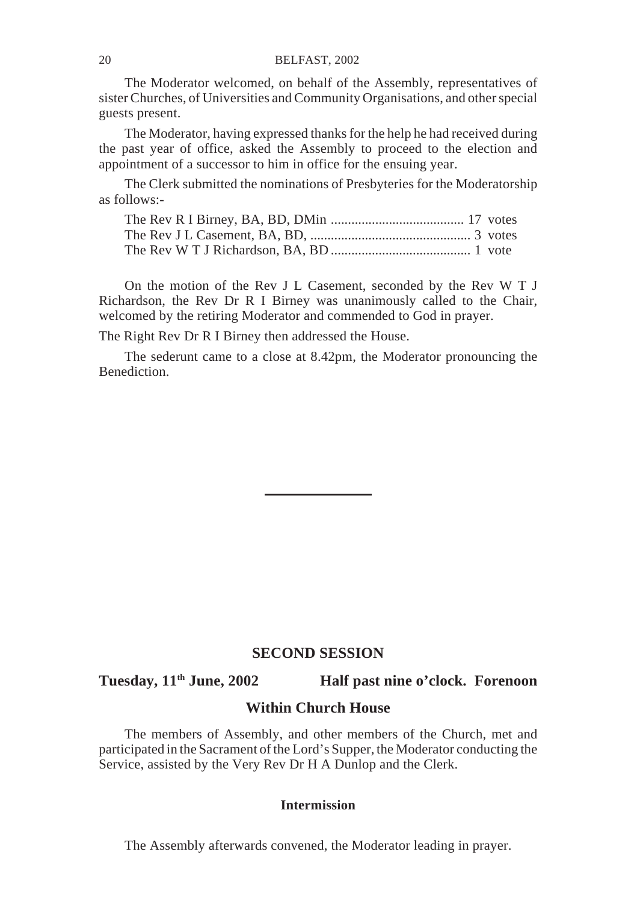The Moderator welcomed, on behalf of the Assembly, representatives of sister Churches, of Universities and Community Organisations, and other special guests present.

The Moderator, having expressed thanks for the help he had received during the past year of office, asked the Assembly to proceed to the election and appointment of a successor to him in office for the ensuing year.

The Clerk submitted the nominations of Presbyteries for the Moderatorship as follows:-

The Rev R I Birney, BA, BD, DMin ....................................... 17 votes
The Rev J L Casement, BA, BD, ............................................... 3 votes
The Rev W T J Richardson, BA, BD ......................................... 1 vote

On the motion of the Rev J L Casement, seconded by the Rev W T J Richardson, the Rev Dr R I Birney was unanimously called to the Chair, welcomed by the retiring Moderator and commended to God in prayer.

The Right Rev Dr R I Birney then addressed the House.

The sederunt came to a close at 8.42pm, the Moderator pronouncing the Benediction.

---

## SECOND SESSION

**Tuesday, 11th June, 2002 — Half past nine o'clock. Forenoon**

### Within Church House

The members of Assembly, and other members of the Church, met and participated in the Sacrament of the Lord's Supper, the Moderator conducting the Service, assisted by the Very Rev Dr H A Dunlop and the Clerk.

#### Intermission

The Assembly afterwards convened, the Moderator leading in prayer.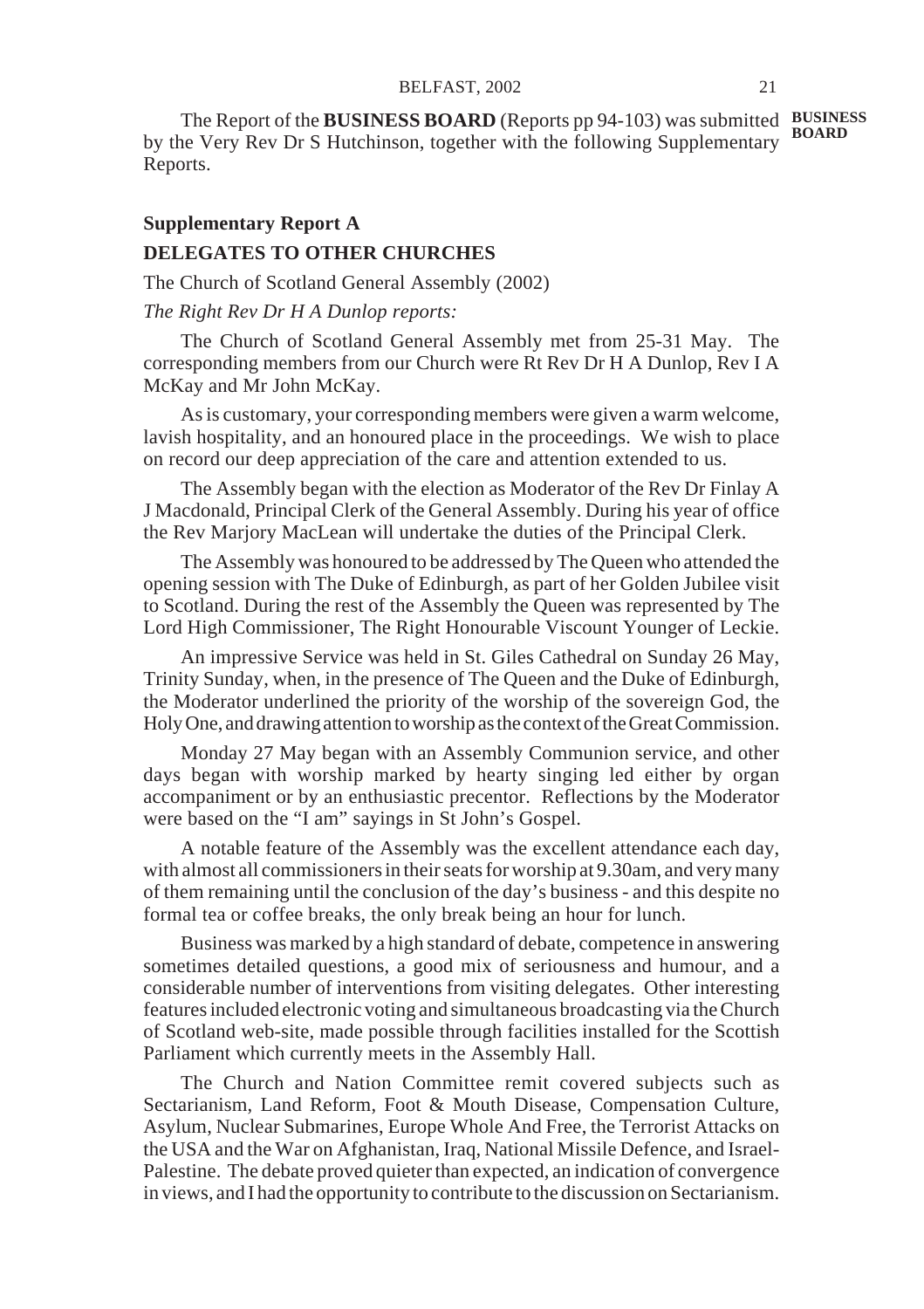The Report of the **BUSINESS BOARD** (Reports pp 94-103) was submitted by the Very Rev Dr S Hutchinson, together with the following Supplementary Reports.

**BUSINESS BOARD**

**Supplementary Report A**

**DELEGATES TO OTHER CHURCHES**

The Church of Scotland General Assembly (2002)

*The Right Rev Dr H A Dunlop reports:*

The Church of Scotland General Assembly met from 25-31 May. The corresponding members from our Church were Rt Rev Dr H A Dunlop, Rev I A McKay and Mr John McKay.

As is customary, your corresponding members were given a warm welcome, lavish hospitality, and an honoured place in the proceedings. We wish to place on record our deep appreciation of the care and attention extended to us.

The Assembly began with the election as Moderator of the Rev Dr Finlay A J Macdonald, Principal Clerk of the General Assembly. During his year of office the Rev Marjory MacLean will undertake the duties of the Principal Clerk.

The Assembly was honoured to be addressed by The Queen who attended the opening session with The Duke of Edinburgh, as part of her Golden Jubilee visit to Scotland. During the rest of the Assembly the Queen was represented by The Lord High Commissioner, The Right Honourable Viscount Younger of Leckie.

An impressive Service was held in St. Giles Cathedral on Sunday 26 May, Trinity Sunday, when, in the presence of The Queen and the Duke of Edinburgh, the Moderator underlined the priority of the worship of the sovereign God, the Holy One, and drawing attention to worship as the context of the Great Commission.

Monday 27 May began with an Assembly Communion service, and other days began with worship marked by hearty singing led either by organ accompaniment or by an enthusiastic precentor. Reflections by the Moderator were based on the "I am" sayings in St John's Gospel.

A notable feature of the Assembly was the excellent attendance each day, with almost all commissioners in their seats for worship at 9.30am, and very many of them remaining until the conclusion of the day's business - and this despite no formal tea or coffee breaks, the only break being an hour for lunch.

Business was marked by a high standard of debate, competence in answering sometimes detailed questions, a good mix of seriousness and humour, and a considerable number of interventions from visiting delegates. Other interesting features included electronic voting and simultaneous broadcasting via the Church of Scotland web-site, made possible through facilities installed for the Scottish Parliament which currently meets in the Assembly Hall.

The Church and Nation Committee remit covered subjects such as Sectarianism, Land Reform, Foot & Mouth Disease, Compensation Culture, Asylum, Nuclear Submarines, Europe Whole And Free, the Terrorist Attacks on the USA and the War on Afghanistan, Iraq, National Missile Defence, and Israel-Palestine. The debate proved quieter than expected, an indication of convergence in views, and I had the opportunity to contribute to the discussion on Sectarianism.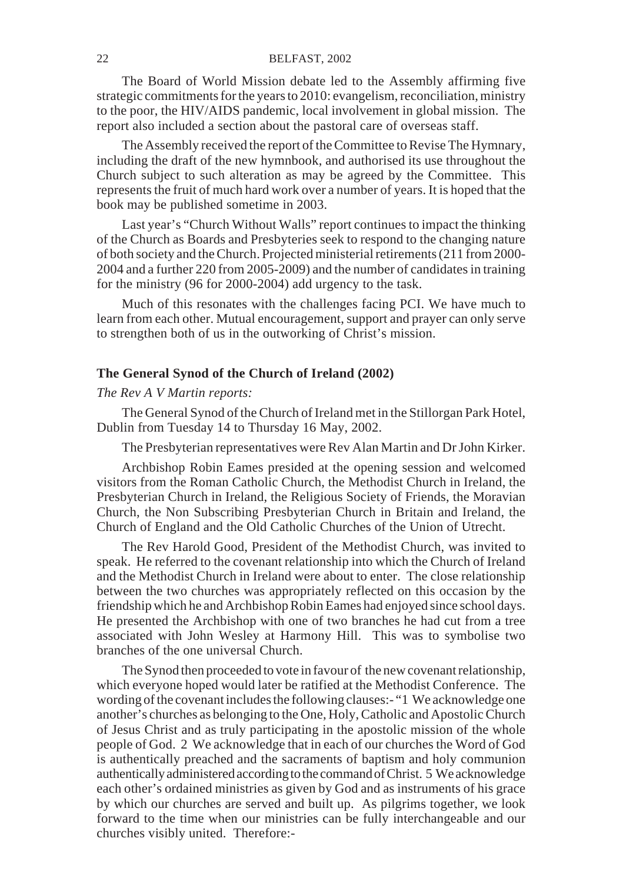The Board of World Mission debate led to the Assembly affirming five strategic commitments for the years to 2010: evangelism, reconciliation, ministry to the poor, the HIV/AIDS pandemic, local involvement in global mission. The report also included a section about the pastoral care of overseas staff.

The Assembly received the report of the Committee to Revise The Hymnary, including the draft of the new hymnbook, and authorised its use throughout the Church subject to such alteration as may be agreed by the Committee. This represents the fruit of much hard work over a number of years. It is hoped that the book may be published sometime in 2003.

Last year's "Church Without Walls" report continues to impact the thinking of the Church as Boards and Presbyteries seek to respond to the changing nature of both society and the Church. Projected ministerial retirements (211 from 2000-2004 and a further 220 from 2005-2009) and the number of candidates in training for the ministry (96 for 2000-2004) add urgency to the task.

Much of this resonates with the challenges facing PCI. We have much to learn from each other. Mutual encouragement, support and prayer can only serve to strengthen both of us in the outworking of Christ's mission.

## The General Synod of the Church of Ireland (2002)

*The Rev A V Martin reports:*

The General Synod of the Church of Ireland met in the Stillorgan Park Hotel, Dublin from Tuesday 14 to Thursday 16 May, 2002.

The Presbyterian representatives were Rev Alan Martin and Dr John Kirker.

Archbishop Robin Eames presided at the opening session and welcomed visitors from the Roman Catholic Church, the Methodist Church in Ireland, the Presbyterian Church in Ireland, the Religious Society of Friends, the Moravian Church, the Non Subscribing Presbyterian Church in Britain and Ireland, the Church of England and the Old Catholic Churches of the Union of Utrecht.

The Rev Harold Good, President of the Methodist Church, was invited to speak. He referred to the covenant relationship into which the Church of Ireland and the Methodist Church in Ireland were about to enter. The close relationship between the two churches was appropriately reflected on this occasion by the friendship which he and Archbishop Robin Eames had enjoyed since school days. He presented the Archbishop with one of two branches he had cut from a tree associated with John Wesley at Harmony Hill. This was to symbolise two branches of the one universal Church.

The Synod then proceeded to vote in favour of the new covenant relationship, which everyone hoped would later be ratified at the Methodist Conference. The wording of the covenant includes the following clauses:- "1 We acknowledge one another's churches as belonging to the One, Holy, Catholic and Apostolic Church of Jesus Christ and as truly participating in the apostolic mission of the whole people of God. 2 We acknowledge that in each of our churches the Word of God is authentically preached and the sacraments of baptism and holy communion authentically administered according to the command of Christ. 5 We acknowledge each other's ordained ministries as given by God and as instruments of his grace by which our churches are served and built up. As pilgrims together, we look forward to the time when our ministries can be fully interchangeable and our churches visibly united. Therefore:-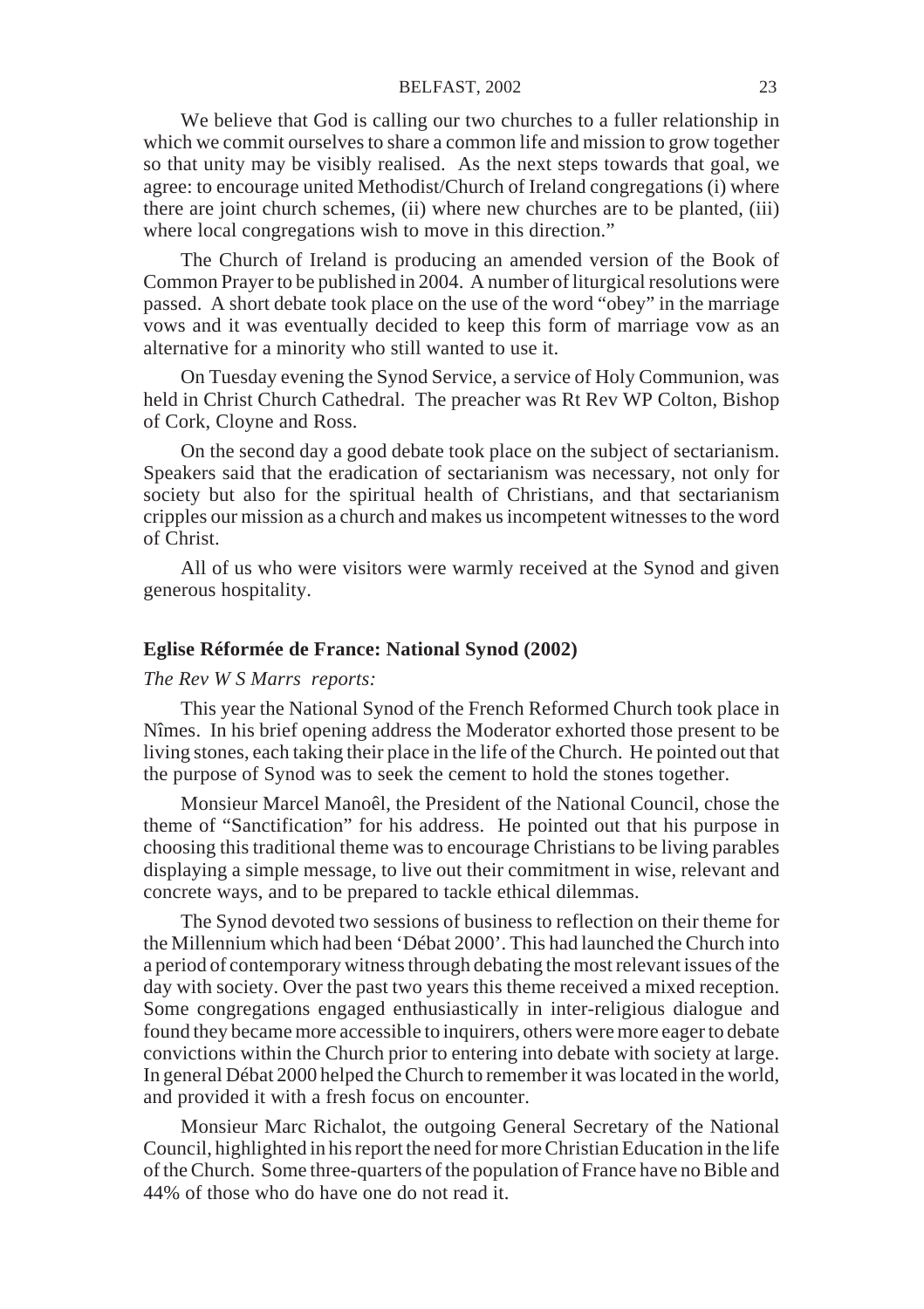We believe that God is calling our two churches to a fuller relationship in which we commit ourselves to share a common life and mission to grow together so that unity may be visibly realised. As the next steps towards that goal, we agree: to encourage united Methodist/Church of Ireland congregations (i) where there are joint church schemes, (ii) where new churches are to be planted, (iii) where local congregations wish to move in this direction."

The Church of Ireland is producing an amended version of the Book of Common Prayer to be published in 2004. A number of liturgical resolutions were passed. A short debate took place on the use of the word "obey" in the marriage vows and it was eventually decided to keep this form of marriage vow as an alternative for a minority who still wanted to use it.

On Tuesday evening the Synod Service, a service of Holy Communion, was held in Christ Church Cathedral. The preacher was Rt Rev WP Colton, Bishop of Cork, Cloyne and Ross.

On the second day a good debate took place on the subject of sectarianism. Speakers said that the eradication of sectarianism was necessary, not only for society but also for the spiritual health of Christians, and that sectarianism cripples our mission as a church and makes us incompetent witnesses to the word of Christ.

All of us who were visitors were warmly received at the Synod and given generous hospitality.

### Eglise Réformée de France: National Synod (2002)

*The Rev W S Marrs reports:*

This year the National Synod of the French Reformed Church took place in Nîmes. In his brief opening address the Moderator exhorted those present to be living stones, each taking their place in the life of the Church. He pointed out that the purpose of Synod was to seek the cement to hold the stones together.

Monsieur Marcel Manoêl, the President of the National Council, chose the theme of "Sanctification" for his address. He pointed out that his purpose in choosing this traditional theme was to encourage Christians to be living parables displaying a simple message, to live out their commitment in wise, relevant and concrete ways, and to be prepared to tackle ethical dilemmas.

The Synod devoted two sessions of business to reflection on their theme for the Millennium which had been 'Débat 2000'. This had launched the Church into a period of contemporary witness through debating the most relevant issues of the day with society. Over the past two years this theme received a mixed reception. Some congregations engaged enthusiastically in inter-religious dialogue and found they became more accessible to inquirers, others were more eager to debate convictions within the Church prior to entering into debate with society at large. In general Débat 2000 helped the Church to remember it was located in the world, and provided it with a fresh focus on encounter.

Monsieur Marc Richalot, the outgoing General Secretary of the National Council, highlighted in his report the need for more Christian Education in the life of the Church. Some three-quarters of the population of France have no Bible and 44% of those who do have one do not read it.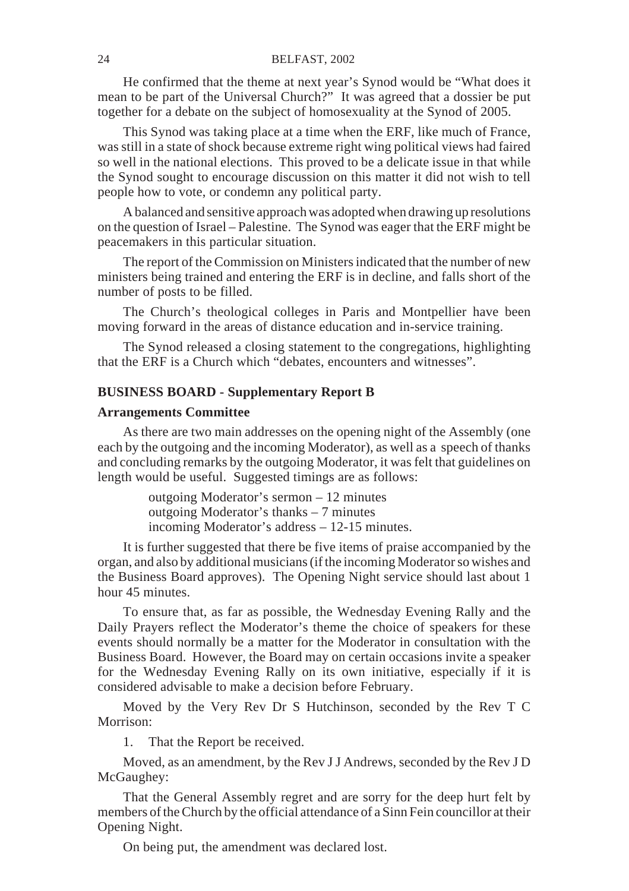He confirmed that the theme at next year's Synod would be "What does it mean to be part of the Universal Church?" It was agreed that a dossier be put together for a debate on the subject of homosexuality at the Synod of 2005.

This Synod was taking place at a time when the ERF, like much of France, was still in a state of shock because extreme right wing political views had faired so well in the national elections. This proved to be a delicate issue in that while the Synod sought to encourage discussion on this matter it did not wish to tell people how to vote, or condemn any political party.

A balanced and sensitive approach was adopted when drawing up resolutions on the question of Israel – Palestine. The Synod was eager that the ERF might be peacemakers in this particular situation.

The report of the Commission on Ministers indicated that the number of new ministers being trained and entering the ERF is in decline, and falls short of the number of posts to be filled.

The Church's theological colleges in Paris and Montpellier have been moving forward in the areas of distance education and in-service training.

The Synod released a closing statement to the congregations, highlighting that the ERF is a Church which "debates, encounters and witnesses".

## BUSINESS BOARD - Supplementary Report B

### Arrangements Committee

As there are two main addresses on the opening night of the Assembly (one each by the outgoing and the incoming Moderator), as well as a speech of thanks and concluding remarks by the outgoing Moderator, it was felt that guidelines on length would be useful. Suggested timings are as follows:

> outgoing Moderator's sermon – 12 minutes
> outgoing Moderator's thanks – 7 minutes
> incoming Moderator's address – 12-15 minutes.

It is further suggested that there be five items of praise accompanied by the organ, and also by additional musicians (if the incoming Moderator so wishes and the Business Board approves). The Opening Night service should last about 1 hour 45 minutes.

To ensure that, as far as possible, the Wednesday Evening Rally and the Daily Prayers reflect the Moderator's theme the choice of speakers for these events should normally be a matter for the Moderator in consultation with the Business Board. However, the Board may on certain occasions invite a speaker for the Wednesday Evening Rally on its own initiative, especially if it is considered advisable to make a decision before February.

Moved by the Very Rev Dr S Hutchinson, seconded by the Rev T C Morrison:

1. That the Report be received.

Moved, as an amendment, by the Rev J J Andrews, seconded by the Rev J D McGaughey:

That the General Assembly regret and are sorry for the deep hurt felt by members of the Church by the official attendance of a Sinn Fein councillor at their Opening Night.

On being put, the amendment was declared lost.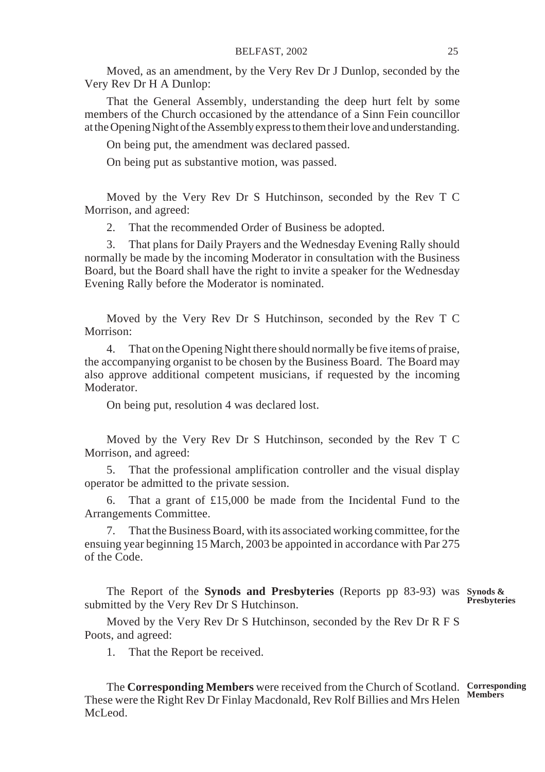Moved, as an amendment, by the Very Rev Dr J Dunlop, seconded by the Very Rev Dr H A Dunlop:

That the General Assembly, understanding the deep hurt felt by some members of the Church occasioned by the attendance of a Sinn Fein councillor at the Opening Night of the Assembly express to them their love and understanding.

On being put, the amendment was declared passed.

On being put as substantive motion, was passed.

Moved by the Very Rev Dr S Hutchinson, seconded by the Rev T C Morrison, and agreed:

2. That the recommended Order of Business be adopted.

3. That plans for Daily Prayers and the Wednesday Evening Rally should normally be made by the incoming Moderator in consultation with the Business Board, but the Board shall have the right to invite a speaker for the Wednesday Evening Rally before the Moderator is nominated.

Moved by the Very Rev Dr S Hutchinson, seconded by the Rev T C Morrison:

4. That on the Opening Night there should normally be five items of praise, the accompanying organist to be chosen by the Business Board. The Board may also approve additional competent musicians, if requested by the incoming Moderator.

On being put, resolution 4 was declared lost.

Moved by the Very Rev Dr S Hutchinson, seconded by the Rev T C Morrison, and agreed:

5. That the professional amplification controller and the visual display operator be admitted to the private session.

6. That a grant of £15,000 be made from the Incidental Fund to the Arrangements Committee.

7. That the Business Board, with its associated working committee, for the ensuing year beginning 15 March, 2003 be appointed in accordance with Par 275 of the Code.

**Synods & Presbyteries**

The Report of the **Synods and Presbyteries** (Reports pp 83-93) was submitted by the Very Rev Dr S Hutchinson.

Moved by the Very Rev Dr S Hutchinson, seconded by the Rev Dr R F S Poots, and agreed:

1. That the Report be received.

**Corresponding Members**

The **Corresponding Members** were received from the Church of Scotland. These were the Right Rev Dr Finlay Macdonald, Rev Rolf Billies and Mrs Helen McLeod.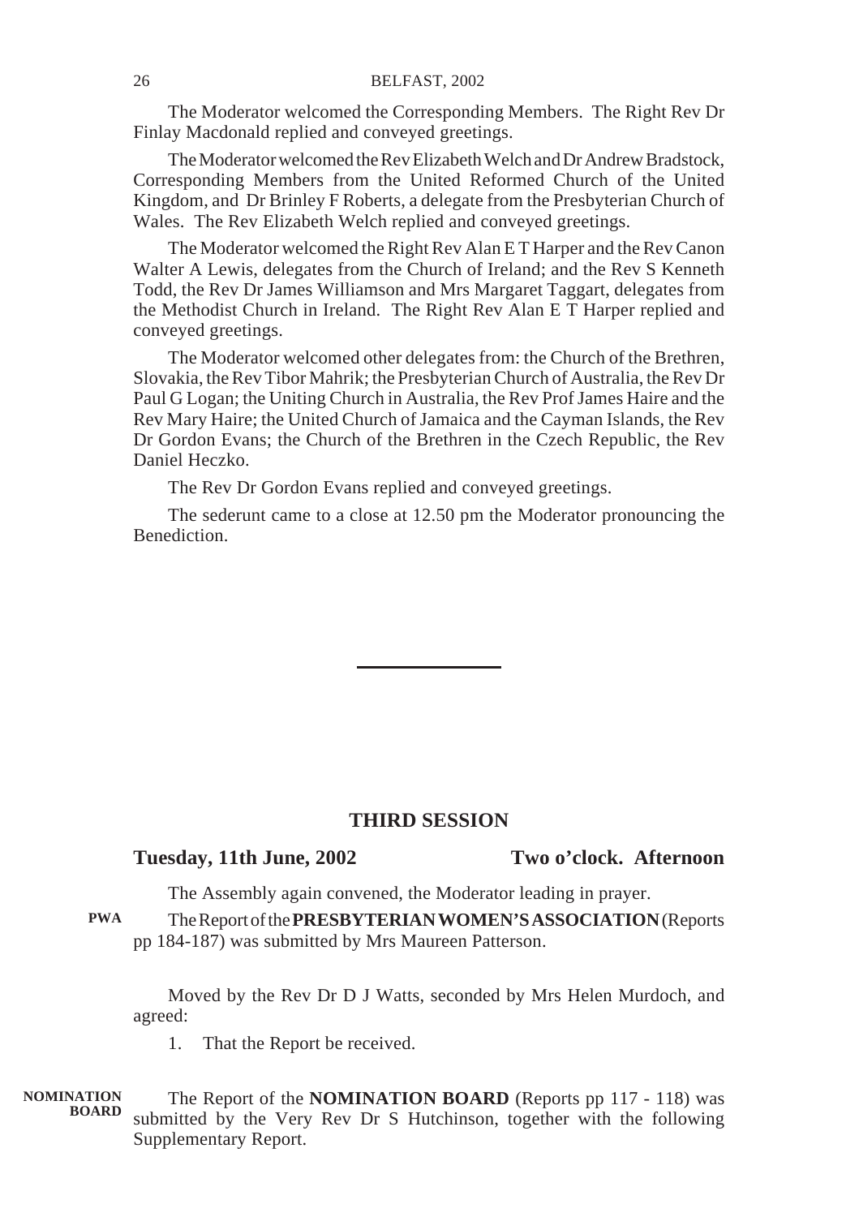The Moderator welcomed the Corresponding Members. The Right Rev Dr Finlay Macdonald replied and conveyed greetings.

The Moderator welcomed the Rev Elizabeth Welch and Dr Andrew Bradstock, Corresponding Members from the United Reformed Church of the United Kingdom, and Dr Brinley F Roberts, a delegate from the Presbyterian Church of Wales. The Rev Elizabeth Welch replied and conveyed greetings.

The Moderator welcomed the Right Rev Alan E T Harper and the Rev Canon Walter A Lewis, delegates from the Church of Ireland; and the Rev S Kenneth Todd, the Rev Dr James Williamson and Mrs Margaret Taggart, delegates from the Methodist Church in Ireland. The Right Rev Alan E T Harper replied and conveyed greetings.

The Moderator welcomed other delegates from: the Church of the Brethren, Slovakia, the Rev Tibor Mahrik; the Presbyterian Church of Australia, the Rev Dr Paul G Logan; the Uniting Church in Australia, the Rev Prof James Haire and the Rev Mary Haire; the United Church of Jamaica and the Cayman Islands, the Rev Dr Gordon Evans; the Church of the Brethren in the Czech Republic, the Rev Daniel Heczko.

The Rev Dr Gordon Evans replied and conveyed greetings.

The sederunt came to a close at 12.50 pm the Moderator pronouncing the Benediction.

---

## THIRD SESSION

**Tuesday, 11th June, 2002** **Two o'clock. Afternoon**

The Assembly again convened, the Moderator leading in prayer.

**PWA**

The Report of the **PRESBYTERIAN WOMEN'S ASSOCIATION** (Reports pp 184-187) was submitted by Mrs Maureen Patterson.

Moved by the Rev Dr D J Watts, seconded by Mrs Helen Murdoch, and agreed:

1. That the Report be received.

**NOMINATION BOARD**

The Report of the **NOMINATION BOARD** (Reports pp 117 - 118) was submitted by the Very Rev Dr S Hutchinson, together with the following Supplementary Report.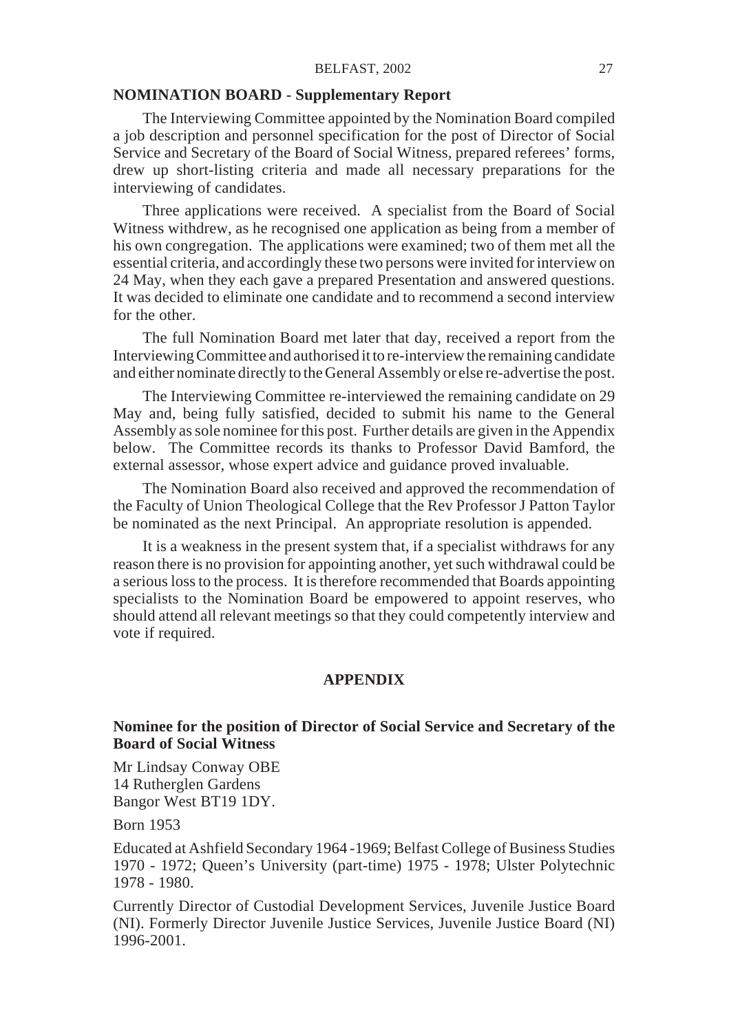## NOMINATION BOARD - Supplementary Report

The Interviewing Committee appointed by the Nomination Board compiled a job description and personnel specification for the post of Director of Social Service and Secretary of the Board of Social Witness, prepared referees' forms, drew up short-listing criteria and made all necessary preparations for the interviewing of candidates.

Three applications were received. A specialist from the Board of Social Witness withdrew, as he recognised one application as being from a member of his own congregation. The applications were examined; two of them met all the essential criteria, and accordingly these two persons were invited for interview on 24 May, when they each gave a prepared Presentation and answered questions. It was decided to eliminate one candidate and to recommend a second interview for the other.

The full Nomination Board met later that day, received a report from the Interviewing Committee and authorised it to re-interview the remaining candidate and either nominate directly to the General Assembly or else re-advertise the post.

The Interviewing Committee re-interviewed the remaining candidate on 29 May and, being fully satisfied, decided to submit his name to the General Assembly as sole nominee for this post. Further details are given in the Appendix below. The Committee records its thanks to Professor David Bamford, the external assessor, whose expert advice and guidance proved invaluable.

The Nomination Board also received and approved the recommendation of the Faculty of Union Theological College that the Rev Professor J Patton Taylor be nominated as the next Principal. An appropriate resolution is appended.

It is a weakness in the present system that, if a specialist withdraws for any reason there is no provision for appointing another, yet such withdrawal could be a serious loss to the process. It is therefore recommended that Boards appointing specialists to the Nomination Board be empowered to appoint reserves, who should attend all relevant meetings so that they could competently interview and vote if required.

### APPENDIX

**Nominee for the position of Director of Social Service and Secretary of the Board of Social Witness**

Mr Lindsay Conway OBE
14 Rutherglen Gardens
Bangor West BT19 1DY.

Born 1953

Educated at Ashfield Secondary 1964 -1969; Belfast College of Business Studies 1970 - 1972; Queen's University (part-time) 1975 - 1978; Ulster Polytechnic 1978 - 1980.

Currently Director of Custodial Development Services, Juvenile Justice Board (NI). Formerly Director Juvenile Justice Services, Juvenile Justice Board (NI) 1996-2001.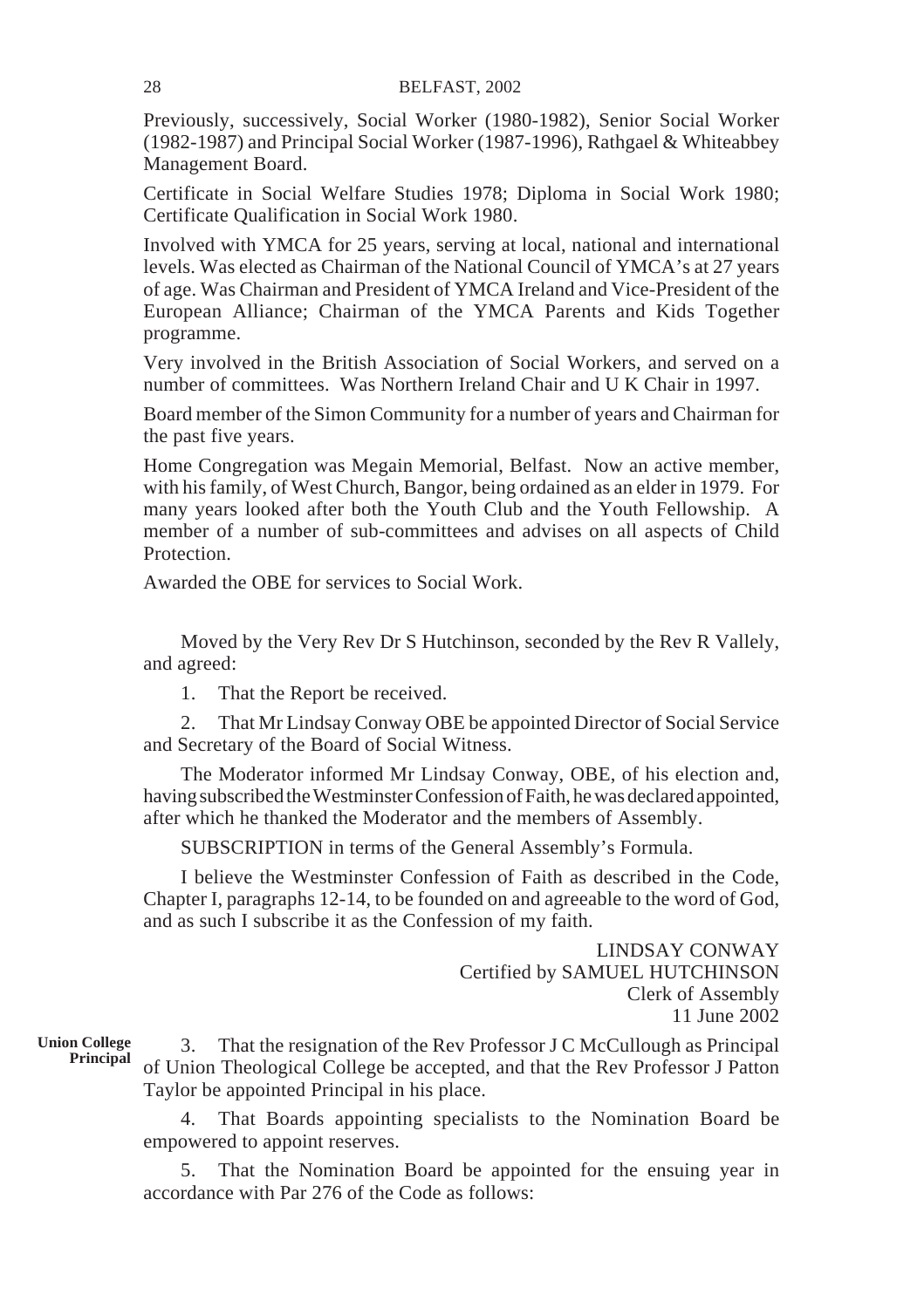Previously, successively, Social Worker (1980-1982), Senior Social Worker (1982-1987) and Principal Social Worker (1987-1996), Rathgael & Whiteabbey Management Board.

Certificate in Social Welfare Studies 1978; Diploma in Social Work 1980; Certificate Qualification in Social Work 1980.

Involved with YMCA for 25 years, serving at local, national and international levels. Was elected as Chairman of the National Council of YMCA's at 27 years of age. Was Chairman and President of YMCA Ireland and Vice-President of the European Alliance; Chairman of the YMCA Parents and Kids Together programme.

Very involved in the British Association of Social Workers, and served on a number of committees. Was Northern Ireland Chair and U K Chair in 1997.

Board member of the Simon Community for a number of years and Chairman for the past five years.

Home Congregation was Megain Memorial, Belfast. Now an active member, with his family, of West Church, Bangor, being ordained as an elder in 1979. For many years looked after both the Youth Club and the Youth Fellowship. A member of a number of sub-committees and advises on all aspects of Child Protection.

Awarded the OBE for services to Social Work.

Moved by the Very Rev Dr S Hutchinson, seconded by the Rev R Vallely, and agreed:

1. That the Report be received.

2. That Mr Lindsay Conway OBE be appointed Director of Social Service and Secretary of the Board of Social Witness.

The Moderator informed Mr Lindsay Conway, OBE, of his election and, having subscribed the Westminster Confession of Faith, he was declared appointed, after which he thanked the Moderator and the members of Assembly.

SUBSCRIPTION in terms of the General Assembly's Formula.

I believe the Westminster Confession of Faith as described in the Code, Chapter I, paragraphs 12-14, to be founded on and agreeable to the word of God, and as such I subscribe it as the Confession of my faith.

LINDSAY CONWAY
Certified by SAMUEL HUTCHINSON
Clerk of Assembly
11 June 2002

**Union College Principal**

3. That the resignation of the Rev Professor J C McCullough as Principal of Union Theological College be accepted, and that the Rev Professor J Patton Taylor be appointed Principal in his place.

4. That Boards appointing specialists to the Nomination Board be empowered to appoint reserves.

5. That the Nomination Board be appointed for the ensuing year in accordance with Par 276 of the Code as follows: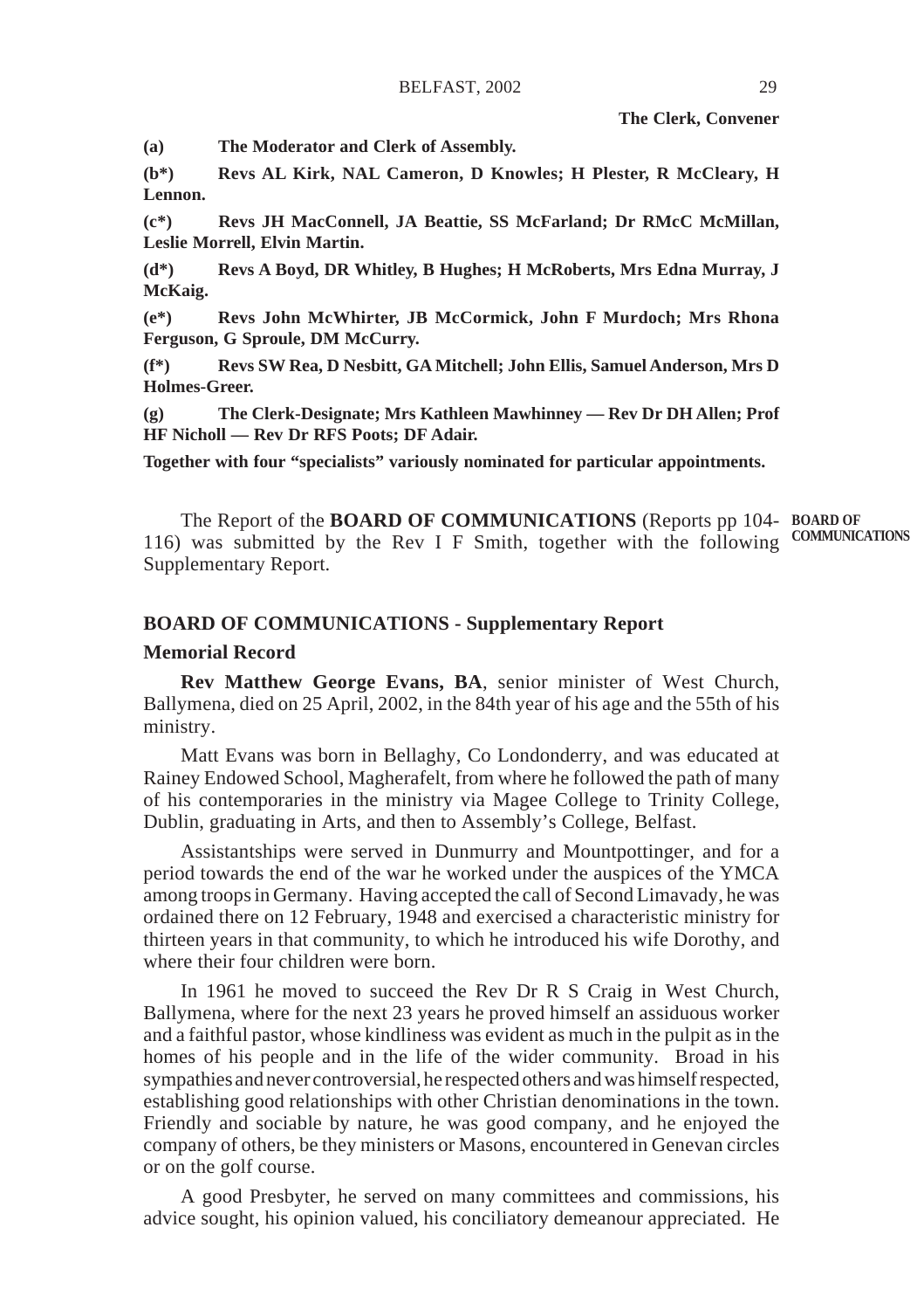**The Clerk, Convener**

**(a) The Moderator and Clerk of Assembly.**

**(b*) Revs AL Kirk, NAL Cameron, D Knowles; H Plester, R McCleary, H Lennon.**

**(c*) Revs JH MacConnell, JA Beattie, SS McFarland; Dr RMcC McMillan, Leslie Morrell, Elvin Martin.**

**(d*) Revs A Boyd, DR Whitley, B Hughes; H McRoberts, Mrs Edna Murray, J McKaig.**

**(e*) Revs John McWhirter, JB McCormick, John F Murdoch; Mrs Rhona Ferguson, G Sproule, DM McCurry.**

**(f*) Revs SW Rea, D Nesbitt, GA Mitchell; John Ellis, Samuel Anderson, Mrs D Holmes-Greer.**

**(g) The Clerk-Designate; Mrs Kathleen Mawhinney — Rev Dr DH Allen; Prof HF Nicholl — Rev Dr RFS Poots; DF Adair.**

**Together with four "specialists" variously nominated for particular appointments.**

**BOARD OF COMMUNICATIONS**

The Report of the **BOARD OF COMMUNICATIONS** (Reports pp 104-116) was submitted by the Rev I F Smith, together with the following Supplementary Report.

## BOARD OF COMMUNICATIONS - Supplementary Report

### Memorial Record

**Rev Matthew George Evans, BA**, senior minister of West Church, Ballymena, died on 25 April, 2002, in the 84th year of his age and the 55th of his ministry.

Matt Evans was born in Bellaghy, Co Londonderry, and was educated at Rainey Endowed School, Magherafelt, from where he followed the path of many of his contemporaries in the ministry via Magee College to Trinity College, Dublin, graduating in Arts, and then to Assembly's College, Belfast.

Assistantships were served in Dunmurry and Mountpottinger, and for a period towards the end of the war he worked under the auspices of the YMCA among troops in Germany. Having accepted the call of Second Limavady, he was ordained there on 12 February, 1948 and exercised a characteristic ministry for thirteen years in that community, to which he introduced his wife Dorothy, and where their four children were born.

In 1961 he moved to succeed the Rev Dr R S Craig in West Church, Ballymena, where for the next 23 years he proved himself an assiduous worker and a faithful pastor, whose kindliness was evident as much in the pulpit as in the homes of his people and in the life of the wider community. Broad in his sympathies and never controversial, he respected others and was himself respected, establishing good relationships with other Christian denominations in the town. Friendly and sociable by nature, he was good company, and he enjoyed the company of others, be they ministers or Masons, encountered in Genevan circles or on the golf course.

A good Presbyter, he served on many committees and commissions, his advice sought, his opinion valued, his conciliatory demeanour appreciated. He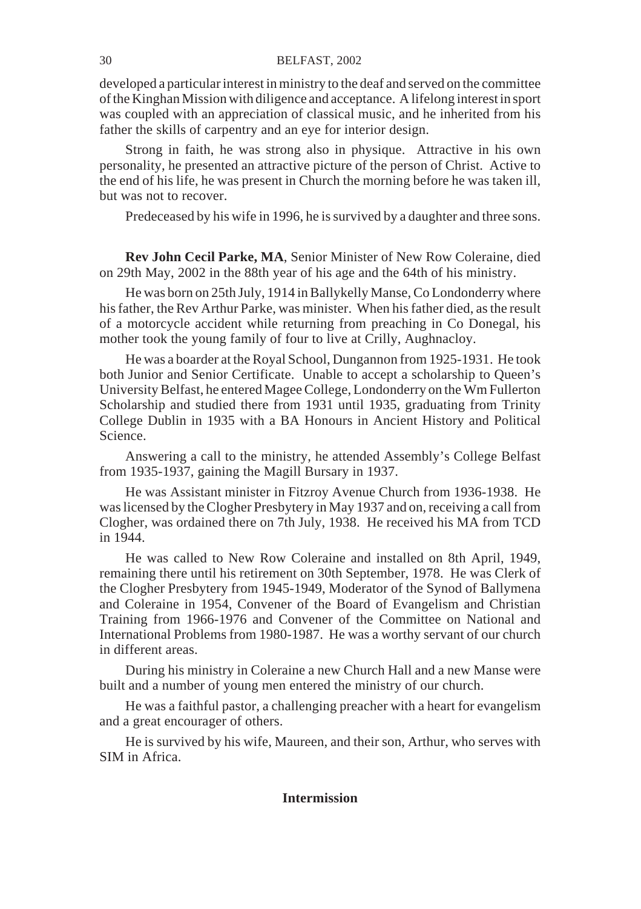developed a particular interest in ministry to the deaf and served on the committee of the Kinghan Mission with diligence and acceptance. A lifelong interest in sport was coupled with an appreciation of classical music, and he inherited from his father the skills of carpentry and an eye for interior design.

Strong in faith, he was strong also in physique. Attractive in his own personality, he presented an attractive picture of the person of Christ. Active to the end of his life, he was present in Church the morning before he was taken ill, but was not to recover.

Predeceased by his wife in 1996, he is survived by a daughter and three sons.

**Rev John Cecil Parke, MA**, Senior Minister of New Row Coleraine, died on 29th May, 2002 in the 88th year of his age and the 64th of his ministry.

He was born on 25th July, 1914 in Ballykelly Manse, Co Londonderry where his father, the Rev Arthur Parke, was minister. When his father died, as the result of a motorcycle accident while returning from preaching in Co Donegal, his mother took the young family of four to live at Crilly, Aughnacloy.

He was a boarder at the Royal School, Dungannon from 1925-1931. He took both Junior and Senior Certificate. Unable to accept a scholarship to Queen's University Belfast, he entered Magee College, Londonderry on the Wm Fullerton Scholarship and studied there from 1931 until 1935, graduating from Trinity College Dublin in 1935 with a BA Honours in Ancient History and Political Science.

Answering a call to the ministry, he attended Assembly's College Belfast from 1935-1937, gaining the Magill Bursary in 1937.

He was Assistant minister in Fitzroy Avenue Church from 1936-1938. He was licensed by the Clogher Presbytery in May 1937 and on, receiving a call from Clogher, was ordained there on 7th July, 1938. He received his MA from TCD in 1944.

He was called to New Row Coleraine and installed on 8th April, 1949, remaining there until his retirement on 30th September, 1978. He was Clerk of the Clogher Presbytery from 1945-1949, Moderator of the Synod of Ballymena and Coleraine in 1954, Convener of the Board of Evangelism and Christian Training from 1966-1976 and Convener of the Committee on National and International Problems from 1980-1987. He was a worthy servant of our church in different areas.

During his ministry in Coleraine a new Church Hall and a new Manse were built and a number of young men entered the ministry of our church.

He was a faithful pastor, a challenging preacher with a heart for evangelism and a great encourager of others.

He is survived by his wife, Maureen, and their son, Arthur, who serves with SIM in Africa.

**Intermission**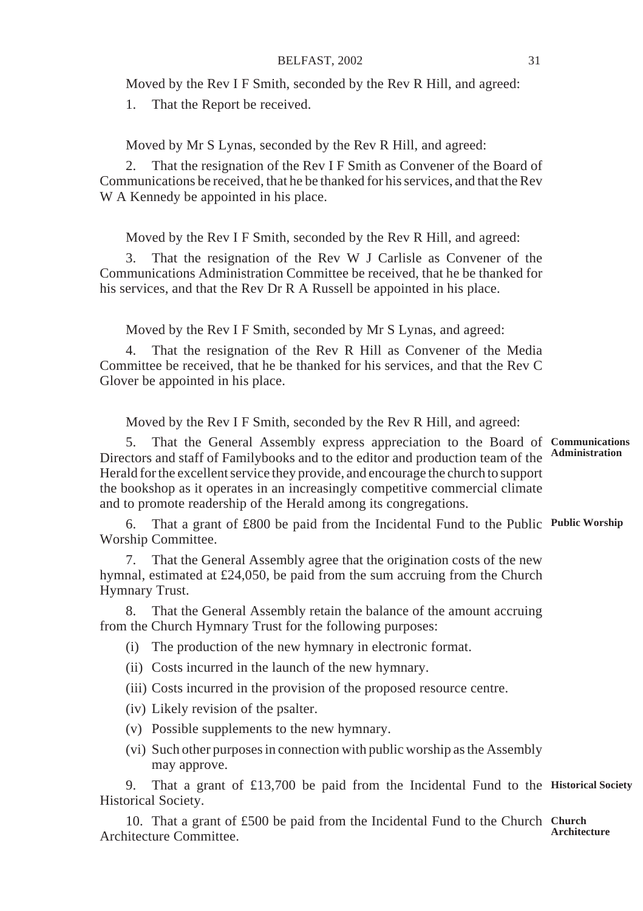Moved by the Rev I F Smith, seconded by the Rev R Hill, and agreed:

1. That the Report be received.

Moved by Mr S Lynas, seconded by the Rev R Hill, and agreed:

2. That the resignation of the Rev I F Smith as Convener of the Board of Communications be received, that he be thanked for his services, and that the Rev W A Kennedy be appointed in his place.

Moved by the Rev I F Smith, seconded by the Rev R Hill, and agreed:

3. That the resignation of the Rev W J Carlisle as Convener of the Communications Administration Committee be received, that he be thanked for his services, and that the Rev Dr R A Russell be appointed in his place.

Moved by the Rev I F Smith, seconded by Mr S Lynas, and agreed:

4. That the resignation of the Rev R Hill as Convener of the Media Committee be received, that he be thanked for his services, and that the Rev C Glover be appointed in his place.

Moved by the Rev I F Smith, seconded by the Rev R Hill, and agreed:

**Communications Administration**

5. That the General Assembly express appreciation to the Board of Directors and staff of Familybooks and to the editor and production team of the Herald for the excellent service they provide, and encourage the church to support the bookshop as it operates in an increasingly competitive commercial climate and to promote readership of the Herald among its congregations.

**Public Worship**

6. That a grant of £800 be paid from the Incidental Fund to the Public Worship Committee.

7. That the General Assembly agree that the origination costs of the new hymnal, estimated at £24,050, be paid from the sum accruing from the Church Hymnary Trust.

8. That the General Assembly retain the balance of the amount accruing from the Church Hymnary Trust for the following purposes:

(i) The production of the new hymnary in electronic format.

(ii) Costs incurred in the launch of the new hymnary.

(iii) Costs incurred in the provision of the proposed resource centre.

(iv) Likely revision of the psalter.

(v) Possible supplements to the new hymnary.

(vi) Such other purposes in connection with public worship as the Assembly may approve.

**Historical Society**

9. That a grant of £13,700 be paid from the Incidental Fund to the Historical Society.

**Church Architecture**

10. That a grant of £500 be paid from the Incidental Fund to the Church Architecture Committee.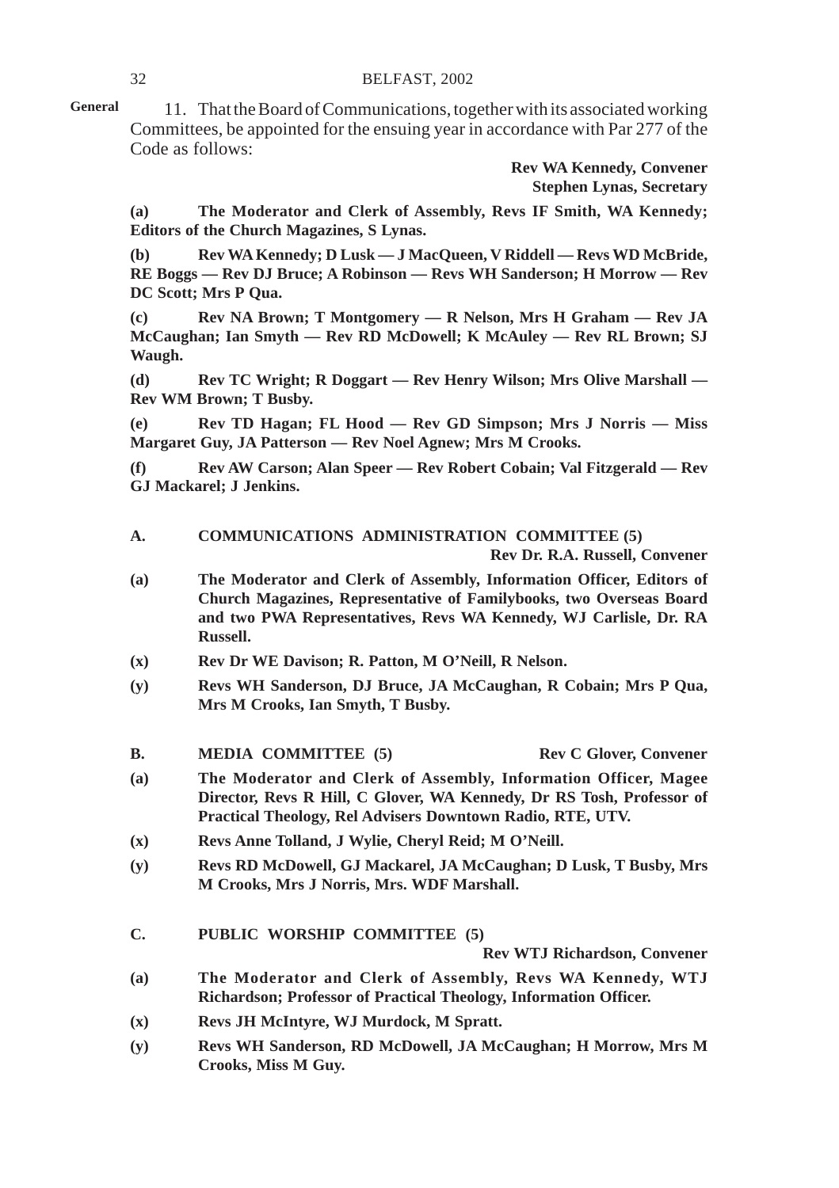**General**

11. That the Board of Communications, together with its associated working Committees, be appointed for the ensuing year in accordance with Par 277 of the Code as follows:

**Rev WA Kennedy, Convener**
**Stephen Lynas, Secretary**

**(a) The Moderator and Clerk of Assembly, Revs IF Smith, WA Kennedy; Editors of the Church Magazines, S Lynas.**

**(b) Rev WA Kennedy; D Lusk — J MacQueen, V Riddell — Revs WD McBride, RE Boggs — Rev DJ Bruce; A Robinson — Revs WH Sanderson; H Morrow — Rev DC Scott; Mrs P Qua.**

**(c) Rev NA Brown; T Montgomery — R Nelson, Mrs H Graham — Rev JA McCaughan; Ian Smyth — Rev RD McDowell; K McAuley — Rev RL Brown; SJ Waugh.**

**(d) Rev TC Wright; R Doggart — Rev Henry Wilson; Mrs Olive Marshall — Rev WM Brown; T Busby.**

**(e) Rev TD Hagan; FL Hood — Rev GD Simpson; Mrs J Norris — Miss Margaret Guy, JA Patterson — Rev Noel Agnew; Mrs M Crooks.**

**(f) Rev AW Carson; Alan Speer — Rev Robert Cobain; Val Fitzgerald — Rev GJ Mackarel; J Jenkins.**

**A. COMMUNICATIONS ADMINISTRATION COMMITTEE (5)**

**Rev Dr. R.A. Russell, Convener**

**(a) The Moderator and Clerk of Assembly, Information Officer, Editors of Church Magazines, Representative of Familybooks, two Overseas Board and two PWA Representatives, Revs WA Kennedy, WJ Carlisle, Dr. RA Russell.**

**(x) Rev Dr WE Davison; R. Patton, M O'Neill, R Nelson.**

**(y) Revs WH Sanderson, DJ Bruce, JA McCaughan, R Cobain; Mrs P Qua, Mrs M Crooks, Ian Smyth, T Busby.**

**B. MEDIA COMMITTEE (5)** **Rev C Glover, Convener**

**(a) The Moderator and Clerk of Assembly, Information Officer, Magee Director, Revs R Hill, C Glover, WA Kennedy, Dr RS Tosh, Professor of Practical Theology, Rel Advisers Downtown Radio, RTE, UTV.**

**(x) Revs Anne Tolland, J Wylie, Cheryl Reid; M O'Neill.**

**(y) Revs RD McDowell, GJ Mackarel, JA McCaughan; D Lusk, T Busby, Mrs M Crooks, Mrs J Norris, Mrs. WDF Marshall.**

**C. PUBLIC WORSHIP COMMITTEE (5)**

**Rev WTJ Richardson, Convener**

**(a) The Moderator and Clerk of Assembly, Revs WA Kennedy, WTJ Richardson; Professor of Practical Theology, Information Officer.**

**(x) Revs JH McIntyre, WJ Murdock, M Spratt.**

**(y) Revs WH Sanderson, RD McDowell, JA McCaughan; H Morrow, Mrs M Crooks, Miss M Guy.**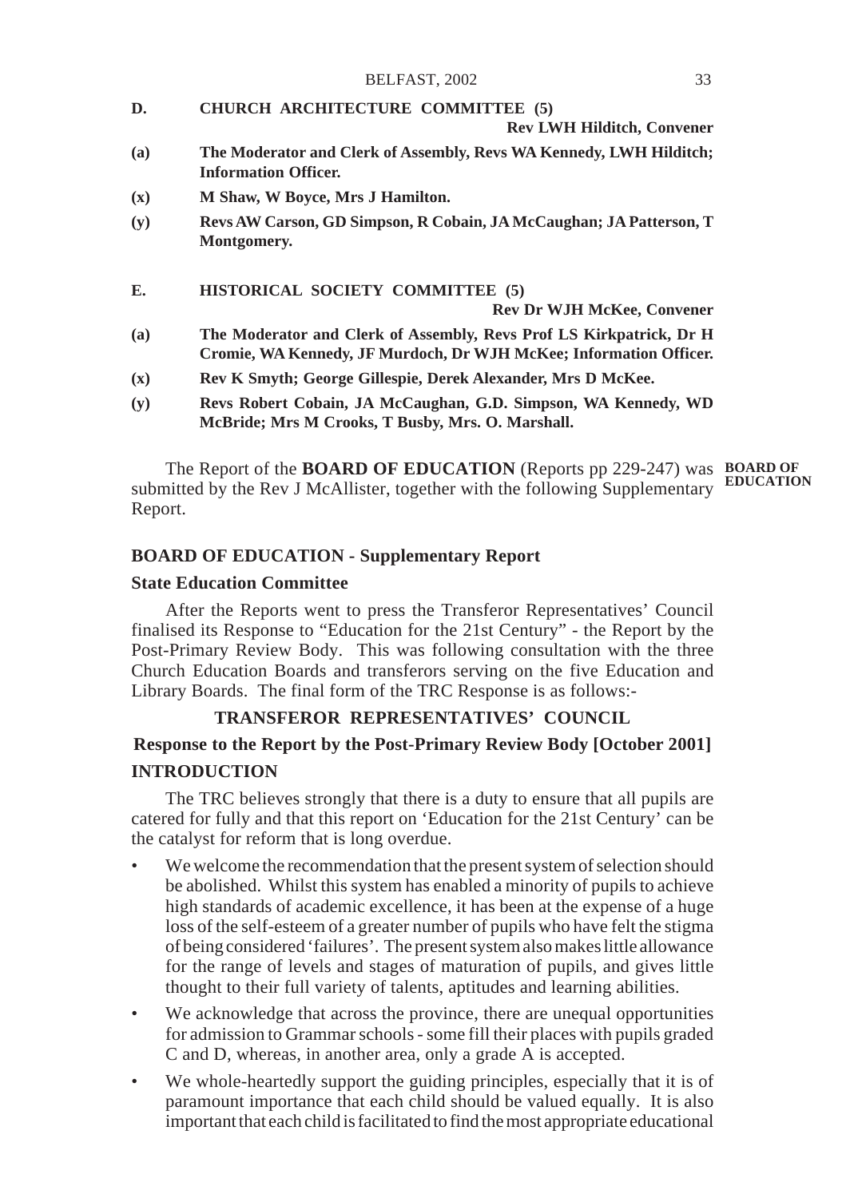**D. CHURCH ARCHITECTURE COMMITTEE (5)**

**Rev LWH Hilditch, Convener**

**(a) The Moderator and Clerk of Assembly, Revs WA Kennedy, LWH Hilditch; Information Officer.**

**(x) M Shaw, W Boyce, Mrs J Hamilton.**

**(y) Revs AW Carson, GD Simpson, R Cobain, JA McCaughan; JA Patterson, T Montgomery.**

**E. HISTORICAL SOCIETY COMMITTEE (5)**

**Rev Dr WJH McKee, Convener**

**(a) The Moderator and Clerk of Assembly, Revs Prof LS Kirkpatrick, Dr H Cromie, WA Kennedy, JF Murdoch, Dr WJH McKee; Information Officer.**

**(x) Rev K Smyth; George Gillespie, Derek Alexander, Mrs D McKee.**

**(y) Revs Robert Cobain, JA McCaughan, G.D. Simpson, WA Kennedy, WD McBride; Mrs M Crooks, T Busby, Mrs. O. Marshall.**

**BOARD OF EDUCATION**

The Report of the **BOARD OF EDUCATION** (Reports pp 229-247) was submitted by the Rev J McAllister, together with the following Supplementary Report.

### BOARD OF EDUCATION - Supplementary Report

#### State Education Committee

After the Reports went to press the Transferor Representatives' Council finalised its Response to "Education for the 21st Century" - the Report by the Post-Primary Review Body. This was following consultation with the three Church Education Boards and transferors serving on the five Education and Library Boards. The final form of the TRC Response is as follows:-

## TRANSFEROR REPRESENTATIVES' COUNCIL

### Response to the Report by the Post-Primary Review Body [October 2001]

### INTRODUCTION

The TRC believes strongly that there is a duty to ensure that all pupils are catered for fully and that this report on 'Education for the 21st Century' can be the catalyst for reform that is long overdue.

- We welcome the recommendation that the present system of selection should be abolished. Whilst this system has enabled a minority of pupils to achieve high standards of academic excellence, it has been at the expense of a huge loss of the self-esteem of a greater number of pupils who have felt the stigma of being considered 'failures'. The present system also makes little allowance for the range of levels and stages of maturation of pupils, and gives little thought to their full variety of talents, aptitudes and learning abilities.
- We acknowledge that across the province, there are unequal opportunities for admission to Grammar schools - some fill their places with pupils graded C and D, whereas, in another area, only a grade A is accepted.
- We whole-heartedly support the guiding principles, especially that it is of paramount importance that each child should be valued equally. It is also important that each child is facilitated to find the most appropriate educational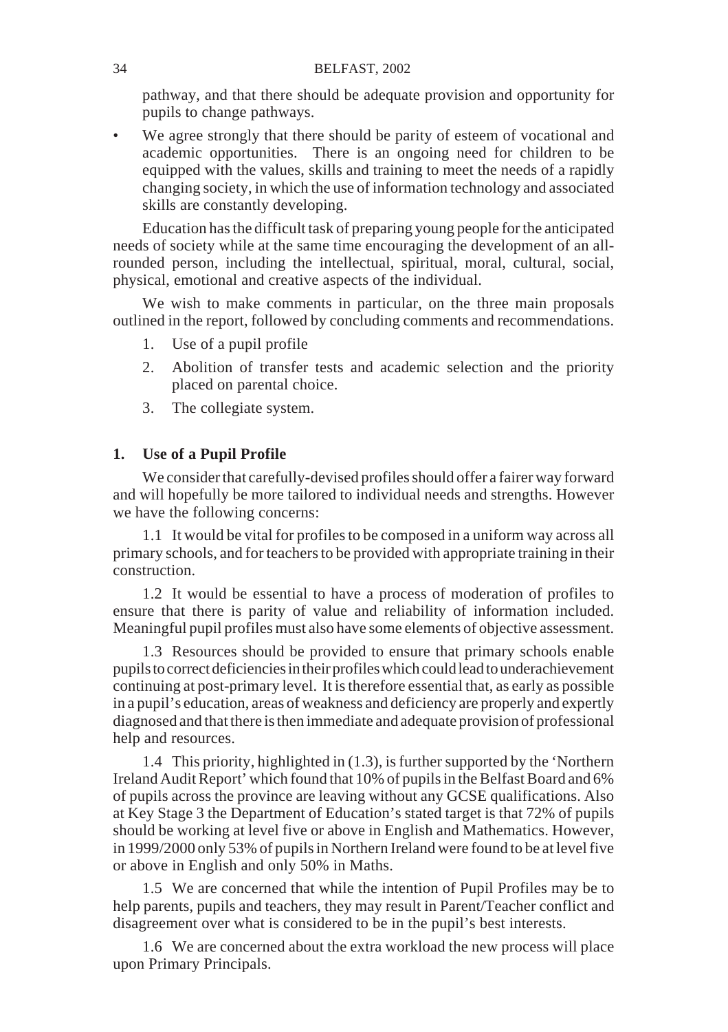pathway, and that there should be adequate provision and opportunity for pupils to change pathways.

- We agree strongly that there should be parity of esteem of vocational and academic opportunities. There is an ongoing need for children to be equipped with the values, skills and training to meet the needs of a rapidly changing society, in which the use of information technology and associated skills are constantly developing.

Education has the difficult task of preparing young people for the anticipated needs of society while at the same time encouraging the development of an all-rounded person, including the intellectual, spiritual, moral, cultural, social, physical, emotional and creative aspects of the individual.

We wish to make comments in particular, on the three main proposals outlined in the report, followed by concluding comments and recommendations.

1. Use of a pupil profile
2. Abolition of transfer tests and academic selection and the priority placed on parental choice.
3. The collegiate system.

## 1. Use of a Pupil Profile

We consider that carefully-devised profiles should offer a fairer way forward and will hopefully be more tailored to individual needs and strengths. However we have the following concerns:

1.1 It would be vital for profiles to be composed in a uniform way across all primary schools, and for teachers to be provided with appropriate training in their construction.

1.2 It would be essential to have a process of moderation of profiles to ensure that there is parity of value and reliability of information included. Meaningful pupil profiles must also have some elements of objective assessment.

1.3 Resources should be provided to ensure that primary schools enable pupils to correct deficiencies in their profiles which could lead to underachievement continuing at post-primary level. It is therefore essential that, as early as possible in a pupil's education, areas of weakness and deficiency are properly and expertly diagnosed and that there is then immediate and adequate provision of professional help and resources.

1.4 This priority, highlighted in (1.3), is further supported by the 'Northern Ireland Audit Report' which found that 10% of pupils in the Belfast Board and 6% of pupils across the province are leaving without any GCSE qualifications. Also at Key Stage 3 the Department of Education's stated target is that 72% of pupils should be working at level five or above in English and Mathematics. However, in 1999/2000 only 53% of pupils in Northern Ireland were found to be at level five or above in English and only 50% in Maths.

1.5 We are concerned that while the intention of Pupil Profiles may be to help parents, pupils and teachers, they may result in Parent/Teacher conflict and disagreement over what is considered to be in the pupil's best interests.

1.6 We are concerned about the extra workload the new process will place upon Primary Principals.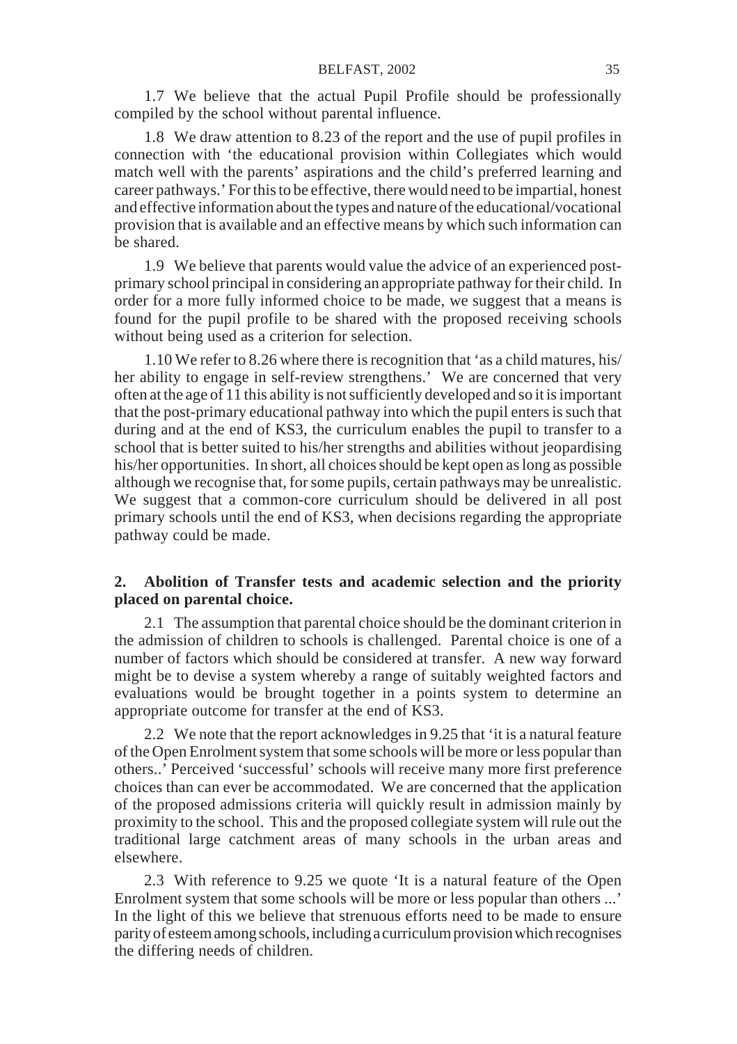1.7 We believe that the actual Pupil Profile should be professionally compiled by the school without parental influence.

1.8 We draw attention to 8.23 of the report and the use of pupil profiles in connection with 'the educational provision within Collegiates which would match well with the parents' aspirations and the child's preferred learning and career pathways.' For this to be effective, there would need to be impartial, honest and effective information about the types and nature of the educational/vocational provision that is available and an effective means by which such information can be shared.

1.9 We believe that parents would value the advice of an experienced post-primary school principal in considering an appropriate pathway for their child. In order for a more fully informed choice to be made, we suggest that a means is found for the pupil profile to be shared with the proposed receiving schools without being used as a criterion for selection.

1.10 We refer to 8.26 where there is recognition that 'as a child matures, his/her ability to engage in self-review strengthens.' We are concerned that very often at the age of 11 this ability is not sufficiently developed and so it is important that the post-primary educational pathway into which the pupil enters is such that during and at the end of KS3, the curriculum enables the pupil to transfer to a school that is better suited to his/her strengths and abilities without jeopardising his/her opportunities. In short, all choices should be kept open as long as possible although we recognise that, for some pupils, certain pathways may be unrealistic. We suggest that a common-core curriculum should be delivered in all post primary schools until the end of KS3, when decisions regarding the appropriate pathway could be made.

## 2. Abolition of Transfer tests and academic selection and the priority placed on parental choice.

2.1 The assumption that parental choice should be the dominant criterion in the admission of children to schools is challenged. Parental choice is one of a number of factors which should be considered at transfer. A new way forward might be to devise a system whereby a range of suitably weighted factors and evaluations would be brought together in a points system to determine an appropriate outcome for transfer at the end of KS3.

2.2 We note that the report acknowledges in 9.25 that 'it is a natural feature of the Open Enrolment system that some schools will be more or less popular than others..' Perceived 'successful' schools will receive many more first preference choices than can ever be accommodated. We are concerned that the application of the proposed admissions criteria will quickly result in admission mainly by proximity to the school. This and the proposed collegiate system will rule out the traditional large catchment areas of many schools in the urban areas and elsewhere.

2.3 With reference to 9.25 we quote 'It is a natural feature of the Open Enrolment system that some schools will be more or less popular than others ...' In the light of this we believe that strenuous efforts need to be made to ensure parity of esteem among schools, including a curriculum provision which recognises the differing needs of children.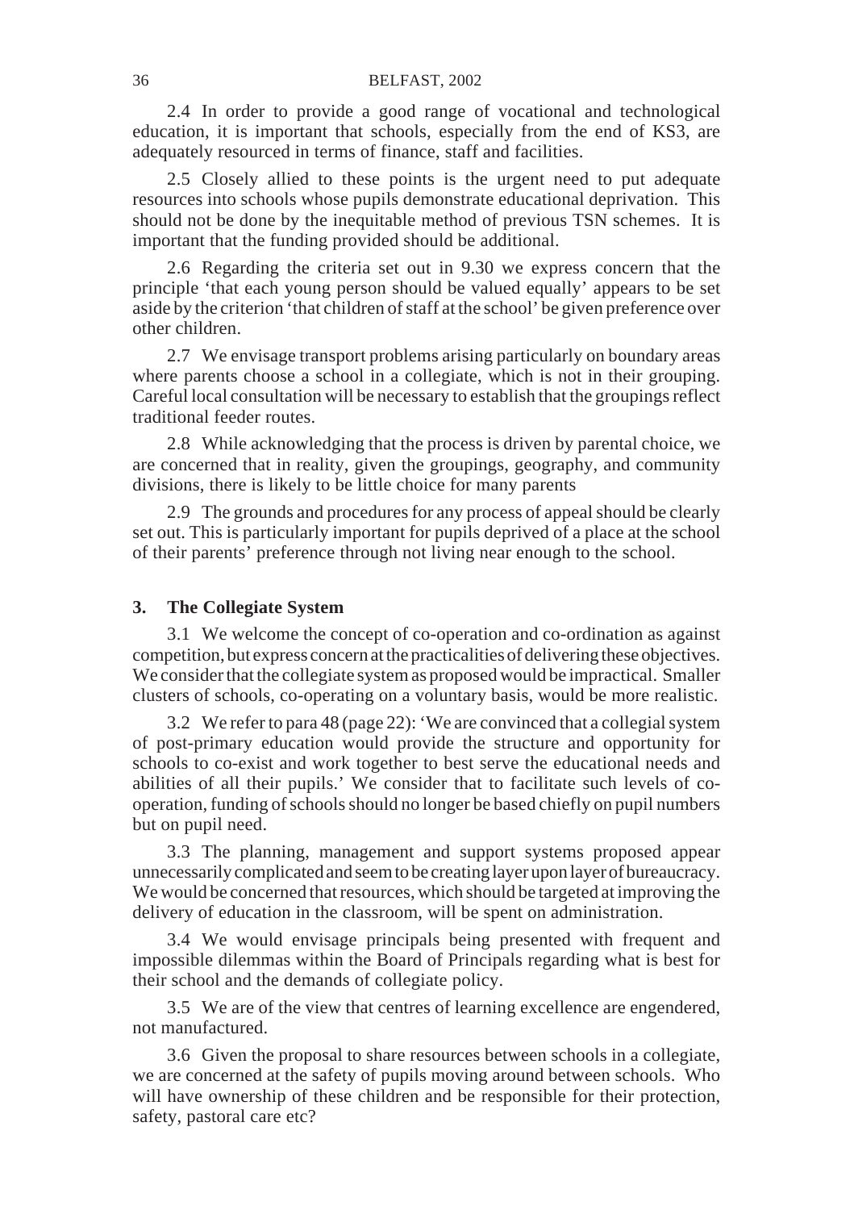2.4 In order to provide a good range of vocational and technological education, it is important that schools, especially from the end of KS3, are adequately resourced in terms of finance, staff and facilities.

2.5 Closely allied to these points is the urgent need to put adequate resources into schools whose pupils demonstrate educational deprivation. This should not be done by the inequitable method of previous TSN schemes. It is important that the funding provided should be additional.

2.6 Regarding the criteria set out in 9.30 we express concern that the principle 'that each young person should be valued equally' appears to be set aside by the criterion 'that children of staff at the school' be given preference over other children.

2.7 We envisage transport problems arising particularly on boundary areas where parents choose a school in a collegiate, which is not in their grouping. Careful local consultation will be necessary to establish that the groupings reflect traditional feeder routes.

2.8 While acknowledging that the process is driven by parental choice, we are concerned that in reality, given the groupings, geography, and community divisions, there is likely to be little choice for many parents

2.9 The grounds and procedures for any process of appeal should be clearly set out. This is particularly important for pupils deprived of a place at the school of their parents' preference through not living near enough to the school.

### 3. The Collegiate System

3.1 We welcome the concept of co-operation and co-ordination as against competition, but express concern at the practicalities of delivering these objectives. We consider that the collegiate system as proposed would be impractical. Smaller clusters of schools, co-operating on a voluntary basis, would be more realistic.

3.2 We refer to para 48 (page 22): 'We are convinced that a collegial system of post-primary education would provide the structure and opportunity for schools to co-exist and work together to best serve the educational needs and abilities of all their pupils.' We consider that to facilitate such levels of co-operation, funding of schools should no longer be based chiefly on pupil numbers but on pupil need.

3.3 The planning, management and support systems proposed appear unnecessarily complicated and seem to be creating layer upon layer of bureaucracy. We would be concerned that resources, which should be targeted at improving the delivery of education in the classroom, will be spent on administration.

3.4 We would envisage principals being presented with frequent and impossible dilemmas within the Board of Principals regarding what is best for their school and the demands of collegiate policy.

3.5 We are of the view that centres of learning excellence are engendered, not manufactured.

3.6 Given the proposal to share resources between schools in a collegiate, we are concerned at the safety of pupils moving around between schools. Who will have ownership of these children and be responsible for their protection, safety, pastoral care etc?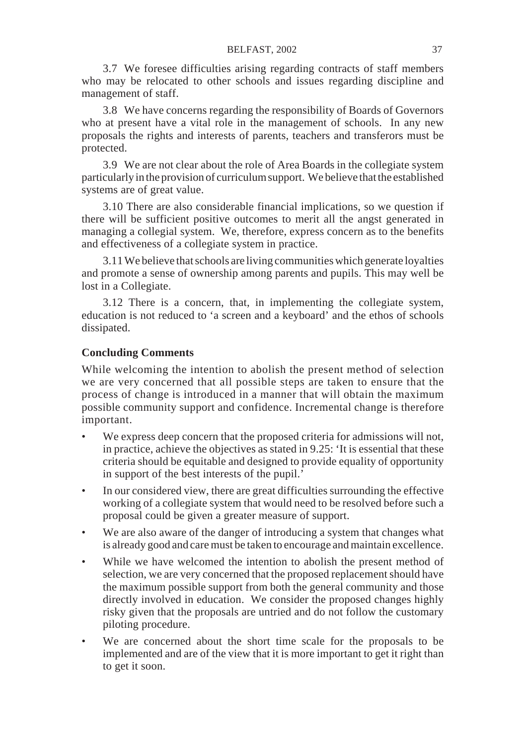3.7 We foresee difficulties arising regarding contracts of staff members who may be relocated to other schools and issues regarding discipline and management of staff.

3.8 We have concerns regarding the responsibility of Boards of Governors who at present have a vital role in the management of schools. In any new proposals the rights and interests of parents, teachers and transferors must be protected.

3.9 We are not clear about the role of Area Boards in the collegiate system particularly in the provision of curriculum support. We believe that the established systems are of great value.

3.10 There are also considerable financial implications, so we question if there will be sufficient positive outcomes to merit all the angst generated in managing a collegial system. We, therefore, express concern as to the benefits and effectiveness of a collegiate system in practice.

3.11 We believe that schools are living communities which generate loyalties and promote a sense of ownership among parents and pupils. This may well be lost in a Collegiate.

3.12 There is a concern, that, in implementing the collegiate system, education is not reduced to 'a screen and a keyboard' and the ethos of schools dissipated.

### Concluding Comments

While welcoming the intention to abolish the present method of selection we are very concerned that all possible steps are taken to ensure that the process of change is introduced in a manner that will obtain the maximum possible community support and confidence. Incremental change is therefore important.

- We express deep concern that the proposed criteria for admissions will not, in practice, achieve the objectives as stated in 9.25: 'It is essential that these criteria should be equitable and designed to provide equality of opportunity in support of the best interests of the pupil.'
- In our considered view, there are great difficulties surrounding the effective working of a collegiate system that would need to be resolved before such a proposal could be given a greater measure of support.
- We are also aware of the danger of introducing a system that changes what is already good and care must be taken to encourage and maintain excellence.
- While we have welcomed the intention to abolish the present method of selection, we are very concerned that the proposed replacement should have the maximum possible support from both the general community and those directly involved in education. We consider the proposed changes highly risky given that the proposals are untried and do not follow the customary piloting procedure.
- We are concerned about the short time scale for the proposals to be implemented and are of the view that it is more important to get it right than to get it soon.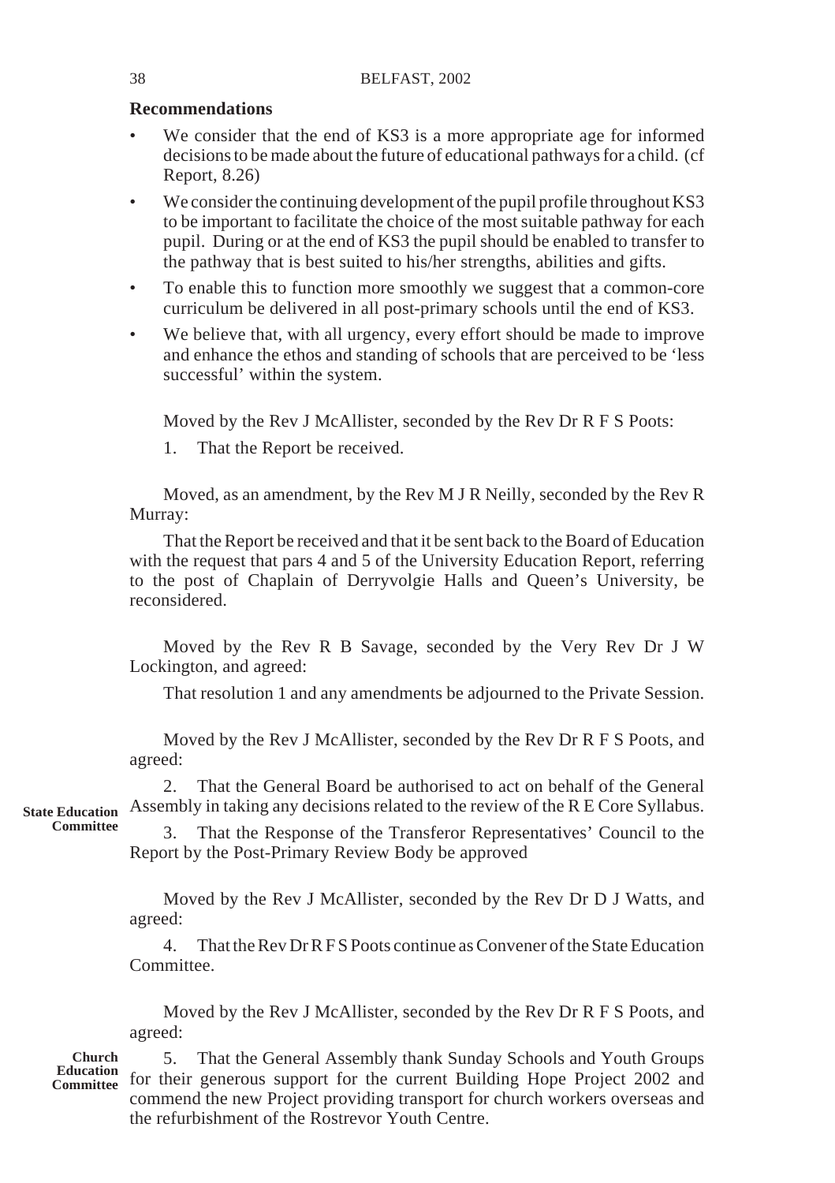**Recommendations**

- We consider that the end of KS3 is a more appropriate age for informed decisions to be made about the future of educational pathways for a child. (cf Report, 8.26)
- We consider the continuing development of the pupil profile throughout KS3 to be important to facilitate the choice of the most suitable pathway for each pupil. During or at the end of KS3 the pupil should be enabled to transfer to the pathway that is best suited to his/her strengths, abilities and gifts.
- To enable this to function more smoothly we suggest that a common-core curriculum be delivered in all post-primary schools until the end of KS3.
- We believe that, with all urgency, every effort should be made to improve and enhance the ethos and standing of schools that are perceived to be 'less successful' within the system.

Moved by the Rev J McAllister, seconded by the Rev Dr R F S Poots:

1. That the Report be received.

Moved, as an amendment, by the Rev M J R Neilly, seconded by the Rev R Murray:

That the Report be received and that it be sent back to the Board of Education with the request that pars 4 and 5 of the University Education Report, referring to the post of Chaplain of Derryvolgie Halls and Queen's University, be reconsidered.

Moved by the Rev R B Savage, seconded by the Very Rev Dr J W Lockington, and agreed:

That resolution 1 and any amendments be adjourned to the Private Session.

Moved by the Rev J McAllister, seconded by the Rev Dr R F S Poots, and agreed:

**State Education Committee**

2. That the General Board be authorised to act on behalf of the General Assembly in taking any decisions related to the review of the R E Core Syllabus.

3. That the Response of the Transferor Representatives' Council to the Report by the Post-Primary Review Body be approved

Moved by the Rev J McAllister, seconded by the Rev Dr D J Watts, and agreed:

4. That the Rev Dr R F S Poots continue as Convener of the State Education Committee.

Moved by the Rev J McAllister, seconded by the Rev Dr R F S Poots, and agreed:

**Church Education Committee**

5. That the General Assembly thank Sunday Schools and Youth Groups for their generous support for the current Building Hope Project 2002 and commend the new Project providing transport for church workers overseas and the refurbishment of the Rostrevor Youth Centre.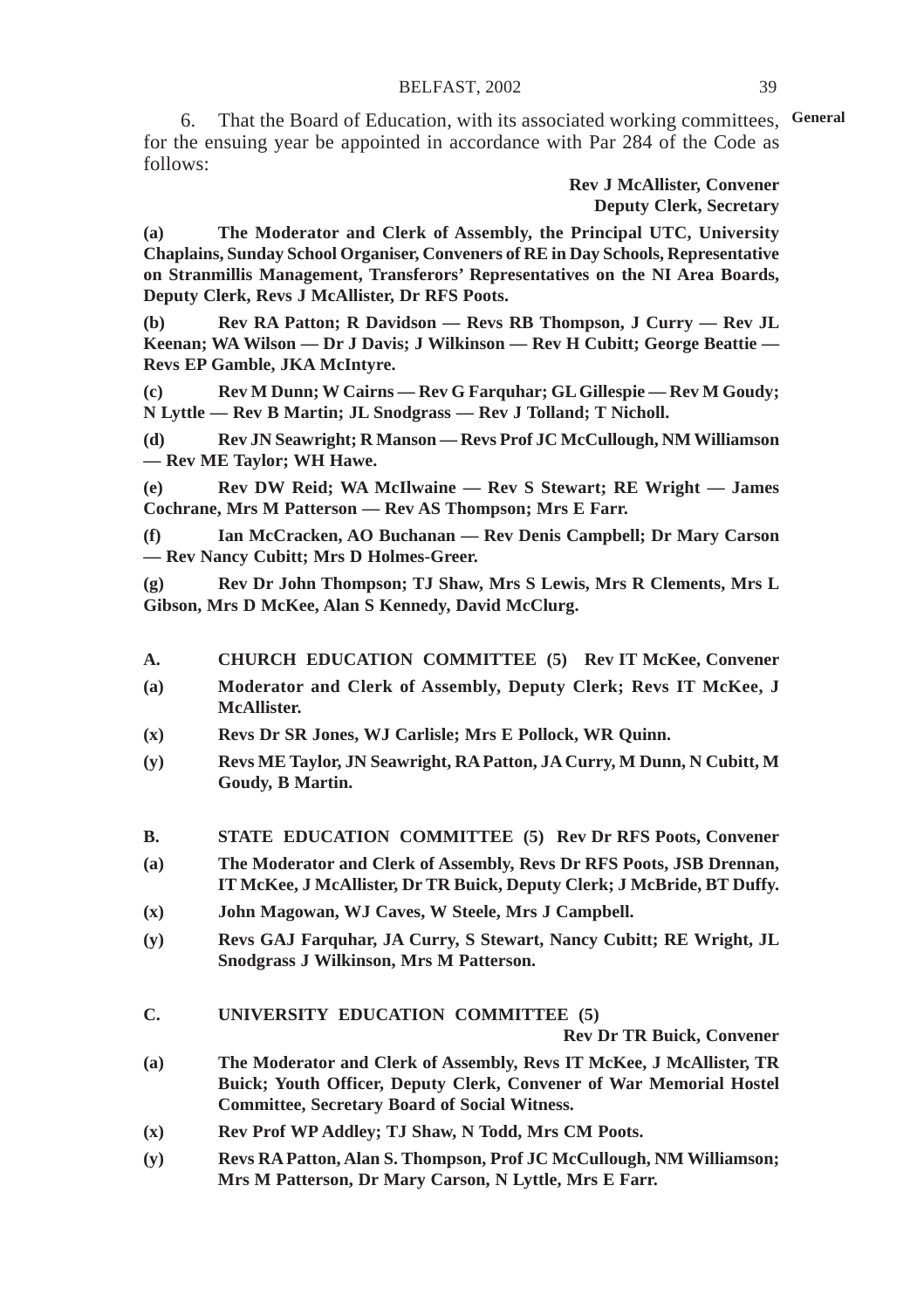6. That the Board of Education, with its associated working committees, for the ensuing year be appointed in accordance with Par 284 of the Code as follows: **General**

**Rev J McAllister, Convener**
**Deputy Clerk, Secretary**

**(a) The Moderator and Clerk of Assembly, the Principal UTC, University Chaplains, Sunday School Organiser, Conveners of RE in Day Schools, Representative on Stranmillis Management, Transferors' Representatives on the NI Area Boards, Deputy Clerk, Revs J McAllister, Dr RFS Poots.**

**(b) Rev RA Patton; R Davidson — Revs RB Thompson, J Curry — Rev JL Keenan; WA Wilson — Dr J Davis; J Wilkinson — Rev H Cubitt; George Beattie — Revs EP Gamble, JKA McIntyre.**

**(c) Rev M Dunn; W Cairns — Rev G Farquhar; GL Gillespie — Rev M Goudy; N Lyttle — Rev B Martin; JL Snodgrass — Rev J Tolland; T Nicholl.**

**(d) Rev JN Seawright; R Manson — Revs Prof JC McCullough, NM Williamson — Rev ME Taylor; WH Hawe.**

**(e) Rev DW Reid; WA McIlwaine — Rev S Stewart; RE Wright — James Cochrane, Mrs M Patterson — Rev AS Thompson; Mrs E Farr.**

**(f) Ian McCracken, AO Buchanan — Rev Denis Campbell; Dr Mary Carson — Rev Nancy Cubitt; Mrs D Holmes-Greer.**

**(g) Rev Dr John Thompson; TJ Shaw, Mrs S Lewis, Mrs R Clements, Mrs L Gibson, Mrs D McKee, Alan S Kennedy, David McClurg.**

**A. CHURCH EDUCATION COMMITTEE (5) Rev IT McKee, Convener**

**(a) Moderator and Clerk of Assembly, Deputy Clerk; Revs IT McKee, J McAllister.**

**(x) Revs Dr SR Jones, WJ Carlisle; Mrs E Pollock, WR Quinn.**

**(y) Revs ME Taylor, JN Seawright, RA Patton, JA Curry, M Dunn, N Cubitt, M Goudy, B Martin.**

**B. STATE EDUCATION COMMITTEE (5) Rev Dr RFS Poots, Convener**

**(a) The Moderator and Clerk of Assembly, Revs Dr RFS Poots, JSB Drennan, IT McKee, J McAllister, Dr TR Buick, Deputy Clerk; J McBride, BT Duffy.**

**(x) John Magowan, WJ Caves, W Steele, Mrs J Campbell.**

**(y) Revs GAJ Farquhar, JA Curry, S Stewart, Nancy Cubitt; RE Wright, JL Snodgrass J Wilkinson, Mrs M Patterson.**

**C. UNIVERSITY EDUCATION COMMITTEE (5)**

**Rev Dr TR Buick, Convener**

**(a) The Moderator and Clerk of Assembly, Revs IT McKee, J McAllister, TR Buick; Youth Officer, Deputy Clerk, Convener of War Memorial Hostel Committee, Secretary Board of Social Witness.**

**(x) Rev Prof WP Addley; TJ Shaw, N Todd, Mrs CM Poots.**

**(y) Revs RA Patton, Alan S. Thompson, Prof JC McCullough, NM Williamson; Mrs M Patterson, Dr Mary Carson, N Lyttle, Mrs E Farr.**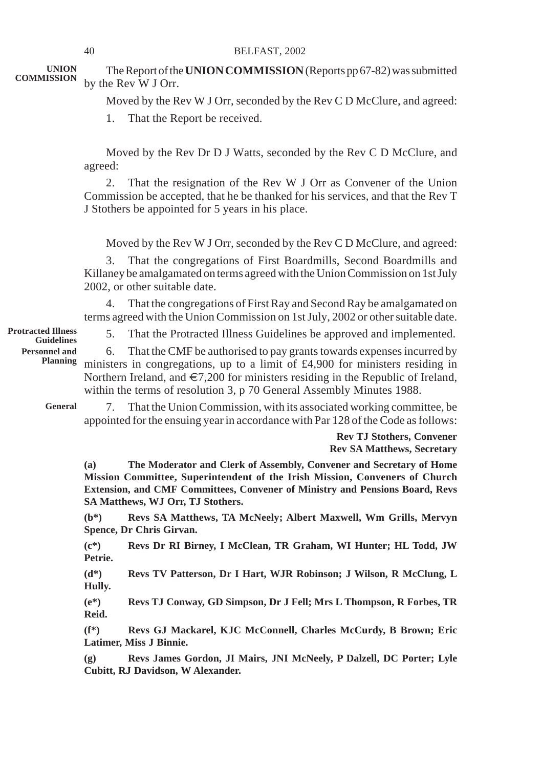**UNION COMMISSION**

The Report of the **UNION COMMISSION** (Reports pp 67-82) was submitted by the Rev W J Orr.

Moved by the Rev W J Orr, seconded by the Rev C D McClure, and agreed:

1. That the Report be received.

Moved by the Rev Dr D J Watts, seconded by the Rev C D McClure, and agreed:

2. That the resignation of the Rev W J Orr as Convener of the Union Commission be accepted, that he be thanked for his services, and that the Rev T J Stothers be appointed for 5 years in his place.

Moved by the Rev W J Orr, seconded by the Rev C D McClure, and agreed:

3. That the congregations of First Boardmills, Second Boardmills and Killaney be amalgamated on terms agreed with the Union Commission on 1st July 2002, or other suitable date.

4. That the congregations of First Ray and Second Ray be amalgamated on terms agreed with the Union Commission on 1st July, 2002 or other suitable date.

**Protracted Illness Guidelines**

5. That the Protracted Illness Guidelines be approved and implemented.

**Personnel and Planning**

6. That the CMF be authorised to pay grants towards expenses incurred by ministers in congregations, up to a limit of £4,900 for ministers residing in Northern Ireland, and €7,200 for ministers residing in the Republic of Ireland, within the terms of resolution 3, p 70 General Assembly Minutes 1988.

**General**

7. That the Union Commission, with its associated working committee, be appointed for the ensuing year in accordance with Par 128 of the Code as follows:

**Rev TJ Stothers, Convener**
**Rev SA Matthews, Secretary**

**(a) The Moderator and Clerk of Assembly, Convener and Secretary of Home Mission Committee, Superintendent of the Irish Mission, Conveners of Church Extension, and CMF Committees, Convener of Ministry and Pensions Board, Revs SA Matthews, WJ Orr, TJ Stothers.**

**(b*) Revs SA Matthews, TA McNeely; Albert Maxwell, Wm Grills, Mervyn Spence, Dr Chris Girvan.**

**(c*) Revs Dr RI Birney, I McClean, TR Graham, WI Hunter; HL Todd, JW Petrie.**

**(d*) Revs TV Patterson, Dr I Hart, WJR Robinson; J Wilson, R McClung, L Hully.**

**(e*) Revs TJ Conway, GD Simpson, Dr J Fell; Mrs L Thompson, R Forbes, TR Reid.**

**(f*) Revs GJ Mackarel, KJC McConnell, Charles McCurdy, B Brown; Eric Latimer, Miss J Binnie.**

**(g) Revs James Gordon, JI Mairs, JNI McNeely, P Dalzell, DC Porter; Lyle Cubitt, RJ Davidson, W Alexander.**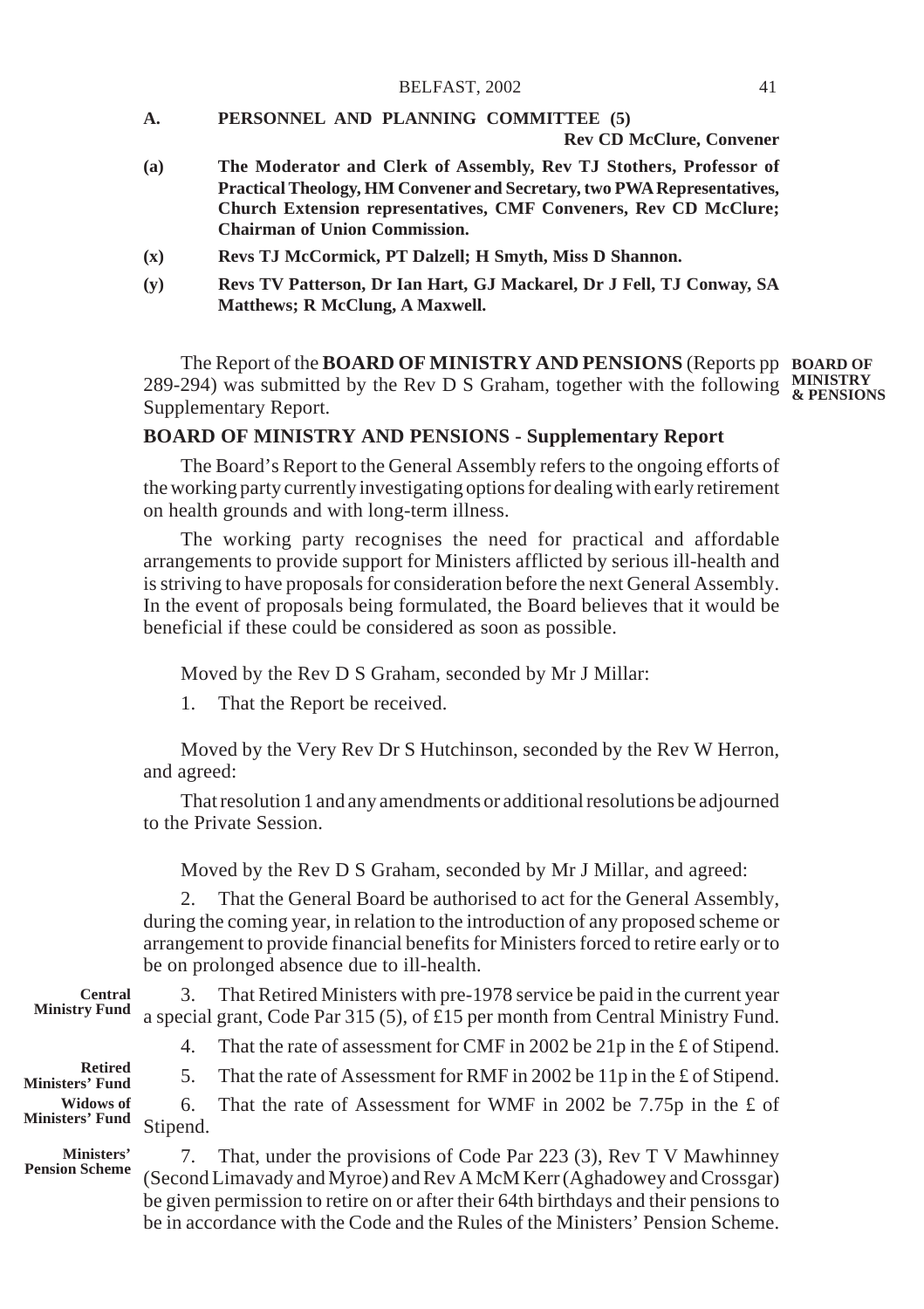**A. PERSONNEL AND PLANNING COMMITTEE (5)**

**Rev CD McClure, Convener**

**(a)** **The Moderator and Clerk of Assembly, Rev TJ Stothers, Professor of Practical Theology, HM Convener and Secretary, two PWA Representatives, Church Extension representatives, CMF Conveners, Rev CD McClure; Chairman of Union Commission.**

**(x)** **Revs TJ McCormick, PT Dalzell; H Smyth, Miss D Shannon.**

**(y)** **Revs TV Patterson, Dr Ian Hart, GJ Mackarel, Dr J Fell, TJ Conway, SA Matthews; R McClung, A Maxwell.**

**BOARD OF MINISTRY & PENSIONS**

The Report of the **BOARD OF MINISTRY AND PENSIONS** (Reports pp 289-294) was submitted by the Rev D S Graham, together with the following Supplementary Report.

**BOARD OF MINISTRY AND PENSIONS - Supplementary Report**

The Board's Report to the General Assembly refers to the ongoing efforts of the working party currently investigating options for dealing with early retirement on health grounds and with long-term illness.

The working party recognises the need for practical and affordable arrangements to provide support for Ministers afflicted by serious ill-health and is striving to have proposals for consideration before the next General Assembly. In the event of proposals being formulated, the Board believes that it would be beneficial if these could be considered as soon as possible.

Moved by the Rev D S Graham, seconded by Mr J Millar:

1. That the Report be received.

Moved by the Very Rev Dr S Hutchinson, seconded by the Rev W Herron, and agreed:

That resolution 1 and any amendments or additional resolutions be adjourned to the Private Session.

Moved by the Rev D S Graham, seconded by Mr J Millar, and agreed:

2. That the General Board be authorised to act for the General Assembly, during the coming year, in relation to the introduction of any proposed scheme or arrangement to provide financial benefits for Ministers forced to retire early or to be on prolonged absence due to ill-health.

**Central Ministry Fund**

3. That Retired Ministers with pre-1978 service be paid in the current year a special grant, Code Par 315 (5), of £15 per month from Central Ministry Fund.

4. That the rate of assessment for CMF in 2002 be 21p in the £ of Stipend.

**Retired Ministers' Fund**

5. That the rate of Assessment for RMF in 2002 be 11p in the £ of Stipend.

**Widows of Ministers' Fund**

6. That the rate of Assessment for WMF in 2002 be 7.75p in the £ of Stipend.

**Ministers' Pension Scheme**

7. That, under the provisions of Code Par 223 (3), Rev T V Mawhinney (Second Limavady and Myroe) and Rev A McM Kerr (Aghadowey and Crossgar) be given permission to retire on or after their 64th birthdays and their pensions to be in accordance with the Code and the Rules of the Ministers' Pension Scheme.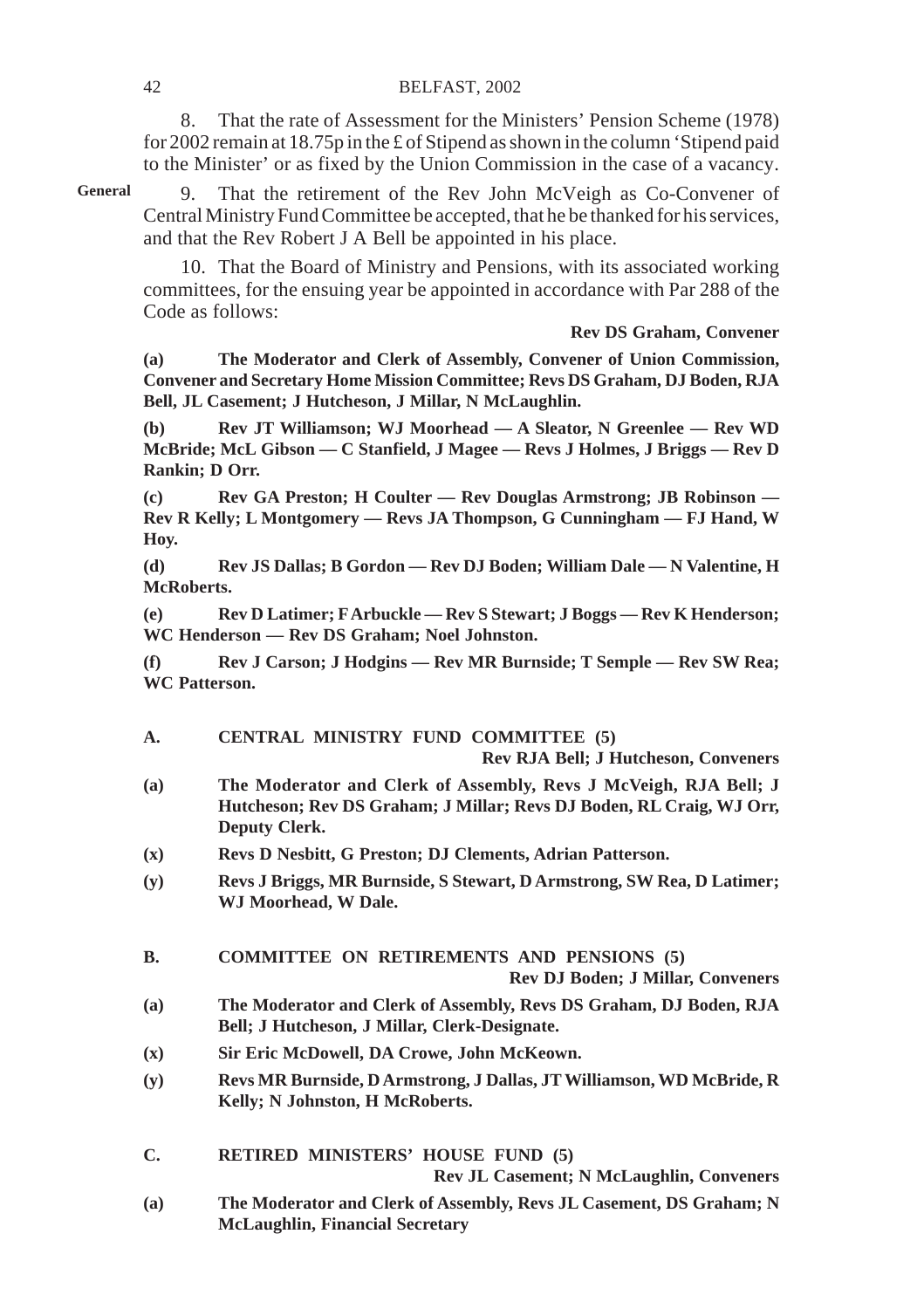8. That the rate of Assessment for the Ministers' Pension Scheme (1978) for 2002 remain at 18.75p in the £ of Stipend as shown in the column 'Stipend paid to the Minister' or as fixed by the Union Commission in the case of a vacancy.

General

9. That the retirement of the Rev John McVeigh as Co-Convener of Central Ministry Fund Committee be accepted, that he be thanked for his services, and that the Rev Robert J A Bell be appointed in his place.

10. That the Board of Ministry and Pensions, with its associated working committees, for the ensuing year be appointed in accordance with Par 288 of the Code as follows:

**Rev DS Graham, Convener**

**(a) The Moderator and Clerk of Assembly, Convener of Union Commission, Convener and Secretary Home Mission Committee; Revs DS Graham, DJ Boden, RJA Bell, JL Casement; J Hutcheson, J Millar, N McLaughlin.**

**(b) Rev JT Williamson; WJ Moorhead — A Sleator, N Greenlee — Rev WD McBride; McL Gibson — C Stanfield, J Magee — Revs J Holmes, J Briggs — Rev D Rankin; D Orr.**

**(c) Rev GA Preston; H Coulter — Rev Douglas Armstrong; JB Robinson — Rev R Kelly; L Montgomery — Revs JA Thompson, G Cunningham — FJ Hand, W Hoy.**

**(d) Rev JS Dallas; B Gordon — Rev DJ Boden; William Dale — N Valentine, H McRoberts.**

**(e) Rev D Latimer; F Arbuckle — Rev S Stewart; J Boggs — Rev K Henderson; WC Henderson — Rev DS Graham; Noel Johnston.**

**(f) Rev J Carson; J Hodgins — Rev MR Burnside; T Semple — Rev SW Rea; WC Patterson.**

**A. CENTRAL MINISTRY FUND COMMITTEE (5)**

**Rev RJA Bell; J Hutcheson, Conveners**

**(a) The Moderator and Clerk of Assembly, Revs J McVeigh, RJA Bell; J Hutcheson; Rev DS Graham; J Millar; Revs DJ Boden, RL Craig, WJ Orr, Deputy Clerk.**

**(x) Revs D Nesbitt, G Preston; DJ Clements, Adrian Patterson.**

**(y) Revs J Briggs, MR Burnside, S Stewart, D Armstrong, SW Rea, D Latimer; WJ Moorhead, W Dale.**

**B. COMMITTEE ON RETIREMENTS AND PENSIONS (5)**

**Rev DJ Boden; J Millar, Conveners**

**(a) The Moderator and Clerk of Assembly, Revs DS Graham, DJ Boden, RJA Bell; J Hutcheson, J Millar, Clerk-Designate.**

**(x) Sir Eric McDowell, DA Crowe, John McKeown.**

**(y) Revs MR Burnside, D Armstrong, J Dallas, JT Williamson, WD McBride, R Kelly; N Johnston, H McRoberts.**

**C. RETIRED MINISTERS' HOUSE FUND (5)**

**Rev JL Casement; N McLaughlin, Conveners**

**(a) The Moderator and Clerk of Assembly, Revs JL Casement, DS Graham; N McLaughlin, Financial Secretary**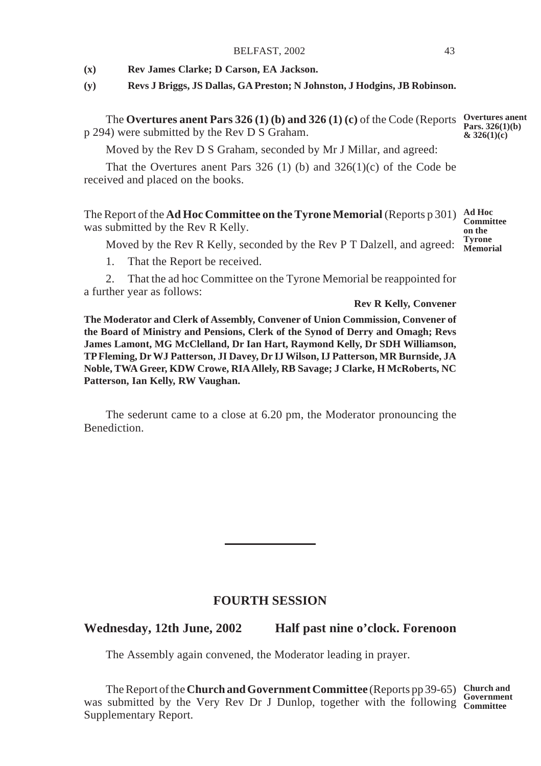**(x)** **Rev James Clarke; D Carson, EA Jackson.**

**(y)** **Revs J Briggs, JS Dallas, GA Preston; N Johnston, J Hodgins, JB Robinson.**

**Overtures anent Pars. 326(1)(b) & 326(1)(c)**

The **Overtures anent Pars 326 (1) (b) and 326 (1) (c)** of the Code (Reports p 294) were submitted by the Rev D S Graham.

Moved by the Rev D S Graham, seconded by Mr J Millar, and agreed:

That the Overtures anent Pars 326 (1) (b) and 326(1)(c) of the Code be received and placed on the books.

**Ad Hoc Committee on the Tyrone Memorial**

The Report of the **Ad Hoc Committee on the Tyrone Memorial** (Reports p 301) was submitted by the Rev R Kelly.

Moved by the Rev R Kelly, seconded by the Rev P T Dalzell, and agreed:

1. That the Report be received.

2. That the ad hoc Committee on the Tyrone Memorial be reappointed for a further year as follows:

**Rev R Kelly, Convener**

**The Moderator and Clerk of Assembly, Convener of Union Commission, Convener of the Board of Ministry and Pensions, Clerk of the Synod of Derry and Omagh; Revs James Lamont, MG McClelland, Dr Ian Hart, Raymond Kelly, Dr SDH Williamson, TP Fleming, Dr WJ Patterson, JI Davey, Dr IJ Wilson, IJ Patterson, MR Burnside, JA Noble, TWA Greer, KDW Crowe, RIA Allely, RB Savage; J Clarke, H McRoberts, NC Patterson, Ian Kelly, RW Vaughan.**

The sederunt came to a close at 6.20 pm, the Moderator pronouncing the Benediction.

---

## FOURTH SESSION

**Wednesday, 12th June, 2002 Half past nine o'clock. Forenoon**

The Assembly again convened, the Moderator leading in prayer.

**Church and Government Committee**

The Report of the **Church and Government Committee** (Reports pp 39-65) was submitted by the Very Rev Dr J Dunlop, together with the following Supplementary Report.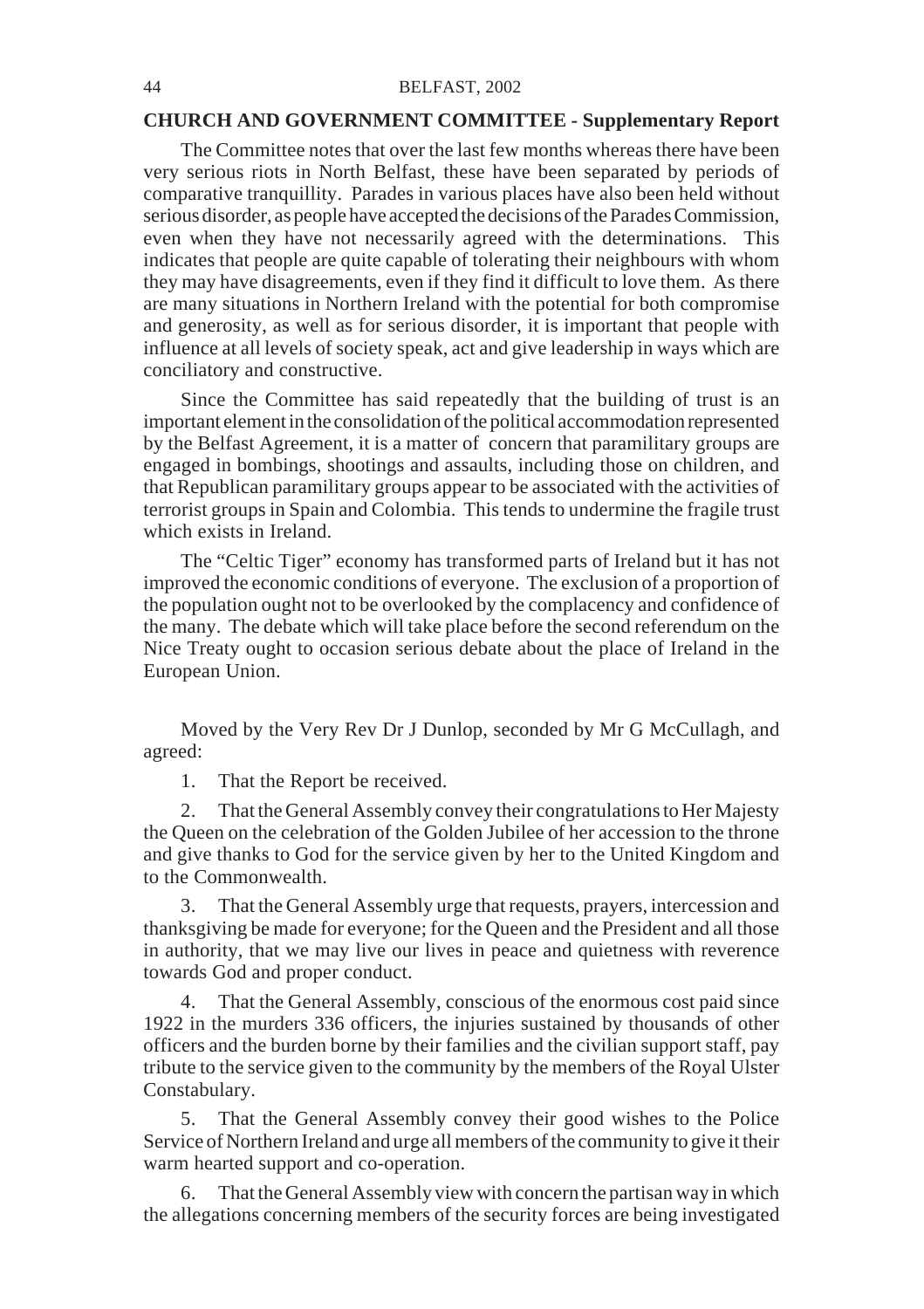## CHURCH AND GOVERNMENT COMMITTEE - Supplementary Report

The Committee notes that over the last few months whereas there have been very serious riots in North Belfast, these have been separated by periods of comparative tranquillity. Parades in various places have also been held without serious disorder, as people have accepted the decisions of the Parades Commission, even when they have not necessarily agreed with the determinations. This indicates that people are quite capable of tolerating their neighbours with whom they may have disagreements, even if they find it difficult to love them. As there are many situations in Northern Ireland with the potential for both compromise and generosity, as well as for serious disorder, it is important that people with influence at all levels of society speak, act and give leadership in ways which are conciliatory and constructive.

Since the Committee has said repeatedly that the building of trust is an important element in the consolidation of the political accommodation represented by the Belfast Agreement, it is a matter of concern that paramilitary groups are engaged in bombings, shootings and assaults, including those on children, and that Republican paramilitary groups appear to be associated with the activities of terrorist groups in Spain and Colombia. This tends to undermine the fragile trust which exists in Ireland.

The "Celtic Tiger" economy has transformed parts of Ireland but it has not improved the economic conditions of everyone. The exclusion of a proportion of the population ought not to be overlooked by the complacency and confidence of the many. The debate which will take place before the second referendum on the Nice Treaty ought to occasion serious debate about the place of Ireland in the European Union.

Moved by the Very Rev Dr J Dunlop, seconded by Mr G McCullagh, and agreed:

1. That the Report be received.

2. That the General Assembly convey their congratulations to Her Majesty the Queen on the celebration of the Golden Jubilee of her accession to the throne and give thanks to God for the service given by her to the United Kingdom and to the Commonwealth.

3. That the General Assembly urge that requests, prayers, intercession and thanksgiving be made for everyone; for the Queen and the President and all those in authority, that we may live our lives in peace and quietness with reverence towards God and proper conduct.

4. That the General Assembly, conscious of the enormous cost paid since 1922 in the murders 336 officers, the injuries sustained by thousands of other officers and the burden borne by their families and the civilian support staff, pay tribute to the service given to the community by the members of the Royal Ulster Constabulary.

5. That the General Assembly convey their good wishes to the Police Service of Northern Ireland and urge all members of the community to give it their warm hearted support and co-operation.

6. That the General Assembly view with concern the partisan way in which the allegations concerning members of the security forces are being investigated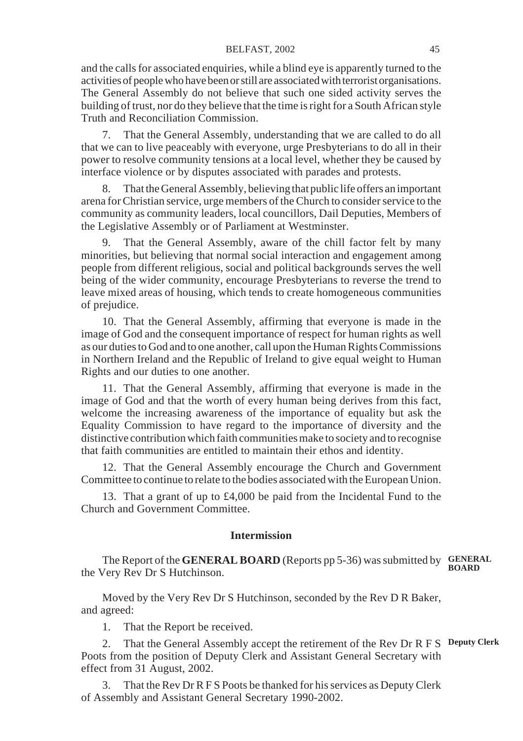and the calls for associated enquiries, while a blind eye is apparently turned to the activities of people who have been or still are associated with terrorist organisations. The General Assembly do not believe that such one sided activity serves the building of trust, nor do they believe that the time is right for a South African style Truth and Reconciliation Commission.

7. That the General Assembly, understanding that we are called to do all that we can to live peaceably with everyone, urge Presbyterians to do all in their power to resolve community tensions at a local level, whether they be caused by interface violence or by disputes associated with parades and protests.

8. That the General Assembly, believing that public life offers an important arena for Christian service, urge members of the Church to consider service to the community as community leaders, local councillors, Dail Deputies, Members of the Legislative Assembly or of Parliament at Westminster.

9. That the General Assembly, aware of the chill factor felt by many minorities, but believing that normal social interaction and engagement among people from different religious, social and political backgrounds serves the well being of the wider community, encourage Presbyterians to reverse the trend to leave mixed areas of housing, which tends to create homogeneous communities of prejudice.

10. That the General Assembly, affirming that everyone is made in the image of God and the consequent importance of respect for human rights as well as our duties to God and to one another, call upon the Human Rights Commissions in Northern Ireland and the Republic of Ireland to give equal weight to Human Rights and our duties to one another.

11. That the General Assembly, affirming that everyone is made in the image of God and that the worth of every human being derives from this fact, welcome the increasing awareness of the importance of equality but ask the Equality Commission to have regard to the importance of diversity and the distinctive contribution which faith communities make to society and to recognise that faith communities are entitled to maintain their ethos and identity.

12. That the General Assembly encourage the Church and Government Committee to continue to relate to the bodies associated with the European Union.

13. That a grant of up to £4,000 be paid from the Incidental Fund to the Church and Government Committee.

### Intermission

**GENERAL BOARD**

The Report of the **GENERAL BOARD** (Reports pp 5-36) was submitted by the Very Rev Dr S Hutchinson.

Moved by the Very Rev Dr S Hutchinson, seconded by the Rev D R Baker, and agreed:

1. That the Report be received.

**Deputy Clerk**

2. That the General Assembly accept the retirement of the Rev Dr R F S Poots from the position of Deputy Clerk and Assistant General Secretary with effect from 31 August, 2002.

3. That the Rev Dr R F S Poots be thanked for his services as Deputy Clerk of Assembly and Assistant General Secretary 1990-2002.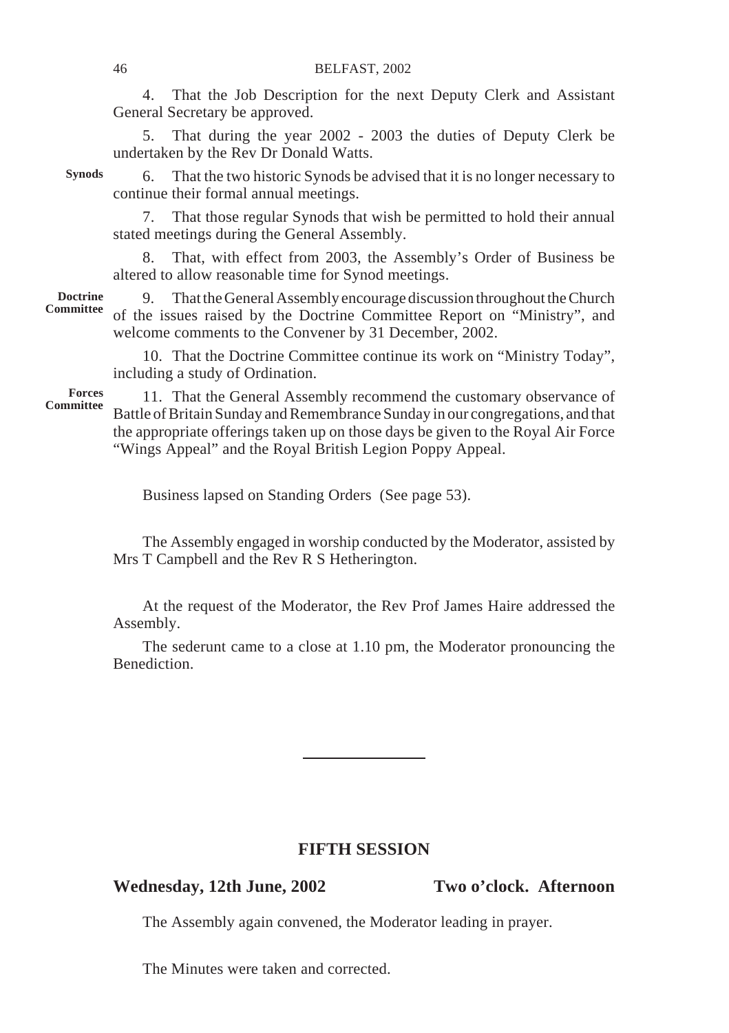4. That the Job Description for the next Deputy Clerk and Assistant General Secretary be approved.

5. That during the year 2002 - 2003 the duties of Deputy Clerk be undertaken by the Rev Dr Donald Watts.

**Synods**

6. That the two historic Synods be advised that it is no longer necessary to continue their formal annual meetings.

7. That those regular Synods that wish be permitted to hold their annual stated meetings during the General Assembly.

8. That, with effect from 2003, the Assembly's Order of Business be altered to allow reasonable time for Synod meetings.

**Doctrine Committee**

9. That the General Assembly encourage discussion throughout the Church of the issues raised by the Doctrine Committee Report on "Ministry", and welcome comments to the Convener by 31 December, 2002.

10. That the Doctrine Committee continue its work on "Ministry Today", including a study of Ordination.

**Forces Committee**

11. That the General Assembly recommend the customary observance of Battle of Britain Sunday and Remembrance Sunday in our congregations, and that the appropriate offerings taken up on those days be given to the Royal Air Force "Wings Appeal" and the Royal British Legion Poppy Appeal.

Business lapsed on Standing Orders (See page 53).

The Assembly engaged in worship conducted by the Moderator, assisted by Mrs T Campbell and the Rev R S Hetherington.

At the request of the Moderator, the Rev Prof James Haire addressed the Assembly.

The sederunt came to a close at 1.10 pm, the Moderator pronouncing the Benediction.

---

## FIFTH SESSION

**Wednesday, 12th June, 2002** **Two o'clock. Afternoon**

The Assembly again convened, the Moderator leading in prayer.

The Minutes were taken and corrected.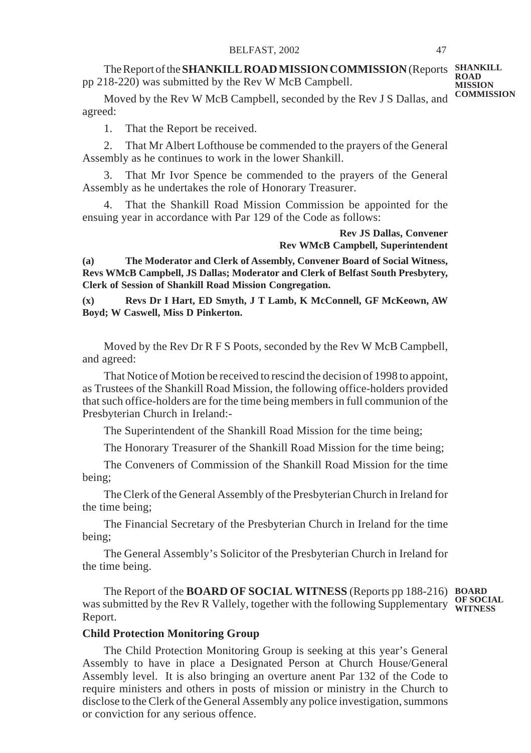The Report of the **SHANKILL ROAD MISSION COMMISSION** (Reports pp 218-220) was submitted by the Rev W McB Campbell.

**SHANKILL ROAD MISSION COMMISSION**

Moved by the Rev W McB Campbell, seconded by the Rev J S Dallas, and agreed:

1. That the Report be received.
2. That Mr Albert Lofthouse be commended to the prayers of the General Assembly as he continues to work in the lower Shankill.
3. That Mr Ivor Spence be commended to the prayers of the General Assembly as he undertakes the role of Honorary Treasurer.
4. That the Shankill Road Mission Commission be appointed for the ensuing year in accordance with Par 129 of the Code as follows:

**Rev JS Dallas, Convener**
**Rev WMcB Campbell, Superintendent**

**(a) The Moderator and Clerk of Assembly, Convener Board of Social Witness, Revs WMcB Campbell, JS Dallas; Moderator and Clerk of Belfast South Presbytery, Clerk of Session of Shankill Road Mission Congregation.**

**(x) Revs Dr I Hart, ED Smyth, J T Lamb, K McConnell, GF McKeown, AW Boyd; W Caswell, Miss D Pinkerton.**

Moved by the Rev Dr R F S Poots, seconded by the Rev W McB Campbell, and agreed:

That Notice of Motion be received to rescind the decision of 1998 to appoint, as Trustees of the Shankill Road Mission, the following office-holders provided that such office-holders are for the time being members in full communion of the Presbyterian Church in Ireland:-

The Superintendent of the Shankill Road Mission for the time being;

The Honorary Treasurer of the Shankill Road Mission for the time being;

The Conveners of Commission of the Shankill Road Mission for the time being;

The Clerk of the General Assembly of the Presbyterian Church in Ireland for the time being;

The Financial Secretary of the Presbyterian Church in Ireland for the time being;

The General Assembly's Solicitor of the Presbyterian Church in Ireland for the time being.

The Report of the **BOARD OF SOCIAL WITNESS** (Reports pp 188-216) was submitted by the Rev R Vallely, together with the following Supplementary Report.

**BOARD OF SOCIAL WITNESS**

### Child Protection Monitoring Group

The Child Protection Monitoring Group is seeking at this year's General Assembly to have in place a Designated Person at Church House/General Assembly level. It is also bringing an overture anent Par 132 of the Code to require ministers and others in posts of mission or ministry in the Church to disclose to the Clerk of the General Assembly any police investigation, summons or conviction for any serious offence.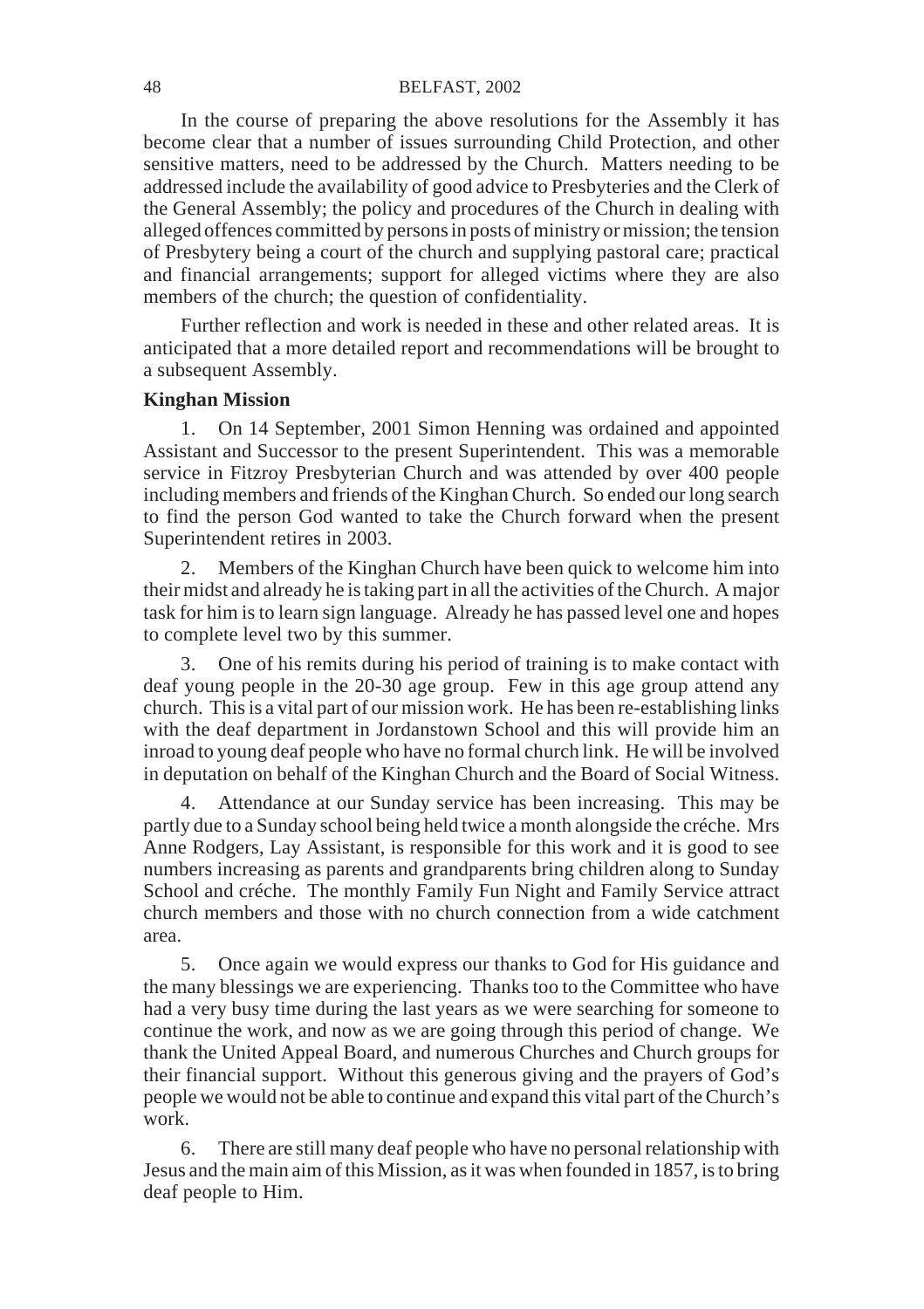In the course of preparing the above resolutions for the Assembly it has become clear that a number of issues surrounding Child Protection, and other sensitive matters, need to be addressed by the Church. Matters needing to be addressed include the availability of good advice to Presbyteries and the Clerk of the General Assembly; the policy and procedures of the Church in dealing with alleged offences committed by persons in posts of ministry or mission; the tension of Presbytery being a court of the church and supplying pastoral care; practical and financial arrangements; support for alleged victims where they are also members of the church; the question of confidentiality.

Further reflection and work is needed in these and other related areas. It is anticipated that a more detailed report and recommendations will be brought to a subsequent Assembly.

**Kinghan Mission**

1. On 14 September, 2001 Simon Henning was ordained and appointed Assistant and Successor to the present Superintendent. This was a memorable service in Fitzroy Presbyterian Church and was attended by over 400 people including members and friends of the Kinghan Church. So ended our long search to find the person God wanted to take the Church forward when the present Superintendent retires in 2003.

2. Members of the Kinghan Church have been quick to welcome him into their midst and already he is taking part in all the activities of the Church. A major task for him is to learn sign language. Already he has passed level one and hopes to complete level two by this summer.

3. One of his remits during his period of training is to make contact with deaf young people in the 20-30 age group. Few in this age group attend any church. This is a vital part of our mission work. He has been re-establishing links with the deaf department in Jordanstown School and this will provide him an inroad to young deaf people who have no formal church link. He will be involved in deputation on behalf of the Kinghan Church and the Board of Social Witness.

4. Attendance at our Sunday service has been increasing. This may be partly due to a Sunday school being held twice a month alongside the créche. Mrs Anne Rodgers, Lay Assistant, is responsible for this work and it is good to see numbers increasing as parents and grandparents bring children along to Sunday School and créche. The monthly Family Fun Night and Family Service attract church members and those with no church connection from a wide catchment area.

5. Once again we would express our thanks to God for His guidance and the many blessings we are experiencing. Thanks too to the Committee who have had a very busy time during the last years as we were searching for someone to continue the work, and now as we are going through this period of change. We thank the United Appeal Board, and numerous Churches and Church groups for their financial support. Without this generous giving and the prayers of God's people we would not be able to continue and expand this vital part of the Church's work.

6. There are still many deaf people who have no personal relationship with Jesus and the main aim of this Mission, as it was when founded in 1857, is to bring deaf people to Him.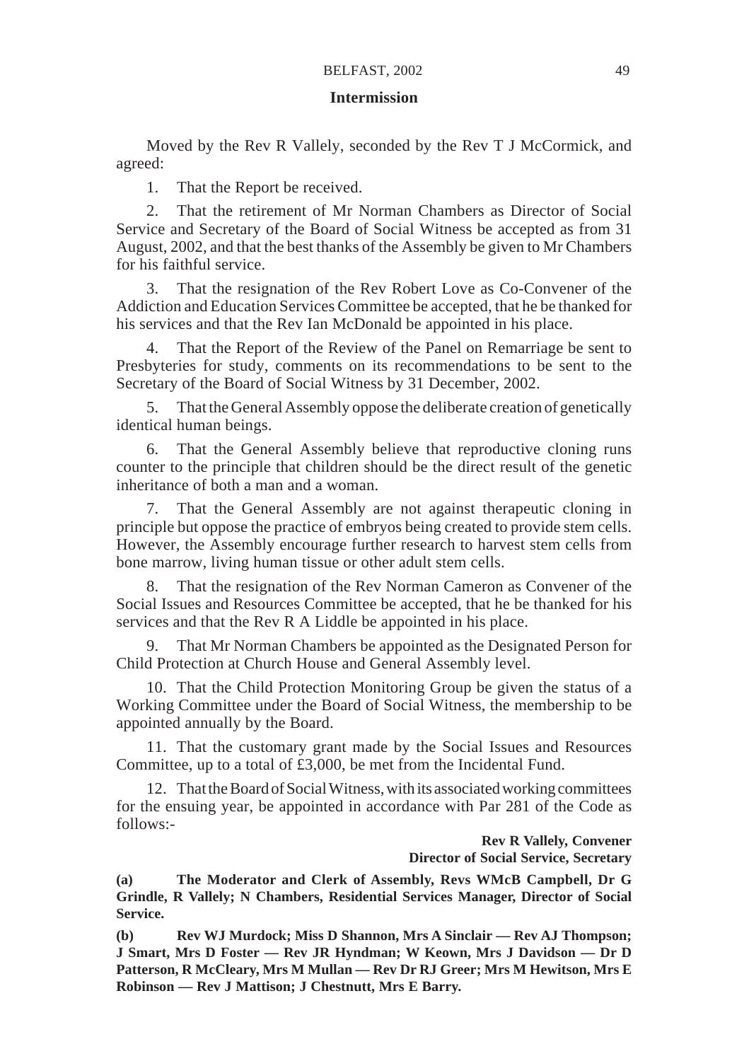## Intermission

Moved by the Rev R Vallely, seconded by the Rev T J McCormick, and agreed:

1. That the Report be received.

2. That the retirement of Mr Norman Chambers as Director of Social Service and Secretary of the Board of Social Witness be accepted as from 31 August, 2002, and that the best thanks of the Assembly be given to Mr Chambers for his faithful service.

3. That the resignation of the Rev Robert Love as Co-Convener of the Addiction and Education Services Committee be accepted, that he be thanked for his services and that the Rev Ian McDonald be appointed in his place.

4. That the Report of the Review of the Panel on Remarriage be sent to Presbyteries for study, comments on its recommendations to be sent to the Secretary of the Board of Social Witness by 31 December, 2002.

5. That the General Assembly oppose the deliberate creation of genetically identical human beings.

6. That the General Assembly believe that reproductive cloning runs counter to the principle that children should be the direct result of the genetic inheritance of both a man and a woman.

7. That the General Assembly are not against therapeutic cloning in principle but oppose the practice of embryos being created to provide stem cells. However, the Assembly encourage further research to harvest stem cells from bone marrow, living human tissue or other adult stem cells.

8. That the resignation of the Rev Norman Cameron as Convener of the Social Issues and Resources Committee be accepted, that he be thanked for his services and that the Rev R A Liddle be appointed in his place.

9. That Mr Norman Chambers be appointed as the Designated Person for Child Protection at Church House and General Assembly level.

10. That the Child Protection Monitoring Group be given the status of a Working Committee under the Board of Social Witness, the membership to be appointed annually by the Board.

11. That the customary grant made by the Social Issues and Resources Committee, up to a total of £3,000, be met from the Incidental Fund.

12. That the Board of Social Witness, with its associated working committees for the ensuing year, be appointed in accordance with Par 281 of the Code as follows:-

**Rev R Vallely, Convener**
**Director of Social Service, Secretary**

**(a) The Moderator and Clerk of Assembly, Revs WMcB Campbell, Dr G Grindle, R Vallely; N Chambers, Residential Services Manager, Director of Social Service.**

**(b) Rev WJ Murdock; Miss D Shannon, Mrs A Sinclair — Rev AJ Thompson; J Smart, Mrs D Foster — Rev JR Hyndman; W Keown, Mrs J Davidson — Dr D Patterson, R McCleary, Mrs M Mullan — Rev Dr RJ Greer; Mrs M Hewitson, Mrs E Robinson — Rev J Mattison; J Chestnutt, Mrs E Barry.**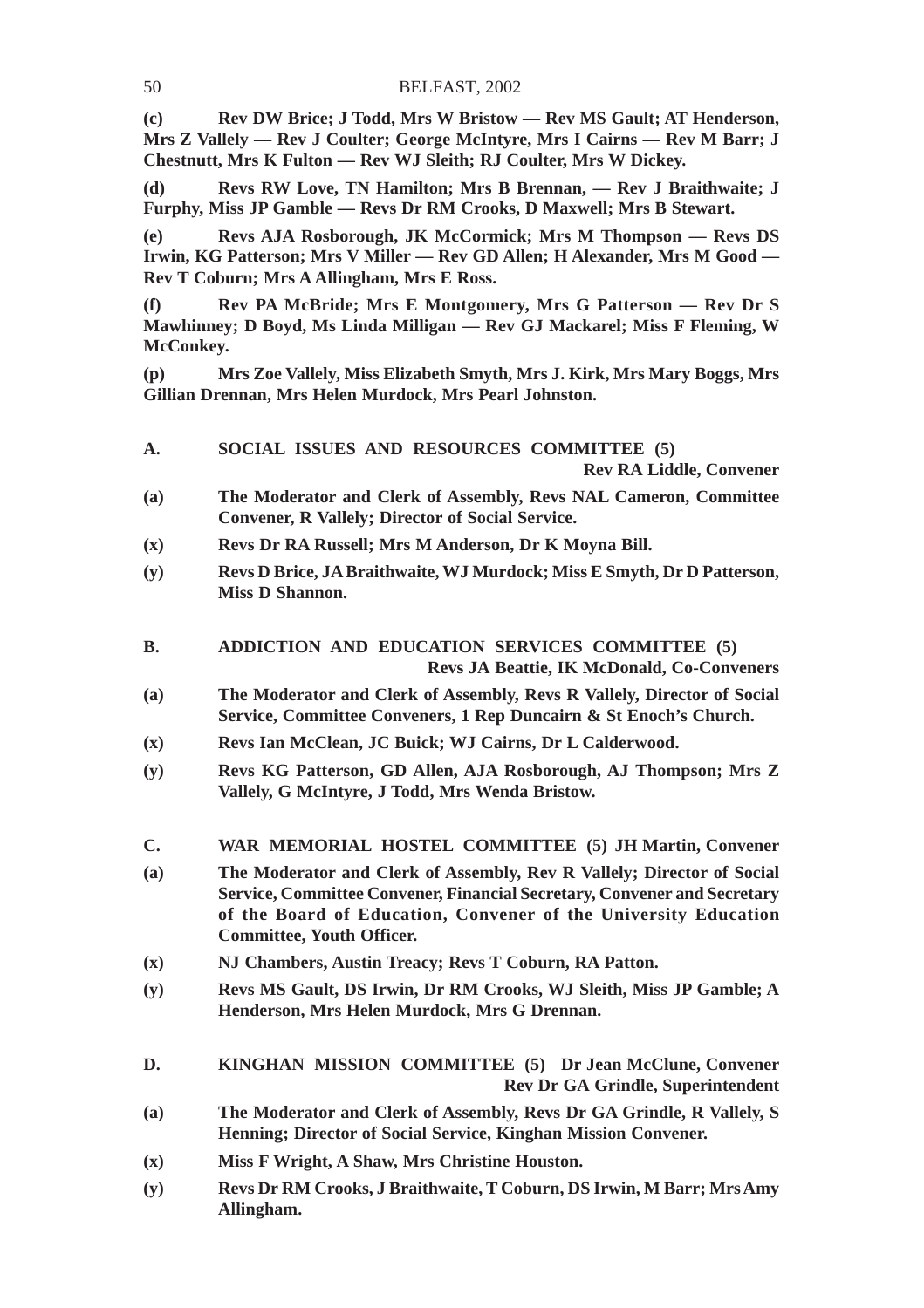**(c)** **Rev DW Brice; J Todd, Mrs W Bristow — Rev MS Gault; AT Henderson, Mrs Z Vallely — Rev J Coulter; George McIntyre, Mrs I Cairns — Rev M Barr; J Chestnutt, Mrs K Fulton — Rev WJ Sleith; RJ Coulter, Mrs W Dickey.**

**(d)** **Revs RW Love, TN Hamilton; Mrs B Brennan, — Rev J Braithwaite; J Furphy, Miss JP Gamble — Revs Dr RM Crooks, D Maxwell; Mrs B Stewart.**

**(e)** **Revs AJA Rosborough, JK McCormick; Mrs M Thompson — Revs DS Irwin, KG Patterson; Mrs V Miller — Rev GD Allen; H Alexander, Mrs M Good — Rev T Coburn; Mrs A Allingham, Mrs E Ross.**

**(f)** **Rev PA McBride; Mrs E Montgomery, Mrs G Patterson — Rev Dr S Mawhinney; D Boyd, Ms Linda Milligan — Rev GJ Mackarel; Miss F Fleming, W McConkey.**

**(p)** **Mrs Zoe Vallely, Miss Elizabeth Smyth, Mrs J. Kirk, Mrs Mary Boggs, Mrs Gillian Drennan, Mrs Helen Murdock, Mrs Pearl Johnston.**

## A. SOCIAL ISSUES AND RESOURCES COMMITTEE (5)

**Rev RA Liddle, Convener**

**(a)** **The Moderator and Clerk of Assembly, Revs NAL Cameron, Committee Convener, R Vallely; Director of Social Service.**

**(x)** **Revs Dr RA Russell; Mrs M Anderson, Dr K Moyna Bill.**

**(y)** **Revs D Brice, JA Braithwaite, WJ Murdock; Miss E Smyth, Dr D Patterson, Miss D Shannon.**

## B. ADDICTION AND EDUCATION SERVICES COMMITTEE (5)

**Revs JA Beattie, IK McDonald, Co-Conveners**

**(a)** **The Moderator and Clerk of Assembly, Revs R Vallely, Director of Social Service, Committee Conveners, 1 Rep Duncairn & St Enoch's Church.**

**(x)** **Revs Ian McClean, JC Buick; WJ Cairns, Dr L Calderwood.**

**(y)** **Revs KG Patterson, GD Allen, AJA Rosborough, AJ Thompson; Mrs Z Vallely, G McIntyre, J Todd, Mrs Wenda Bristow.**

## C. WAR MEMORIAL HOSTEL COMMITTEE (5) JH Martin, Convener

**(a)** **The Moderator and Clerk of Assembly, Rev R Vallely; Director of Social Service, Committee Convener, Financial Secretary, Convener and Secretary of the Board of Education, Convener of the University Education Committee, Youth Officer.**

**(x)** **NJ Chambers, Austin Treacy; Revs T Coburn, RA Patton.**

**(y)** **Revs MS Gault, DS Irwin, Dr RM Crooks, WJ Sleith, Miss JP Gamble; A Henderson, Mrs Helen Murdock, Mrs G Drennan.**

## D. KINGHAN MISSION COMMITTEE (5) Dr Jean McClune, Convener

**Rev Dr GA Grindle, Superintendent**

**(a)** **The Moderator and Clerk of Assembly, Revs Dr GA Grindle, R Vallely, S Henning; Director of Social Service, Kinghan Mission Convener.**

**(x)** **Miss F Wright, A Shaw, Mrs Christine Houston.**

**(y)** **Revs Dr RM Crooks, J Braithwaite, T Coburn, DS Irwin, M Barr; Mrs Amy Allingham.**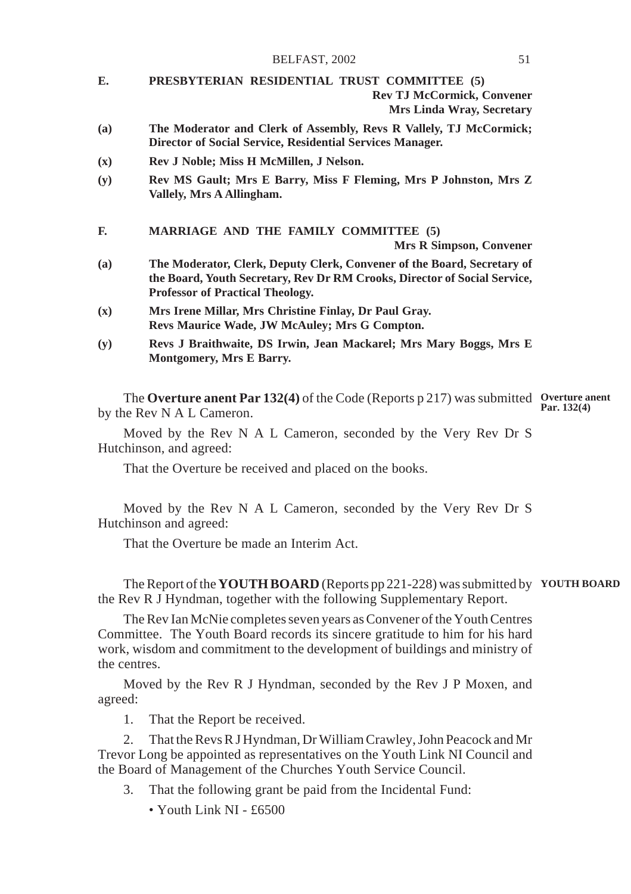**E. PRESBYTERIAN RESIDENTIAL TRUST COMMITTEE (5)**

**Rev TJ McCormick, Convener**
**Mrs Linda Wray, Secretary**

**(a)** **The Moderator and Clerk of Assembly, Revs R Vallely, TJ McCormick; Director of Social Service, Residential Services Manager.**

**(x)** **Rev J Noble; Miss H McMillen, J Nelson.**

**(y)** **Rev MS Gault; Mrs E Barry, Miss F Fleming, Mrs P Johnston, Mrs Z Vallely, Mrs A Allingham.**

**F. MARRIAGE AND THE FAMILY COMMITTEE (5)**

**Mrs R Simpson, Convener**

**(a)** **The Moderator, Clerk, Deputy Clerk, Convener of the Board, Secretary of the Board, Youth Secretary, Rev Dr RM Crooks, Director of Social Service, Professor of Practical Theology.**

**(x)** **Mrs Irene Millar, Mrs Christine Finlay, Dr Paul Gray. Revs Maurice Wade, JW McAuley; Mrs G Compton.**

**(y)** **Revs J Braithwaite, DS Irwin, Jean Mackarel; Mrs Mary Boggs, Mrs E Montgomery, Mrs E Barry.**

**Overture anent Par. 132(4)**

The **Overture anent Par 132(4)** of the Code (Reports p 217) was submitted by the Rev N A L Cameron.

Moved by the Rev N A L Cameron, seconded by the Very Rev Dr S Hutchinson, and agreed:

That the Overture be received and placed on the books.

Moved by the Rev N A L Cameron, seconded by the Very Rev Dr S Hutchinson and agreed:

That the Overture be made an Interim Act.

**YOUTH BOARD**

The Report of the **YOUTH BOARD** (Reports pp 221-228) was submitted by the Rev R J Hyndman, together with the following Supplementary Report.

The Rev Ian McNie completes seven years as Convener of the Youth Centres Committee. The Youth Board records its sincere gratitude to him for his hard work, wisdom and commitment to the development of buildings and ministry of the centres.

Moved by the Rev R J Hyndman, seconded by the Rev J P Moxen, and agreed:

1. That the Report be received.

2. That the Revs R J Hyndman, Dr William Crawley, John Peacock and Mr Trevor Long be appointed as representatives on the Youth Link NI Council and the Board of Management of the Churches Youth Service Council.

3. That the following grant be paid from the Incidental Fund:

   • Youth Link NI - £6500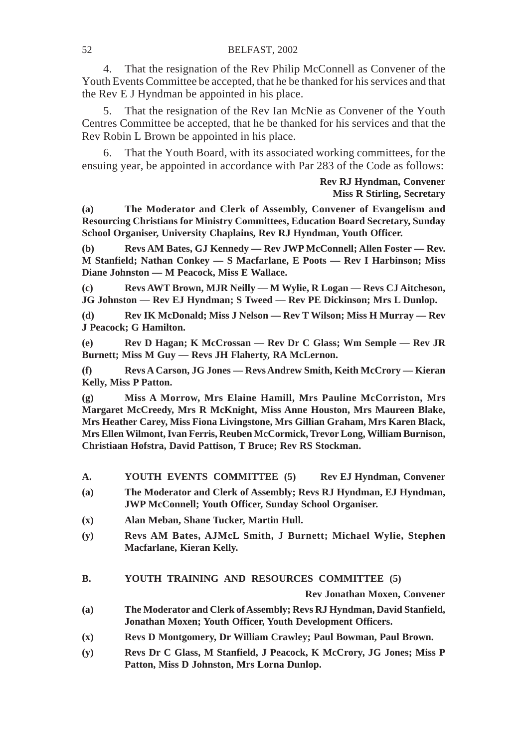4. That the resignation of the Rev Philip McConnell as Convener of the Youth Events Committee be accepted, that he be thanked for his services and that the Rev E J Hyndman be appointed in his place.

5. That the resignation of the Rev Ian McNie as Convener of the Youth Centres Committee be accepted, that he be thanked for his services and that the Rev Robin L Brown be appointed in his place.

6. That the Youth Board, with its associated working committees, for the ensuing year, be appointed in accordance with Par 283 of the Code as follows:

**Rev RJ Hyndman, Convener**
**Miss R Stirling, Secretary**

**(a) The Moderator and Clerk of Assembly, Convener of Evangelism and Resourcing Christians for Ministry Committees, Education Board Secretary, Sunday School Organiser, University Chaplains, Rev RJ Hyndman, Youth Officer.**

**(b) Revs AM Bates, GJ Kennedy — Rev JWP McConnell; Allen Foster — Rev. M Stanfield; Nathan Conkey — S Macfarlane, E Poots — Rev I Harbinson; Miss Diane Johnston — M Peacock, Miss E Wallace.**

**(c) Revs AWT Brown, MJR Neilly — M Wylie, R Logan — Revs CJ Aitcheson, JG Johnston — Rev EJ Hyndman; S Tweed — Rev PE Dickinson; Mrs L Dunlop.**

**(d) Rev IK McDonald; Miss J Nelson — Rev T Wilson; Miss H Murray — Rev J Peacock; G Hamilton.**

**(e) Rev D Hagan; K McCrossan — Rev Dr C Glass; Wm Semple — Rev JR Burnett; Miss M Guy — Revs JH Flaherty, RA McLernon.**

**(f) Revs A Carson, JG Jones — Revs Andrew Smith, Keith McCrory — Kieran Kelly, Miss P Patton.**

**(g) Miss A Morrow, Mrs Elaine Hamill, Mrs Pauline McCorriston, Mrs Margaret McCreedy, Mrs R McKnight, Miss Anne Houston, Mrs Maureen Blake, Mrs Heather Carey, Miss Fiona Livingstone, Mrs Gillian Graham, Mrs Karen Black, Mrs Ellen Wilmont, Ivan Ferris, Reuben McCormick, Trevor Long, William Burnison, Christiaan Hofstra, David Pattison, T Bruce; Rev RS Stockman.**

**A. YOUTH EVENTS COMMITTEE (5) Rev EJ Hyndman, Convener**

**(a) The Moderator and Clerk of Assembly; Revs RJ Hyndman, EJ Hyndman, JWP McConnell; Youth Officer, Sunday School Organiser.**

**(x) Alan Meban, Shane Tucker, Martin Hull.**

**(y) Revs AM Bates, AJMcL Smith, J Burnett; Michael Wylie, Stephen Macfarlane, Kieran Kelly.**

**B. YOUTH TRAINING AND RESOURCES COMMITTEE (5)**

**Rev Jonathan Moxen, Convener**

**(a) The Moderator and Clerk of Assembly; Revs RJ Hyndman, David Stanfield, Jonathan Moxen; Youth Officer, Youth Development Officers.**

**(x) Revs D Montgomery, Dr William Crawley; Paul Bowman, Paul Brown.**

**(y) Revs Dr C Glass, M Stanfield, J Peacock, K McCrory, JG Jones; Miss P Patton, Miss D Johnston, Mrs Lorna Dunlop.**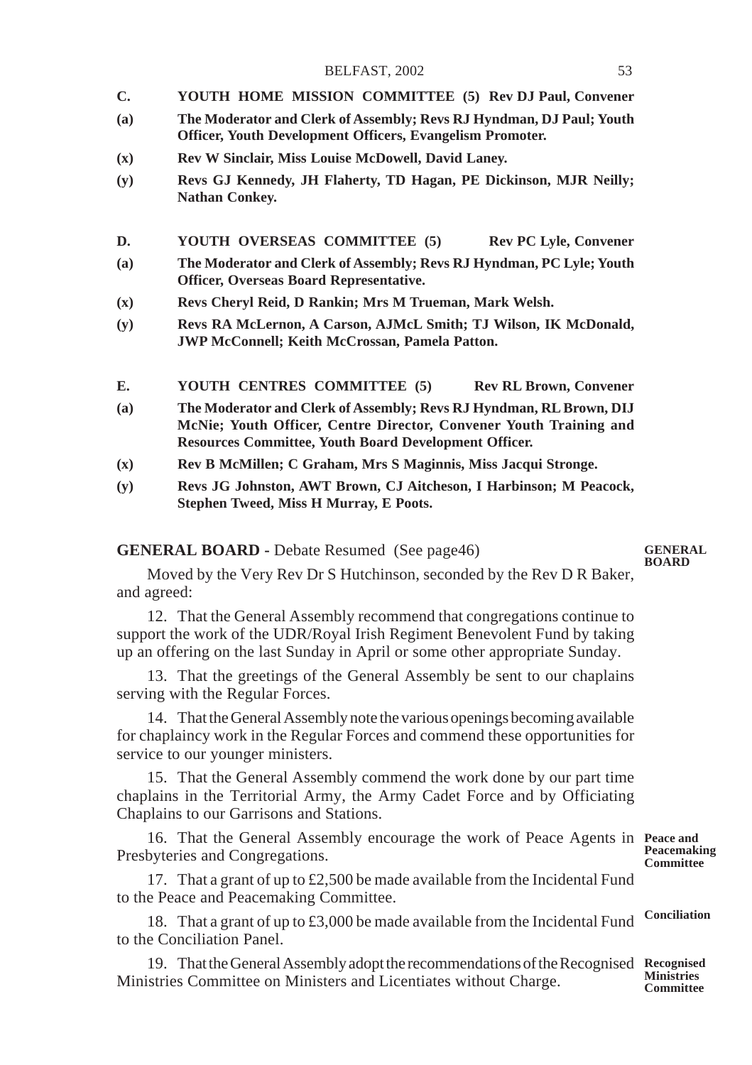**C. YOUTH HOME MISSION COMMITTEE (5) Rev DJ Paul, Convener**

**(a) The Moderator and Clerk of Assembly; Revs RJ Hyndman, DJ Paul; Youth Officer, Youth Development Officers, Evangelism Promoter.**

**(x) Rev W Sinclair, Miss Louise McDowell, David Laney.**

**(y) Revs GJ Kennedy, JH Flaherty, TD Hagan, PE Dickinson, MJR Neilly; Nathan Conkey.**

**D. YOUTH OVERSEAS COMMITTEE (5) Rev PC Lyle, Convener**

**(a) The Moderator and Clerk of Assembly; Revs RJ Hyndman, PC Lyle; Youth Officer, Overseas Board Representative.**

**(x) Revs Cheryl Reid, D Rankin; Mrs M Trueman, Mark Welsh.**

**(y) Revs RA McLernon, A Carson, AJMcL Smith; TJ Wilson, IK McDonald, JWP McConnell; Keith McCrossan, Pamela Patton.**

**E. YOUTH CENTRES COMMITTEE (5) Rev RL Brown, Convener**

**(a) The Moderator and Clerk of Assembly; Revs RJ Hyndman, RL Brown, DIJ McNie; Youth Officer, Centre Director, Convener Youth Training and Resources Committee, Youth Board Development Officer.**

**(x) Rev B McMillen; C Graham, Mrs S Maginnis, Miss Jacqui Stronge.**

**(y) Revs JG Johnston, AWT Brown, CJ Aitcheson, I Harbinson; M Peacock, Stephen Tweed, Miss H Murray, E Poots.**

**GENERAL BOARD** - Debate Resumed (See page46)

**GENERAL BOARD**

Moved by the Very Rev Dr S Hutchinson, seconded by the Rev D R Baker, and agreed:

12. That the General Assembly recommend that congregations continue to support the work of the UDR/Royal Irish Regiment Benevolent Fund by taking up an offering on the last Sunday in April or some other appropriate Sunday.

13. That the greetings of the General Assembly be sent to our chaplains serving with the Regular Forces.

14. That the General Assembly note the various openings becoming available for chaplaincy work in the Regular Forces and commend these opportunities for service to our younger ministers.

15. That the General Assembly commend the work done by our part time chaplains in the Territorial Army, the Army Cadet Force and by Officiating Chaplains to our Garrisons and Stations.

**Peace and Peacemaking Committee**

16. That the General Assembly encourage the work of Peace Agents in Presbyteries and Congregations.

17. That a grant of up to £2,500 be made available from the Incidental Fund to the Peace and Peacemaking Committee.

**Conciliation**

18. That a grant of up to £3,000 be made available from the Incidental Fund to the Conciliation Panel.

**Recognised Ministries Committee**

19. That the General Assembly adopt the recommendations of the Recognised Ministries Committee on Ministers and Licentiates without Charge.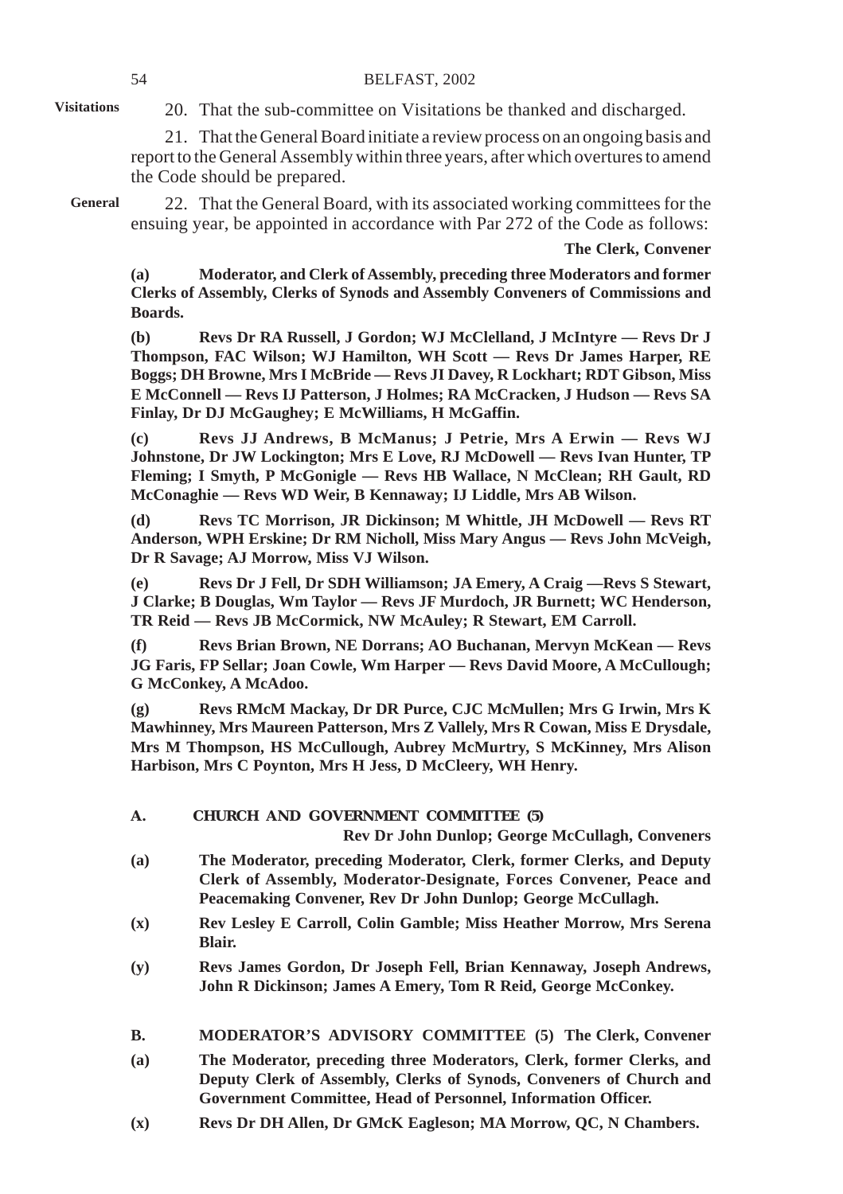**Visitations**

20. That the sub-committee on Visitations be thanked and discharged.

21. That the General Board initiate a review process on an ongoing basis and report to the General Assembly within three years, after which overtures to amend the Code should be prepared.

**General**

22. That the General Board, with its associated working committees for the ensuing year, be appointed in accordance with Par 272 of the Code as follows:

**The Clerk, Convener**

**(a) Moderator, and Clerk of Assembly, preceding three Moderators and former Clerks of Assembly, Clerks of Synods and Assembly Conveners of Commissions and Boards.**

**(b) Revs Dr RA Russell, J Gordon; WJ McClelland, J McIntyre — Revs Dr J Thompson, FAC Wilson; WJ Hamilton, WH Scott — Revs Dr James Harper, RE Boggs; DH Browne, Mrs I McBride — Revs JI Davey, R Lockhart; RDT Gibson, Miss E McConnell — Revs IJ Patterson, J Holmes; RA McCracken, J Hudson — Revs SA Finlay, Dr DJ McGaughey; E McWilliams, H McGaffin.**

**(c) Revs JJ Andrews, B McManus; J Petrie, Mrs A Erwin — Revs WJ Johnstone, Dr JW Lockington; Mrs E Love, RJ McDowell — Revs Ivan Hunter, TP Fleming; I Smyth, P McGonigle — Revs HB Wallace, N McClean; RH Gault, RD McConaghie — Revs WD Weir, B Kennaway; IJ Liddle, Mrs AB Wilson.**

**(d) Revs TC Morrison, JR Dickinson; M Whittle, JH McDowell — Revs RT Anderson, WPH Erskine; Dr RM Nicholl, Miss Mary Angus — Revs John McVeigh, Dr R Savage; AJ Morrow, Miss VJ Wilson.**

**(e) Revs Dr J Fell, Dr SDH Williamson; JA Emery, A Craig —Revs S Stewart, J Clarke; B Douglas, Wm Taylor — Revs JF Murdoch, JR Burnett; WC Henderson, TR Reid — Revs JB McCormick, NW McAuley; R Stewart, EM Carroll.**

**(f) Revs Brian Brown, NE Dorrans; AO Buchanan, Mervyn McKean — Revs JG Faris, FP Sellar; Joan Cowle, Wm Harper — Revs David Moore, A McCullough; G McConkey, A McAdoo.**

**(g) Revs RMcM Mackay, Dr DR Purce, CJC McMullen; Mrs G Irwin, Mrs K Mawhinney, Mrs Maureen Patterson, Mrs Z Vallely, Mrs R Cowan, Miss E Drysdale, Mrs M Thompson, HS McCullough, Aubrey McMurtry, S McKinney, Mrs Alison Harbison, Mrs C Poynton, Mrs H Jess, D McCleery, WH Henry.**

**A. CHURCH AND GOVERNMENT COMMITTEE (5)**

**Rev Dr John Dunlop; George McCullagh, Conveners**

**(a) The Moderator, preceding Moderator, Clerk, former Clerks, and Deputy Clerk of Assembly, Moderator-Designate, Forces Convener, Peace and Peacemaking Convener, Rev Dr John Dunlop; George McCullagh.**

**(x) Rev Lesley E Carroll, Colin Gamble; Miss Heather Morrow, Mrs Serena Blair.**

**(y) Revs James Gordon, Dr Joseph Fell, Brian Kennaway, Joseph Andrews, John R Dickinson; James A Emery, Tom R Reid, George McConkey.**

**B. MODERATOR'S ADVISORY COMMITTEE (5) The Clerk, Convener**

**(a) The Moderator, preceding three Moderators, Clerk, former Clerks, and Deputy Clerk of Assembly, Clerks of Synods, Conveners of Church and Government Committee, Head of Personnel, Information Officer.**

**(x) Revs Dr DH Allen, Dr GMcK Eagleson; MA Morrow, QC, N Chambers.**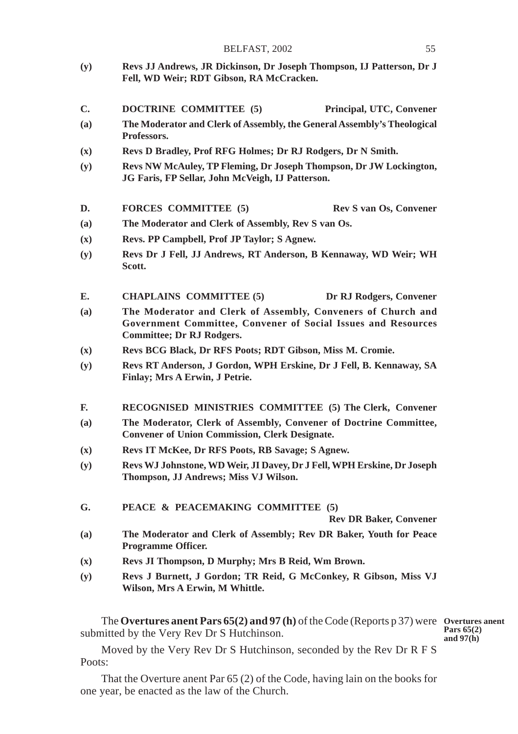**(y)** **Revs JJ Andrews, JR Dickinson, Dr Joseph Thompson, IJ Patterson, Dr J Fell, WD Weir; RDT Gibson, RA McCracken.**

**C. DOCTRINE COMMITTEE (5)** **Principal, UTC, Convener**

**(a)** **The Moderator and Clerk of Assembly, the General Assembly's Theological Professors.**

**(x)** **Revs D Bradley, Prof RFG Holmes; Dr RJ Rodgers, Dr N Smith.**

**(y)** **Revs NW McAuley, TP Fleming, Dr Joseph Thompson, Dr JW Lockington, JG Faris, FP Sellar, John McVeigh, IJ Patterson.**

**D. FORCES COMMITTEE (5)** **Rev S van Os, Convener**

**(a)** **The Moderator and Clerk of Assembly, Rev S van Os.**

**(x)** **Revs. PP Campbell, Prof JP Taylor; S Agnew.**

**(y)** **Revs Dr J Fell, JJ Andrews, RT Anderson, B Kennaway, WD Weir; WH Scott.**

**E. CHAPLAINS COMMITTEE (5)** **Dr RJ Rodgers, Convener**

**(a)** **The Moderator and Clerk of Assembly, Conveners of Church and Government Committee, Convener of Social Issues and Resources Committee; Dr RJ Rodgers.**

**(x)** **Revs BCG Black, Dr RFS Poots; RDT Gibson, Miss M. Cromie.**

**(y)** **Revs RT Anderson, J Gordon, WPH Erskine, Dr J Fell, B. Kennaway, SA Finlay; Mrs A Erwin, J Petrie.**

**F. RECOGNISED MINISTRIES COMMITTEE (5)** **The Clerk, Convener**

**(a)** **The Moderator, Clerk of Assembly, Convener of Doctrine Committee, Convener of Union Commission, Clerk Designate.**

**(x)** **Revs IT McKee, Dr RFS Poots, RB Savage; S Agnew.**

**(y)** **Revs WJ Johnstone, WD Weir, JI Davey, Dr J Fell, WPH Erskine, Dr Joseph Thompson, JJ Andrews; Miss VJ Wilson.**

**G. PEACE & PEACEMAKING COMMITTEE (5)** **Rev DR Baker, Convener**

**(a)** **The Moderator and Clerk of Assembly; Rev DR Baker, Youth for Peace Programme Officer.**

**(x)** **Revs JI Thompson, D Murphy; Mrs B Reid, Wm Brown.**

**(y)** **Revs J Burnett, J Gordon; TR Reid, G McConkey, R Gibson, Miss VJ Wilson, Mrs A Erwin, M Whittle.**

**Overtures anent Pars 65(2) and 97(h)**

The **Overtures anent Pars 65(2) and 97 (h)** of the Code (Reports p 37) were submitted by the Very Rev Dr S Hutchinson.

Moved by the Very Rev Dr S Hutchinson, seconded by the Rev Dr R F S Poots:

That the Overture anent Par 65 (2) of the Code, having lain on the books for one year, be enacted as the law of the Church.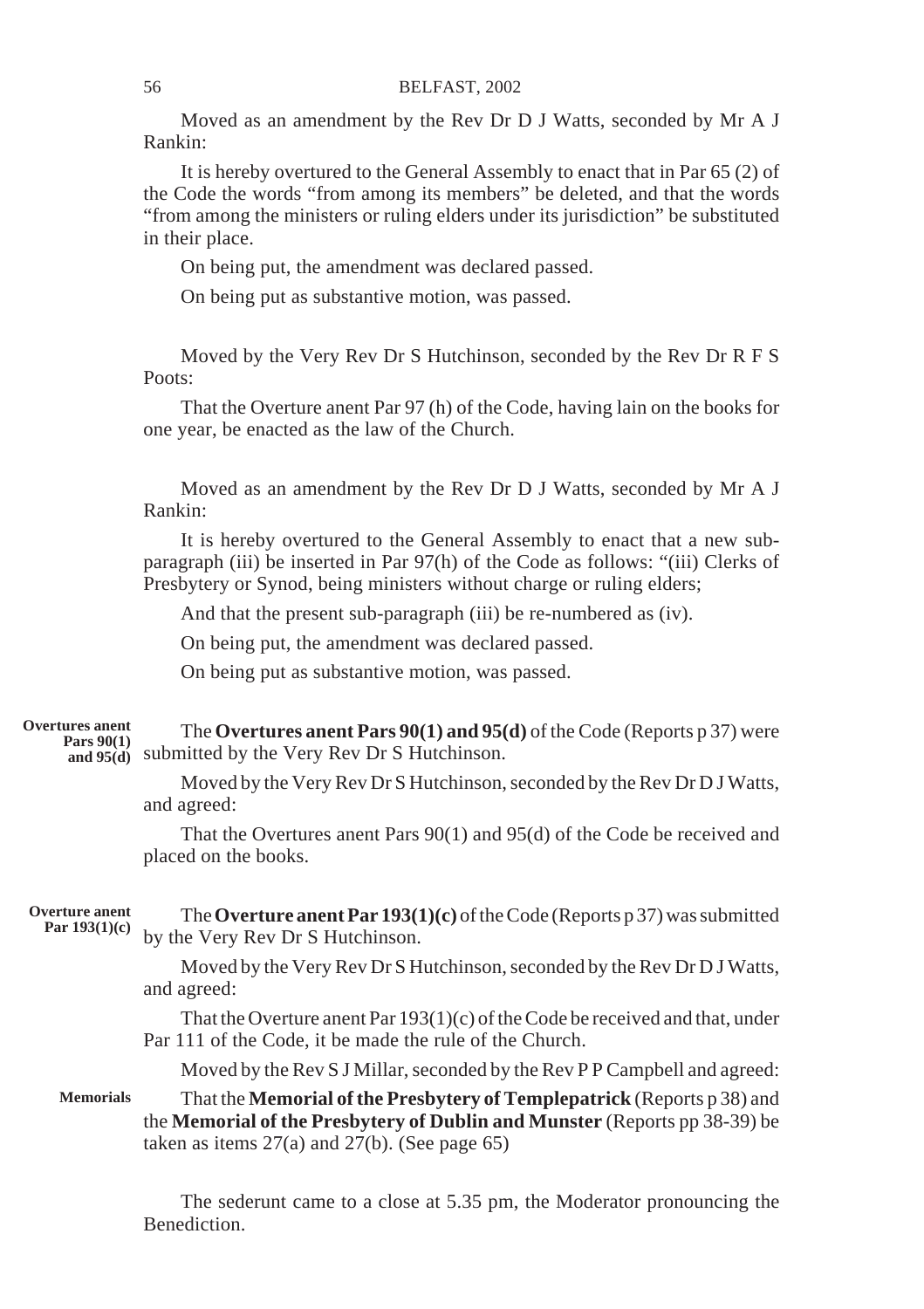Moved as an amendment by the Rev Dr D J Watts, seconded by Mr A J Rankin:

It is hereby overtured to the General Assembly to enact that in Par 65 (2) of the Code the words "from among its members" be deleted, and that the words "from among the ministers or ruling elders under its jurisdiction" be substituted in their place.

On being put, the amendment was declared passed.

On being put as substantive motion, was passed.

Moved by the Very Rev Dr S Hutchinson, seconded by the Rev Dr R F S Poots:

That the Overture anent Par 97 (h) of the Code, having lain on the books for one year, be enacted as the law of the Church.

Moved as an amendment by the Rev Dr D J Watts, seconded by Mr A J Rankin:

It is hereby overtured to the General Assembly to enact that a new sub-paragraph (iii) be inserted in Par 97(h) of the Code as follows: "(iii) Clerks of Presbytery or Synod, being ministers without charge or ruling elders;

And that the present sub-paragraph (iii) be re-numbered as (iv).

On being put, the amendment was declared passed.

On being put as substantive motion, was passed.

**Overtures anent Pars 90(1) and 95(d)**

The **Overtures anent Pars 90(1) and 95(d)** of the Code (Reports p 37) were submitted by the Very Rev Dr S Hutchinson.

Moved by the Very Rev Dr S Hutchinson, seconded by the Rev Dr D J Watts, and agreed:

That the Overtures anent Pars 90(1) and 95(d) of the Code be received and placed on the books.

**Overture anent Par 193(1)(c)**

The **Overture anent Par 193(1)(c)** of the Code (Reports p 37) was submitted by the Very Rev Dr S Hutchinson.

Moved by the Very Rev Dr S Hutchinson, seconded by the Rev Dr D J Watts, and agreed:

That the Overture anent Par 193(1)(c) of the Code be received and that, under Par 111 of the Code, it be made the rule of the Church.

Moved by the Rev S J Millar, seconded by the Rev P P Campbell and agreed:

**Memorials**

That the **Memorial of the Presbytery of Templepatrick** (Reports p 38) and the **Memorial of the Presbytery of Dublin and Munster** (Reports pp 38-39) be taken as items 27(a) and 27(b). (See page 65)

The sederunt came to a close at 5.35 pm, the Moderator pronouncing the Benediction.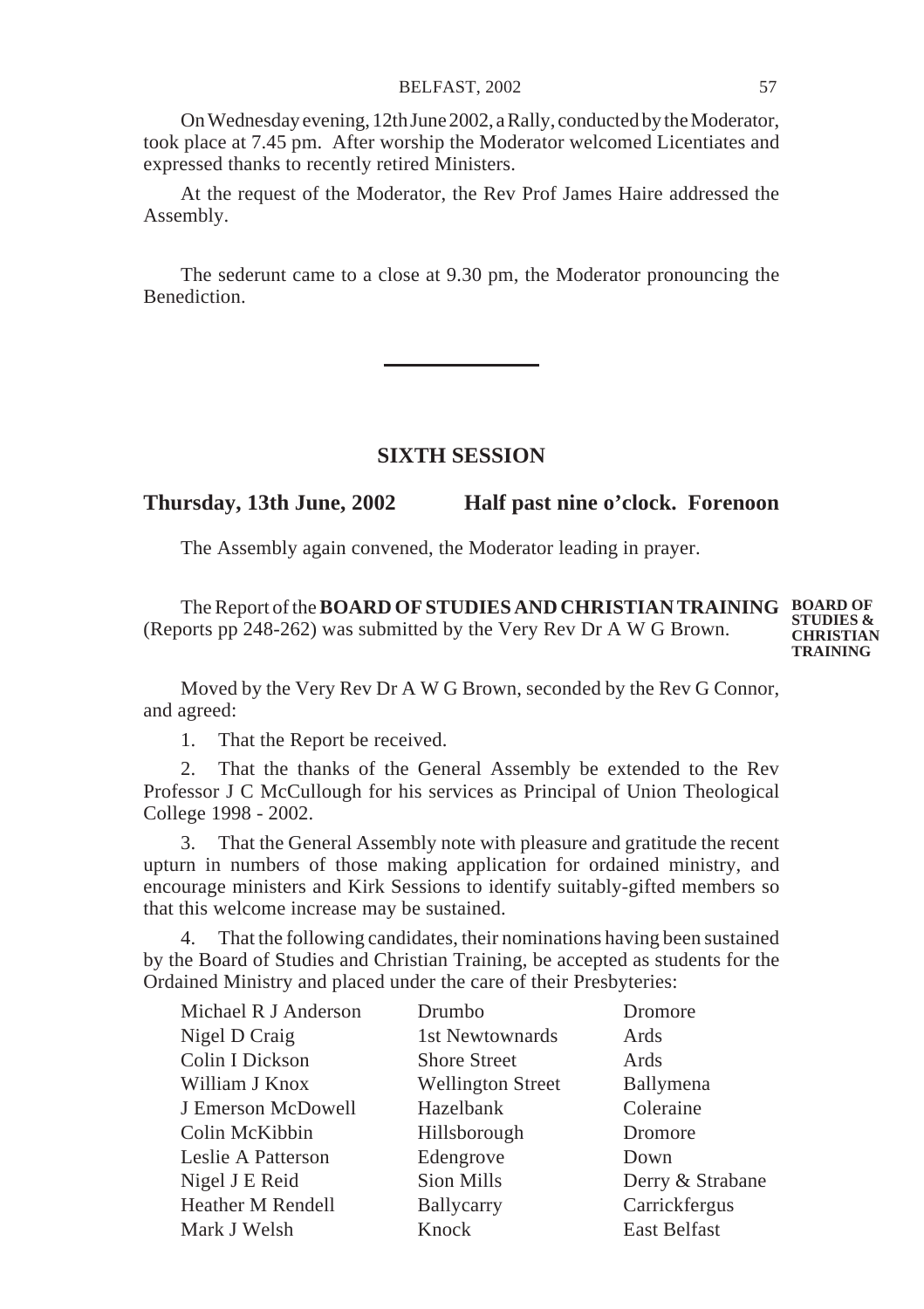On Wednesday evening, 12th June 2002, a Rally, conducted by the Moderator, took place at 7.45 pm. After worship the Moderator welcomed Licentiates and expressed thanks to recently retired Ministers.

At the request of the Moderator, the Rev Prof James Haire addressed the Assembly.

The sederunt came to a close at 9.30 pm, the Moderator pronouncing the Benediction.

---

## SIXTH SESSION

**Thursday, 13th June, 2002 Half past nine o'clock. Forenoon**

The Assembly again convened, the Moderator leading in prayer.

**BOARD OF STUDIES & CHRISTIAN TRAINING**

The Report of the **BOARD OF STUDIES AND CHRISTIAN TRAINING** (Reports pp 248-262) was submitted by the Very Rev Dr A W G Brown.

Moved by the Very Rev Dr A W G Brown, seconded by the Rev G Connor, and agreed:

1. That the Report be received.

2. That the thanks of the General Assembly be extended to the Rev Professor J C McCullough for his services as Principal of Union Theological College 1998 - 2002.

3. That the General Assembly note with pleasure and gratitude the recent upturn in numbers of those making application for ordained ministry, and encourage ministers and Kirk Sessions to identify suitably-gifted members so that this welcome increase may be sustained.

4. That the following candidates, their nominations having been sustained by the Board of Studies and Christian Training, be accepted as students for the Ordained Ministry and placed under the care of their Presbyteries:

| | | |
|---|---|---|
| Michael R J Anderson | Drumbo | Dromore |
| Nigel D Craig | 1st Newtownards | Ards |
| Colin I Dickson | Shore Street | Ards |
| William J Knox | Wellington Street | Ballymena |
| J Emerson McDowell | Hazelbank | Coleraine |
| Colin McKibbin | Hillsborough | Dromore |
| Leslie A Patterson | Edengrove | Down |
| Nigel J E Reid | Sion Mills | Derry & Strabane |
| Heather M Rendell | Ballycarry | Carrickfergus |
| Mark J Welsh | Knock | East Belfast |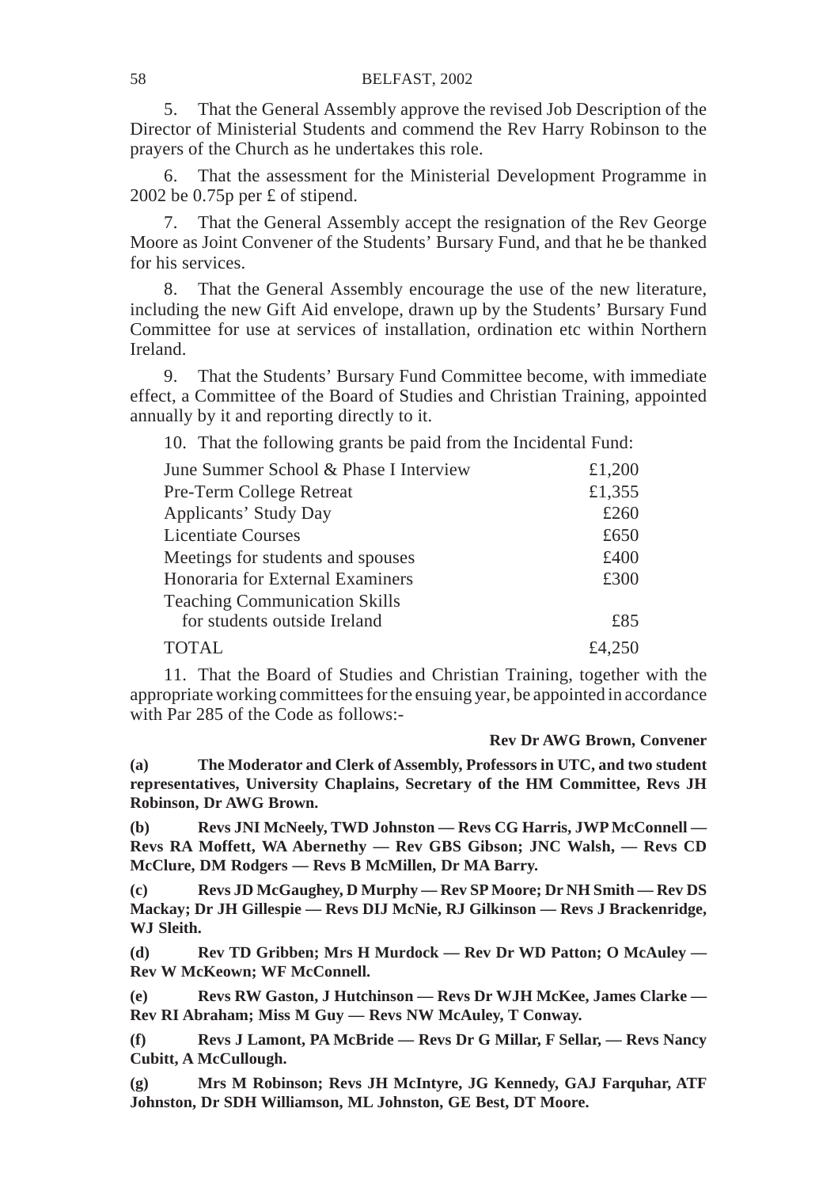5. That the General Assembly approve the revised Job Description of the Director of Ministerial Students and commend the Rev Harry Robinson to the prayers of the Church as he undertakes this role.

6. That the assessment for the Ministerial Development Programme in 2002 be 0.75p per £ of stipend.

7. That the General Assembly accept the resignation of the Rev George Moore as Joint Convener of the Students' Bursary Fund, and that he be thanked for his services.

8. That the General Assembly encourage the use of the new literature, including the new Gift Aid envelope, drawn up by the Students' Bursary Fund Committee for use at services of installation, ordination etc within Northern Ireland.

9. That the Students' Bursary Fund Committee become, with immediate effect, a Committee of the Board of Studies and Christian Training, appointed annually by it and reporting directly to it.

10. That the following grants be paid from the Incidental Fund:

| | |
|---|---|
| June Summer School & Phase I Interview | £1,200 |
| Pre-Term College Retreat | £1,355 |
| Applicants' Study Day | £260 |
| Licentiate Courses | £650 |
| Meetings for students and spouses | £400 |
| Honoraria for External Examiners | £300 |
| Teaching Communication Skills for students outside Ireland | £85 |
| TOTAL | £4,250 |

11. That the Board of Studies and Christian Training, together with the appropriate working committees for the ensuing year, be appointed in accordance with Par 285 of the Code as follows:-

**Rev Dr AWG Brown, Convener**

**(a) The Moderator and Clerk of Assembly, Professors in UTC, and two student representatives, University Chaplains, Secretary of the HM Committee, Revs JH Robinson, Dr AWG Brown.**

**(b) Revs JNI McNeely, TWD Johnston — Revs CG Harris, JWP McConnell — Revs RA Moffett, WA Abernethy — Rev GBS Gibson; JNC Walsh, — Revs CD McClure, DM Rodgers — Revs B McMillen, Dr MA Barry.**

**(c) Revs JD McGaughey, D Murphy — Rev SP Moore; Dr NH Smith — Rev DS Mackay; Dr JH Gillespie — Revs DIJ McNie, RJ Gilkinson — Revs J Brackenridge, WJ Sleith.**

**(d) Rev TD Gribben; Mrs H Murdock — Rev Dr WD Patton; O McAuley — Rev W McKeown; WF McConnell.**

**(e) Revs RW Gaston, J Hutchinson — Revs Dr WJH McKee, James Clarke — Rev RI Abraham; Miss M Guy — Revs NW McAuley, T Conway.**

**(f) Revs J Lamont, PA McBride — Revs Dr G Millar, F Sellar, — Revs Nancy Cubitt, A McCullough.**

**(g) Mrs M Robinson; Revs JH McIntyre, JG Kennedy, GAJ Farquhar, ATF Johnston, Dr SDH Williamson, ML Johnston, GE Best, DT Moore.**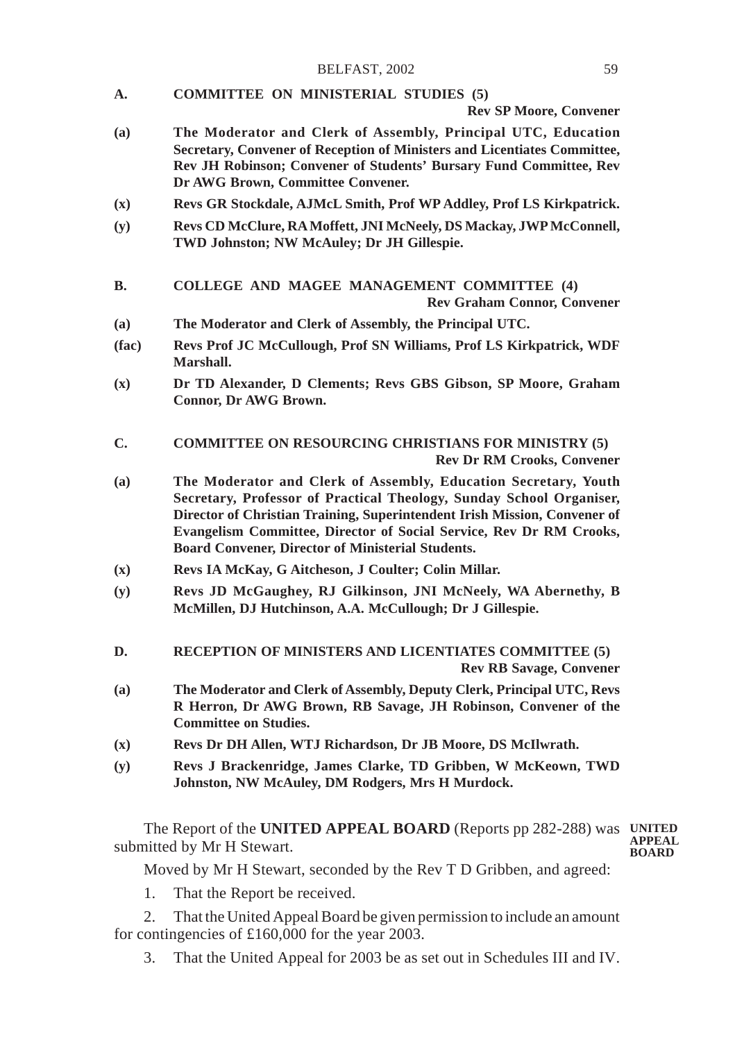**A. COMMITTEE ON MINISTERIAL STUDIES (5)**

**Rev SP Moore, Convener**

**(a)** **The Moderator and Clerk of Assembly, Principal UTC, Education Secretary, Convener of Reception of Ministers and Licentiates Committee, Rev JH Robinson; Convener of Students' Bursary Fund Committee, Rev Dr AWG Brown, Committee Convener.**

**(x)** **Revs GR Stockdale, AJMcL Smith, Prof WP Addley, Prof LS Kirkpatrick.**

**(y)** **Revs CD McClure, RA Moffett, JNI McNeely, DS Mackay, JWP McConnell, TWD Johnston; NW McAuley; Dr JH Gillespie.**

**B. COLLEGE AND MAGEE MANAGEMENT COMMITTEE (4)**

**Rev Graham Connor, Convener**

**(a)** **The Moderator and Clerk of Assembly, the Principal UTC.**

**(fac)** **Revs Prof JC McCullough, Prof SN Williams, Prof LS Kirkpatrick, WDF Marshall.**

**(x)** **Dr TD Alexander, D Clements; Revs GBS Gibson, SP Moore, Graham Connor, Dr AWG Brown.**

**C. COMMITTEE ON RESOURCING CHRISTIANS FOR MINISTRY (5)**

**Rev Dr RM Crooks, Convener**

**(a)** **The Moderator and Clerk of Assembly, Education Secretary, Youth Secretary, Professor of Practical Theology, Sunday School Organiser, Director of Christian Training, Superintendent Irish Mission, Convener of Evangelism Committee, Director of Social Service, Rev Dr RM Crooks, Board Convener, Director of Ministerial Students.**

**(x)** **Revs IA McKay, G Aitcheson, J Coulter; Colin Millar.**

**(y)** **Revs JD McGaughey, RJ Gilkinson, JNI McNeely, WA Abernethy, B McMillen, DJ Hutchinson, A.A. McCullough; Dr J Gillespie.**

**D. RECEPTION OF MINISTERS AND LICENTIATES COMMITTEE (5)**

**Rev RB Savage, Convener**

**(a)** **The Moderator and Clerk of Assembly, Deputy Clerk, Principal UTC, Revs R Herron, Dr AWG Brown, RB Savage, JH Robinson, Convener of the Committee on Studies.**

**(x)** **Revs Dr DH Allen, WTJ Richardson, Dr JB Moore, DS McIlwrath.**

**(y)** **Revs J Brackenridge, James Clarke, TD Gribben, W McKeown, TWD Johnston, NW McAuley, DM Rodgers, Mrs H Murdock.**

**UNITED APPEAL BOARD**

The Report of the **UNITED APPEAL BOARD** (Reports pp 282-288) was submitted by Mr H Stewart.

Moved by Mr H Stewart, seconded by the Rev T D Gribben, and agreed:

1. That the Report be received.

2. That the United Appeal Board be given permission to include an amount for contingencies of £160,000 for the year 2003.

3. That the United Appeal for 2003 be as set out in Schedules III and IV.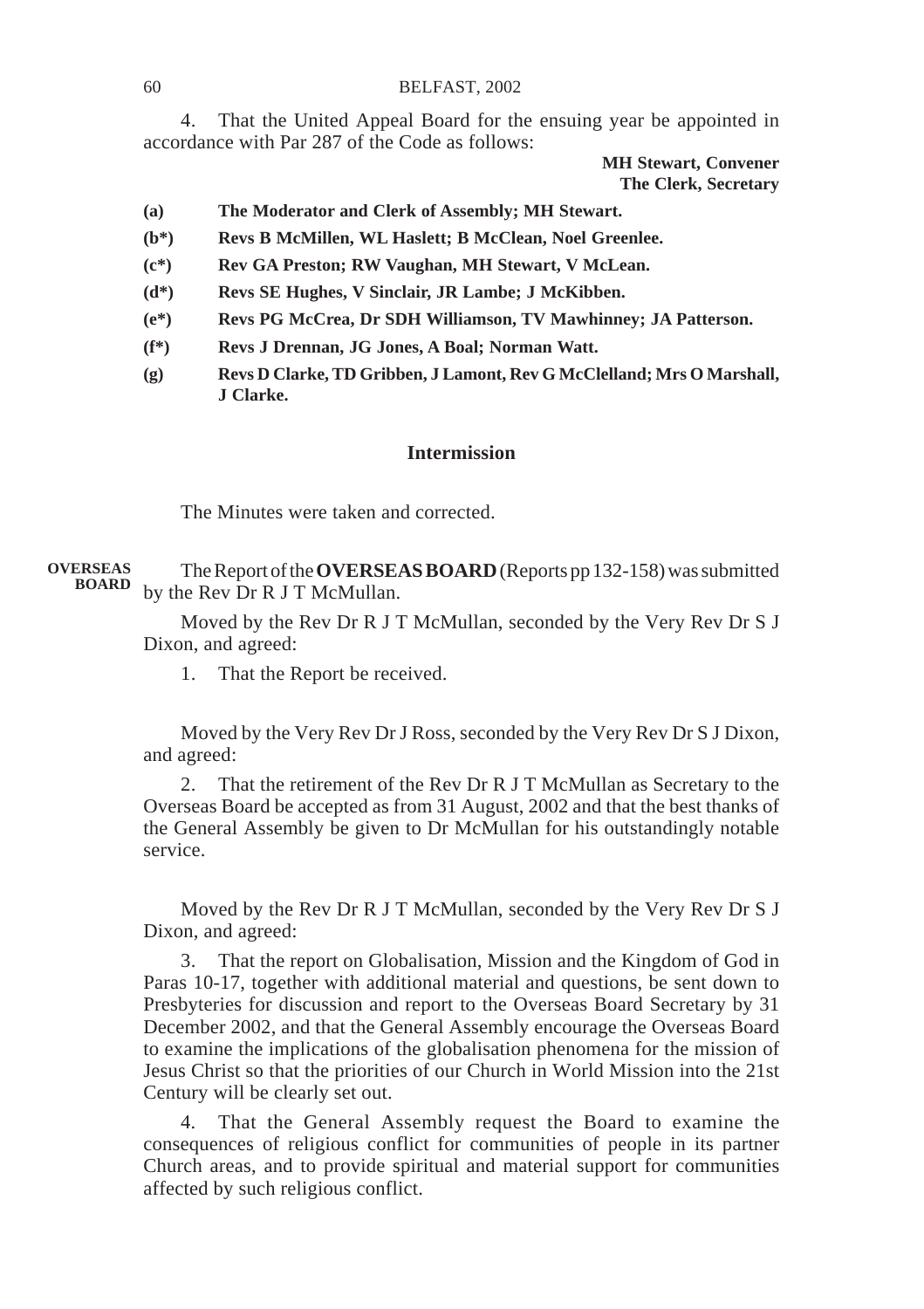4. That the United Appeal Board for the ensuing year be appointed in accordance with Par 287 of the Code as follows:

**MH Stewart, Convener**
**The Clerk, Secretary**

**(a)** **The Moderator and Clerk of Assembly; MH Stewart.**

**(b*)** **Revs B McMillen, WL Haslett; B McClean, Noel Greenlee.**

**(c*)** **Rev GA Preston; RW Vaughan, MH Stewart, V McLean.**

**(d*)** **Revs SE Hughes, V Sinclair, JR Lambe; J McKibben.**

**(e*)** **Revs PG McCrea, Dr SDH Williamson, TV Mawhinney; JA Patterson.**

**(f*)** **Revs J Drennan, JG Jones, A Boal; Norman Watt.**

**(g)** **Revs D Clarke, TD Gribben, J Lamont, Rev G McClelland; Mrs O Marshall, J Clarke.**

## Intermission

The Minutes were taken and corrected.

**OVERSEAS BOARD**

The Report of the **OVERSEAS BOARD** (Reports pp 132-158) was submitted by the Rev Dr R J T McMullan.

Moved by the Rev Dr R J T McMullan, seconded by the Very Rev Dr S J Dixon, and agreed:

1. That the Report be received.

Moved by the Very Rev Dr J Ross, seconded by the Very Rev Dr S J Dixon, and agreed:

2. That the retirement of the Rev Dr R J T McMullan as Secretary to the Overseas Board be accepted as from 31 August, 2002 and that the best thanks of the General Assembly be given to Dr McMullan for his outstandingly notable service.

Moved by the Rev Dr R J T McMullan, seconded by the Very Rev Dr S J Dixon, and agreed:

3. That the report on Globalisation, Mission and the Kingdom of God in Paras 10-17, together with additional material and questions, be sent down to Presbyteries for discussion and report to the Overseas Board Secretary by 31 December 2002, and that the General Assembly encourage the Overseas Board to examine the implications of the globalisation phenomena for the mission of Jesus Christ so that the priorities of our Church in World Mission into the 21st Century will be clearly set out.

4. That the General Assembly request the Board to examine the consequences of religious conflict for communities of people in its partner Church areas, and to provide spiritual and material support for communities affected by such religious conflict.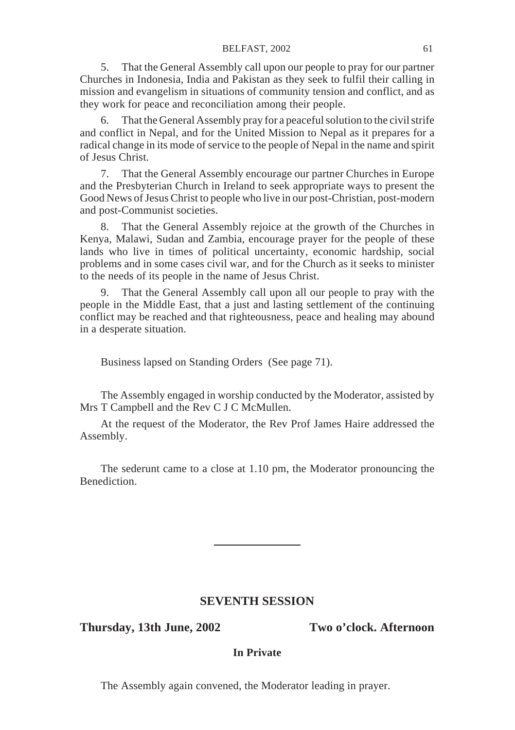5. That the General Assembly call upon our people to pray for our partner Churches in Indonesia, India and Pakistan as they seek to fulfil their calling in mission and evangelism in situations of community tension and conflict, and as they work for peace and reconciliation among their people.

6. That the General Assembly pray for a peaceful solution to the civil strife and conflict in Nepal, and for the United Mission to Nepal as it prepares for a radical change in its mode of service to the people of Nepal in the name and spirit of Jesus Christ.

7. That the General Assembly encourage our partner Churches in Europe and the Presbyterian Church in Ireland to seek appropriate ways to present the Good News of Jesus Christ to people who live in our post-Christian, post-modern and post-Communist societies.

8. That the General Assembly rejoice at the growth of the Churches in Kenya, Malawi, Sudan and Zambia, encourage prayer for the people of these lands who live in times of political uncertainty, economic hardship, social problems and in some cases civil war, and for the Church as it seeks to minister to the needs of its people in the name of Jesus Christ.

9. That the General Assembly call upon all our people to pray with the people in the Middle East, that a just and lasting settlement of the continuing conflict may be reached and that righteousness, peace and healing may abound in a desperate situation.

Business lapsed on Standing Orders (See page 71).

The Assembly engaged in worship conducted by the Moderator, assisted by Mrs T Campbell and the Rev C J C McMullen.

At the request of the Moderator, the Rev Prof James Haire addressed the Assembly.

The sederunt came to a close at 1.10 pm, the Moderator pronouncing the Benediction.

---

## SEVENTH SESSION

**Thursday, 13th June, 2002** **Two o'clock. Afternoon**

**In Private**

The Assembly again convened, the Moderator leading in prayer.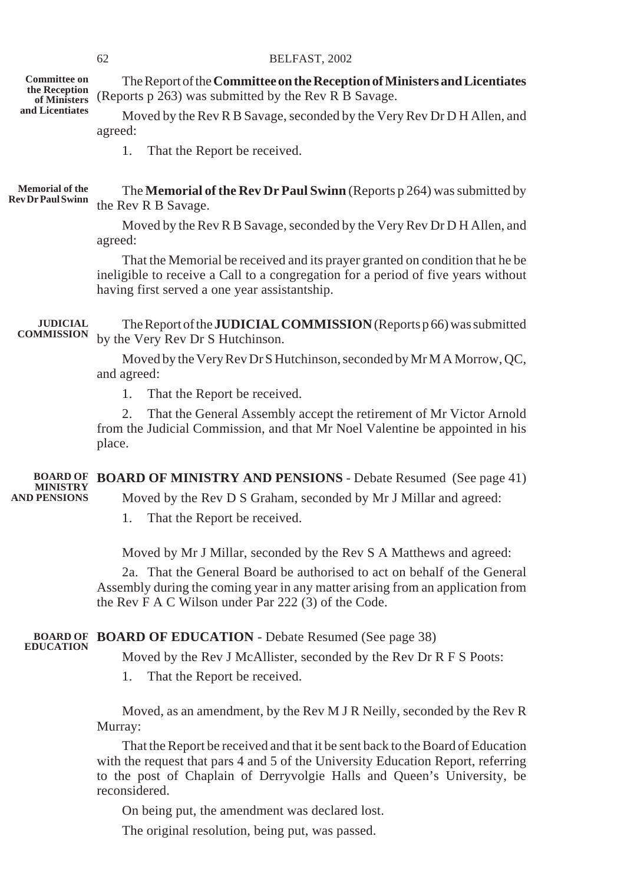**Committee on the Reception of Ministers and Licentiates**

The Report of the **Committee on the Reception of Ministers and Licentiates** (Reports p 263) was submitted by the Rev R B Savage.

Moved by the Rev R B Savage, seconded by the Very Rev Dr D H Allen, and agreed:

1. That the Report be received.

**Memorial of the Rev Dr Paul Swinn**

The **Memorial of the Rev Dr Paul Swinn** (Reports p 264) was submitted by the Rev R B Savage.

Moved by the Rev R B Savage, seconded by the Very Rev Dr D H Allen, and agreed:

That the Memorial be received and its prayer granted on condition that he be ineligible to receive a Call to a congregation for a period of five years without having first served a one year assistantship.

**JUDICIAL COMMISSION**

The Report of the **JUDICIAL COMMISSION** (Reports p 66) was submitted by the Very Rev Dr S Hutchinson.

Moved by the Very Rev Dr S Hutchinson, seconded by Mr M A Morrow, QC, and agreed:

1. That the Report be received.

2. That the General Assembly accept the retirement of Mr Victor Arnold from the Judicial Commission, and that Mr Noel Valentine be appointed in his place.

**BOARD OF MINISTRY AND PENSIONS**

**BOARD OF MINISTRY AND PENSIONS** - Debate Resumed (See page 41)

Moved by the Rev D S Graham, seconded by Mr J Millar and agreed:

1. That the Report be received.

Moved by Mr J Millar, seconded by the Rev S A Matthews and agreed:

2a. That the General Board be authorised to act on behalf of the General Assembly during the coming year in any matter arising from an application from the Rev F A C Wilson under Par 222 (3) of the Code.

**BOARD OF EDUCATION**

**BOARD OF EDUCATION** - Debate Resumed (See page 38)

Moved by the Rev J McAllister, seconded by the Rev Dr R F S Poots:

1. That the Report be received.

Moved, as an amendment, by the Rev M J R Neilly, seconded by the Rev R Murray:

That the Report be received and that it be sent back to the Board of Education with the request that pars 4 and 5 of the University Education Report, referring to the post of Chaplain of Derryvolgie Halls and Queen's University, be reconsidered.

On being put, the amendment was declared lost.

The original resolution, being put, was passed.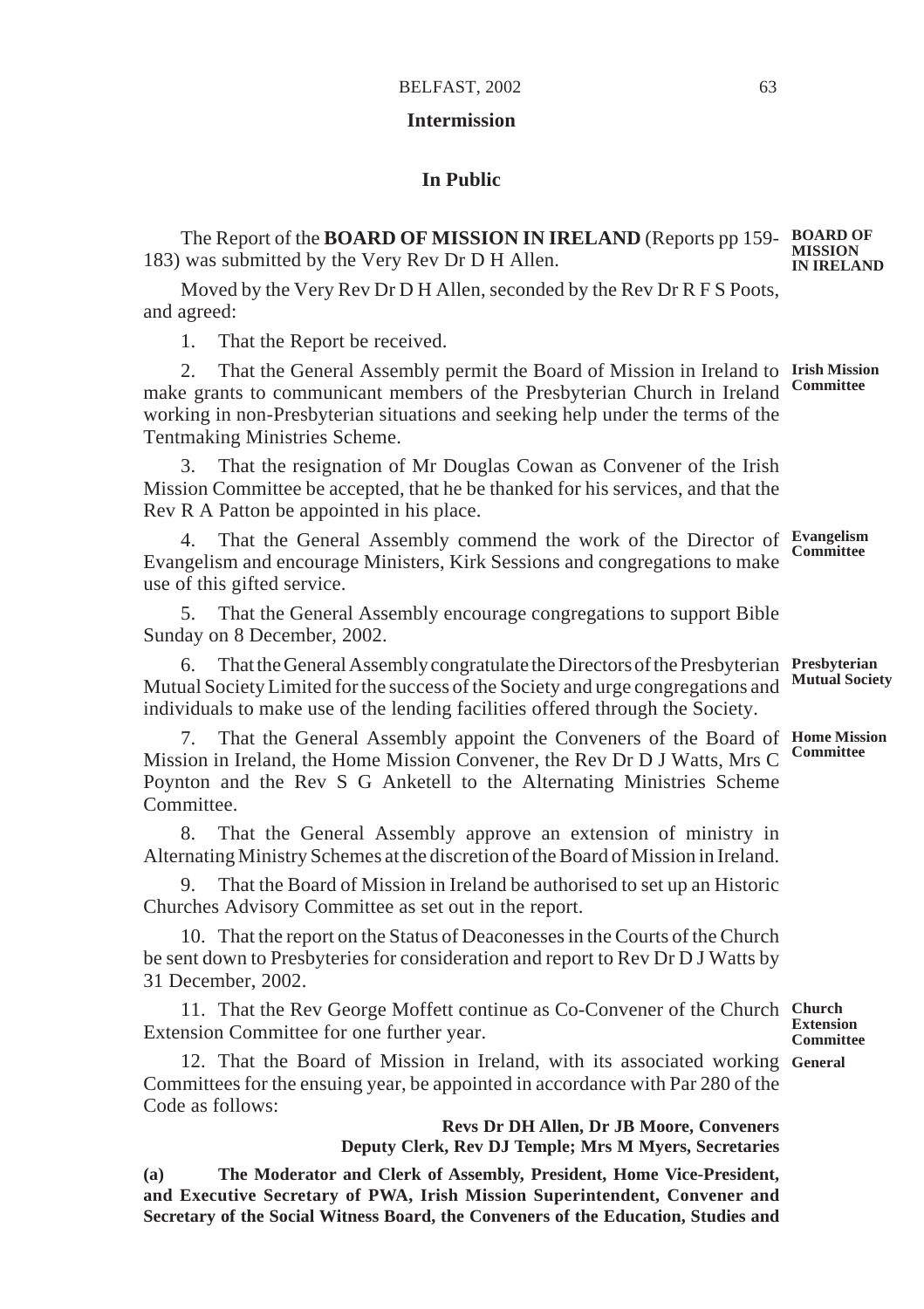## Intermission

## In Public

**BOARD OF MISSION IN IRELAND**

The Report of the **BOARD OF MISSION IN IRELAND** (Reports pp 159-183) was submitted by the Very Rev Dr D H Allen.

Moved by the Very Rev Dr D H Allen, seconded by the Rev Dr R F S Poots, and agreed:

1. That the Report be received.

**Irish Mission Committee**

2. That the General Assembly permit the Board of Mission in Ireland to make grants to communicant members of the Presbyterian Church in Ireland working in non-Presbyterian situations and seeking help under the terms of the Tentmaking Ministries Scheme.

3. That the resignation of Mr Douglas Cowan as Convener of the Irish Mission Committee be accepted, that he be thanked for his services, and that the Rev R A Patton be appointed in his place.

**Evangelism Committee**

4. That the General Assembly commend the work of the Director of Evangelism and encourage Ministers, Kirk Sessions and congregations to make use of this gifted service.

5. That the General Assembly encourage congregations to support Bible Sunday on 8 December, 2002.

**Presbyterian Mutual Society**

6. That the General Assembly congratulate the Directors of the Presbyterian Mutual Society Limited for the success of the Society and urge congregations and individuals to make use of the lending facilities offered through the Society.

**Home Mission Committee**

7. That the General Assembly appoint the Conveners of the Board of Mission in Ireland, the Home Mission Convener, the Rev Dr D J Watts, Mrs C Poynton and the Rev S G Anketell to the Alternating Ministries Scheme Committee.

8. That the General Assembly approve an extension of ministry in Alternating Ministry Schemes at the discretion of the Board of Mission in Ireland.

9. That the Board of Mission in Ireland be authorised to set up an Historic Churches Advisory Committee as set out in the report.

10. That the report on the Status of Deaconesses in the Courts of the Church be sent down to Presbyteries for consideration and report to Rev Dr D J Watts by 31 December, 2002.

**Church Extension Committee**

11. That the Rev George Moffett continue as Co-Convener of the Church Extension Committee for one further year.

**General**

12. That the Board of Mission in Ireland, with its associated working Committees for the ensuing year, be appointed in accordance with Par 280 of the Code as follows:

**Revs Dr DH Allen, Dr JB Moore, Conveners**
**Deputy Clerk, Rev DJ Temple; Mrs M Myers, Secretaries**

**(a) The Moderator and Clerk of Assembly, President, Home Vice-President, and Executive Secretary of PWA, Irish Mission Superintendent, Convener and Secretary of the Social Witness Board, the Conveners of the Education, Studies and**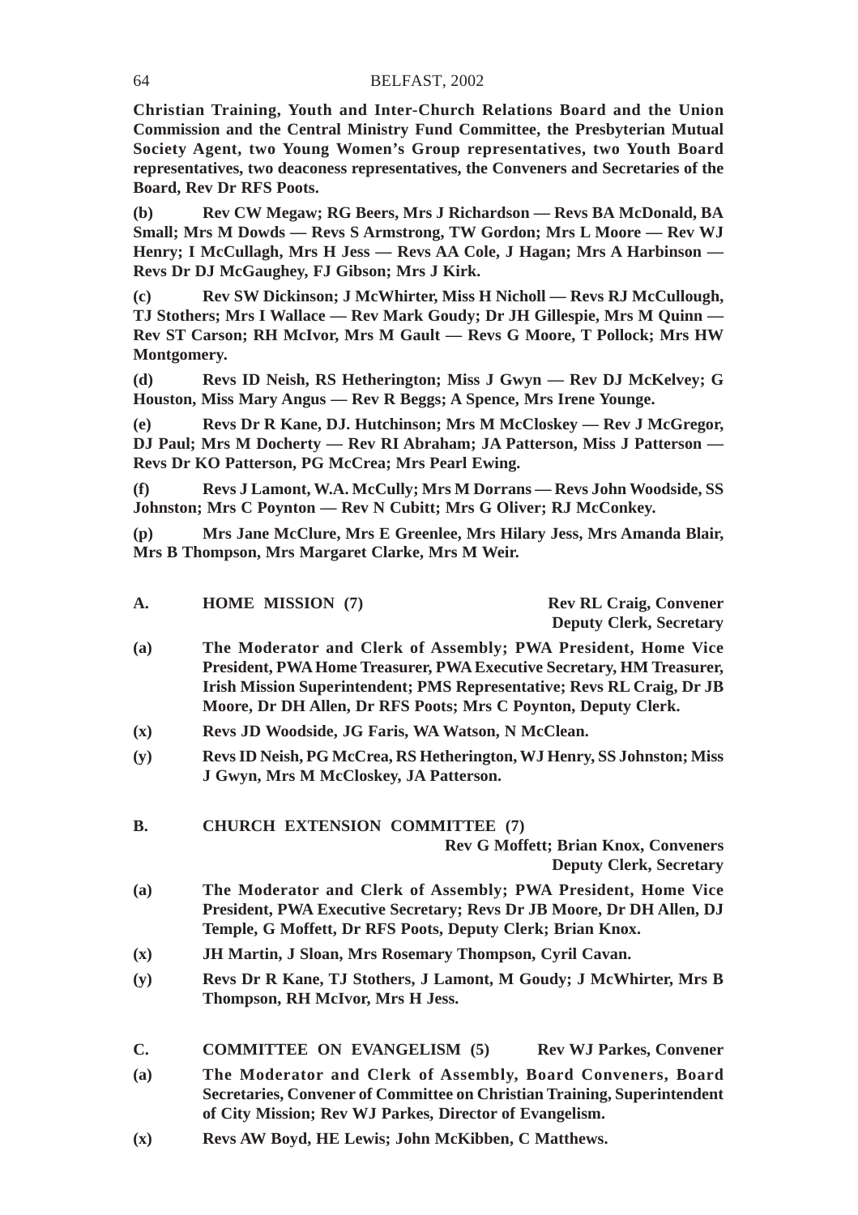**Christian Training, Youth and Inter-Church Relations Board and the Union Commission and the Central Ministry Fund Committee, the Presbyterian Mutual Society Agent, two Young Women's Group representatives, two Youth Board representatives, two deaconess representatives, the Conveners and Secretaries of the Board, Rev Dr RFS Poots.**

**(b) Rev CW Megaw; RG Beers, Mrs J Richardson — Revs BA McDonald, BA Small; Mrs M Dowds — Revs S Armstrong, TW Gordon; Mrs L Moore — Rev WJ Henry; I McCullagh, Mrs H Jess — Revs AA Cole, J Hagan; Mrs A Harbinson — Revs Dr DJ McGaughey, FJ Gibson; Mrs J Kirk.**

**(c) Rev SW Dickinson; J McWhirter, Miss H Nicholl — Revs RJ McCullough, TJ Stothers; Mrs I Wallace — Rev Mark Goudy; Dr JH Gillespie, Mrs M Quinn — Rev ST Carson; RH McIvor, Mrs M Gault — Revs G Moore, T Pollock; Mrs HW Montgomery.**

**(d) Revs ID Neish, RS Hetherington; Miss J Gwyn — Rev DJ McKelvey; G Houston, Miss Mary Angus — Rev R Beggs; A Spence, Mrs Irene Younge.**

**(e) Revs Dr R Kane, DJ. Hutchinson; Mrs M McCloskey — Rev J McGregor, DJ Paul; Mrs M Docherty — Rev RI Abraham; JA Patterson, Miss J Patterson — Revs Dr KO Patterson, PG McCrea; Mrs Pearl Ewing.**

**(f) Revs J Lamont, W.A. McCully; Mrs M Dorrans — Revs John Woodside, SS Johnston; Mrs C Poynton — Rev N Cubitt; Mrs G Oliver; RJ McConkey.**

**(p) Mrs Jane McClure, Mrs E Greenlee, Mrs Hilary Jess, Mrs Amanda Blair, Mrs B Thompson, Mrs Margaret Clarke, Mrs M Weir.**

**A. HOME MISSION (7)** — **Rev RL Craig, Convener; Deputy Clerk, Secretary**

**(a) The Moderator and Clerk of Assembly; PWA President, Home Vice President, PWA Home Treasurer, PWA Executive Secretary, HM Treasurer, Irish Mission Superintendent; PMS Representative; Revs RL Craig, Dr JB Moore, Dr DH Allen, Dr RFS Poots; Mrs C Poynton, Deputy Clerk.**

**(x) Revs JD Woodside, JG Faris, WA Watson, N McClean.**

**(y) Revs ID Neish, PG McCrea, RS Hetherington, WJ Henry, SS Johnston; Miss J Gwyn, Mrs M McCloskey, JA Patterson.**

**B. CHURCH EXTENSION COMMITTEE (7)** — **Rev G Moffett; Brian Knox, Conveners; Deputy Clerk, Secretary**

**(a) The Moderator and Clerk of Assembly; PWA President, Home Vice President, PWA Executive Secretary; Revs Dr JB Moore, Dr DH Allen, DJ Temple, G Moffett, Dr RFS Poots, Deputy Clerk; Brian Knox.**

**(x) JH Martin, J Sloan, Mrs Rosemary Thompson, Cyril Cavan.**

**(y) Revs Dr R Kane, TJ Stothers, J Lamont, M Goudy; J McWhirter, Mrs B Thompson, RH McIvor, Mrs H Jess.**

**C. COMMITTEE ON EVANGELISM (5)** — **Rev WJ Parkes, Convener**

**(a) The Moderator and Clerk of Assembly, Board Conveners, Board Secretaries, Convener of Committee on Christian Training, Superintendent of City Mission; Rev WJ Parkes, Director of Evangelism.**

**(x) Revs AW Boyd, HE Lewis; John McKibben, C Matthews.**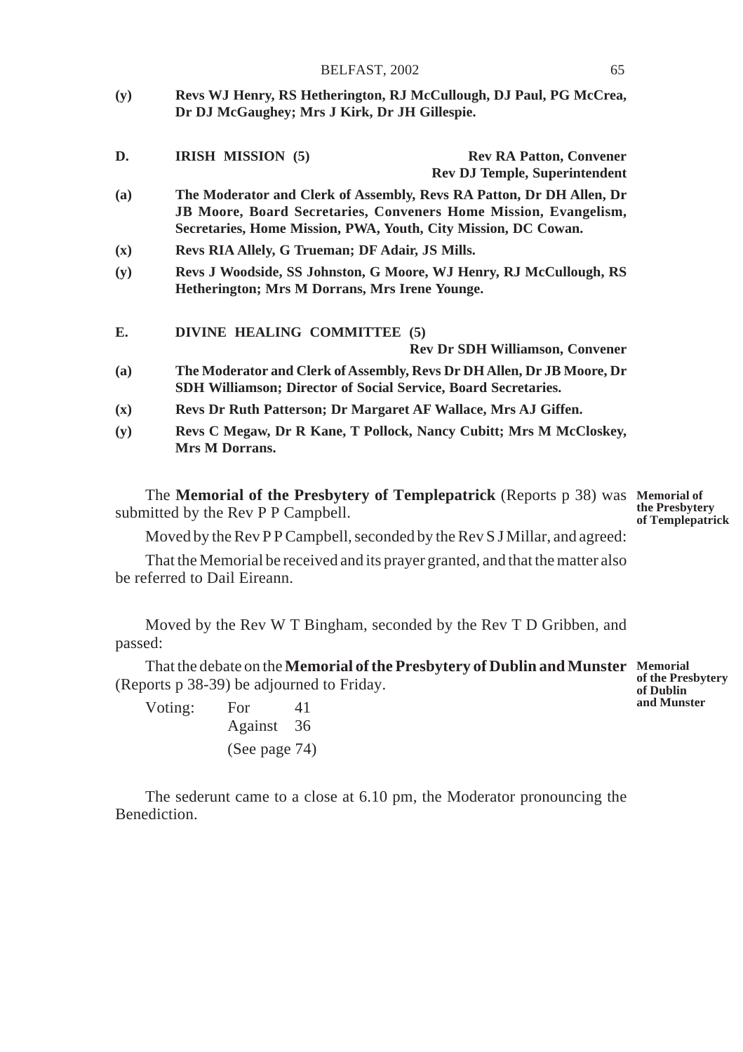**(y)** **Revs WJ Henry, RS Hetherington, RJ McCullough, DJ Paul, PG McCrea, Dr DJ McGaughey; Mrs J Kirk, Dr JH Gillespie.**

**D.** **IRISH MISSION (5)** **Rev RA Patton, Convener**
**Rev DJ Temple, Superintendent**

**(a)** **The Moderator and Clerk of Assembly, Revs RA Patton, Dr DH Allen, Dr JB Moore, Board Secretaries, Conveners Home Mission, Evangelism, Secretaries, Home Mission, PWA, Youth, City Mission, DC Cowan.**

**(x)** **Revs RIA Allely, G Trueman; DF Adair, JS Mills.**

**(y)** **Revs J Woodside, SS Johnston, G Moore, WJ Henry, RJ McCullough, RS Hetherington; Mrs M Dorrans, Mrs Irene Younge.**

**E.** **DIVINE HEALING COMMITTEE (5)**
**Rev Dr SDH Williamson, Convener**

**(a)** **The Moderator and Clerk of Assembly, Revs Dr DH Allen, Dr JB Moore, Dr SDH Williamson; Director of Social Service, Board Secretaries.**

**(x)** **Revs Dr Ruth Patterson; Dr Margaret AF Wallace, Mrs AJ Giffen.**

**(y)** **Revs C Megaw, Dr R Kane, T Pollock, Nancy Cubitt; Mrs M McCloskey, Mrs M Dorrans.**

**Memorial of the Presbytery of Templepatrick**

The **Memorial of the Presbytery of Templepatrick** (Reports p 38) was submitted by the Rev P P Campbell.

Moved by the Rev P P Campbell, seconded by the Rev S J Millar, and agreed:

That the Memorial be received and its prayer granted, and that the matter also be referred to Dail Eireann.

**Memorial of the Presbytery of Dublin and Munster**

Moved by the Rev W T Bingham, seconded by the Rev T D Gribben, and passed:

That the debate on the **Memorial of the Presbytery of Dublin and Munster** (Reports p 38-39) be adjourned to Friday.

Voting: For 41
Against 36
(See page 74)

The sederunt came to a close at 6.10 pm, the Moderator pronouncing the Benediction.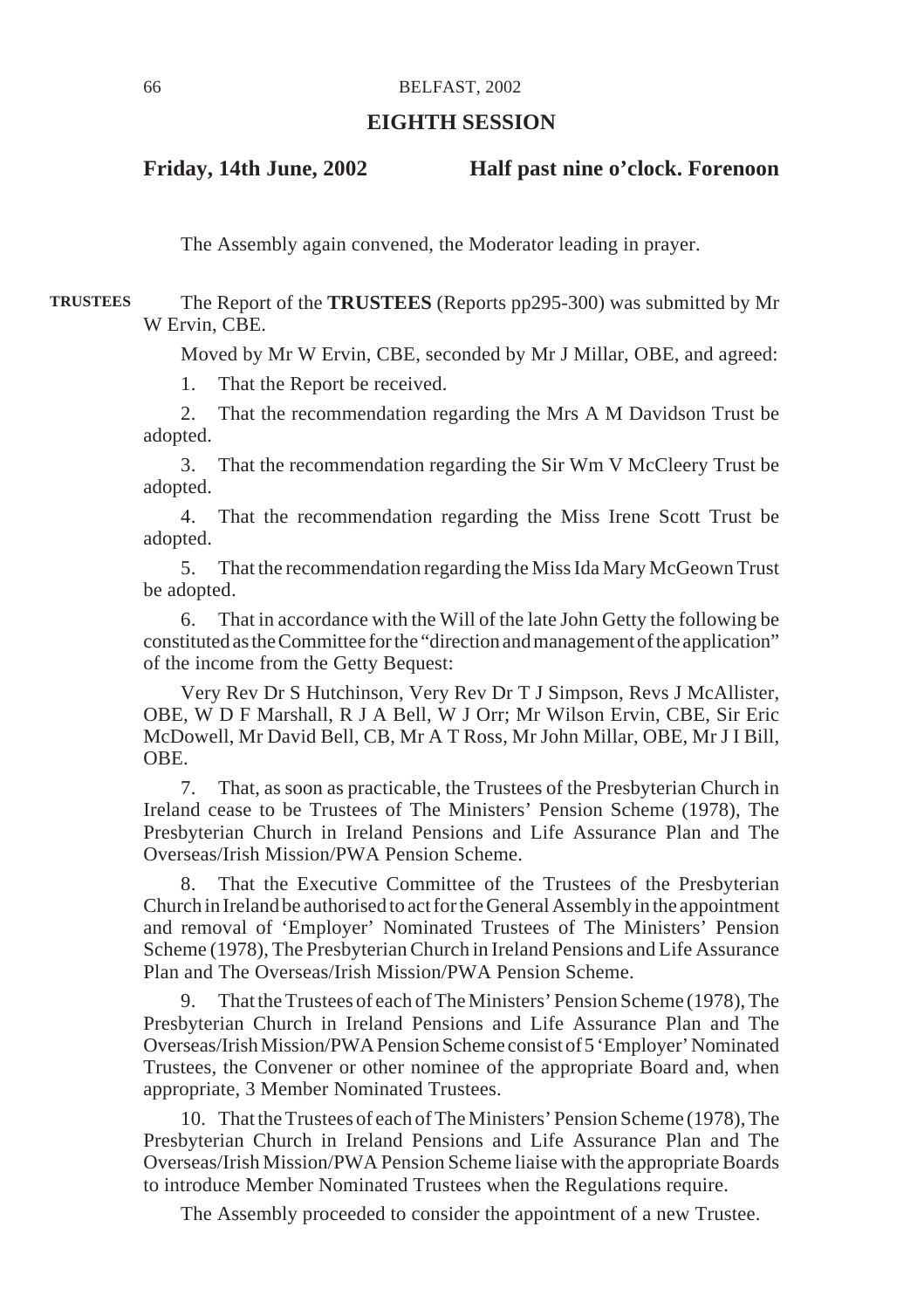## EIGHTH SESSION

**Friday, 14th June, 2002** **Half past nine o'clock. Forenoon**

The Assembly again convened, the Moderator leading in prayer.

**TRUSTEES**

The Report of the **TRUSTEES** (Reports pp295-300) was submitted by Mr W Ervin, CBE.

Moved by Mr W Ervin, CBE, seconded by Mr J Millar, OBE, and agreed:

1. That the Report be received.

2. That the recommendation regarding the Mrs A M Davidson Trust be adopted.

3. That the recommendation regarding the Sir Wm V McCleery Trust be adopted.

4. That the recommendation regarding the Miss Irene Scott Trust be adopted.

5. That the recommendation regarding the Miss Ida Mary McGeown Trust be adopted.

6. That in accordance with the Will of the late John Getty the following be constituted as the Committee for the "direction and management of the application" of the income from the Getty Bequest:

Very Rev Dr S Hutchinson, Very Rev Dr T J Simpson, Revs J McAllister, OBE, W D F Marshall, R J A Bell, W J Orr; Mr Wilson Ervin, CBE, Sir Eric McDowell, Mr David Bell, CB, Mr A T Ross, Mr John Millar, OBE, Mr J I Bill, OBE.

7. That, as soon as practicable, the Trustees of the Presbyterian Church in Ireland cease to be Trustees of The Ministers' Pension Scheme (1978), The Presbyterian Church in Ireland Pensions and Life Assurance Plan and The Overseas/Irish Mission/PWA Pension Scheme.

8. That the Executive Committee of the Trustees of the Presbyterian Church in Ireland be authorised to act for the General Assembly in the appointment and removal of 'Employer' Nominated Trustees of The Ministers' Pension Scheme (1978), The Presbyterian Church in Ireland Pensions and Life Assurance Plan and The Overseas/Irish Mission/PWA Pension Scheme.

9. That the Trustees of each of The Ministers' Pension Scheme (1978), The Presbyterian Church in Ireland Pensions and Life Assurance Plan and The Overseas/Irish Mission/PWA Pension Scheme consist of 5 'Employer' Nominated Trustees, the Convener or other nominee of the appropriate Board and, when appropriate, 3 Member Nominated Trustees.

10. That the Trustees of each of The Ministers' Pension Scheme (1978), The Presbyterian Church in Ireland Pensions and Life Assurance Plan and The Overseas/Irish Mission/PWA Pension Scheme liaise with the appropriate Boards to introduce Member Nominated Trustees when the Regulations require.

The Assembly proceeded to consider the appointment of a new Trustee.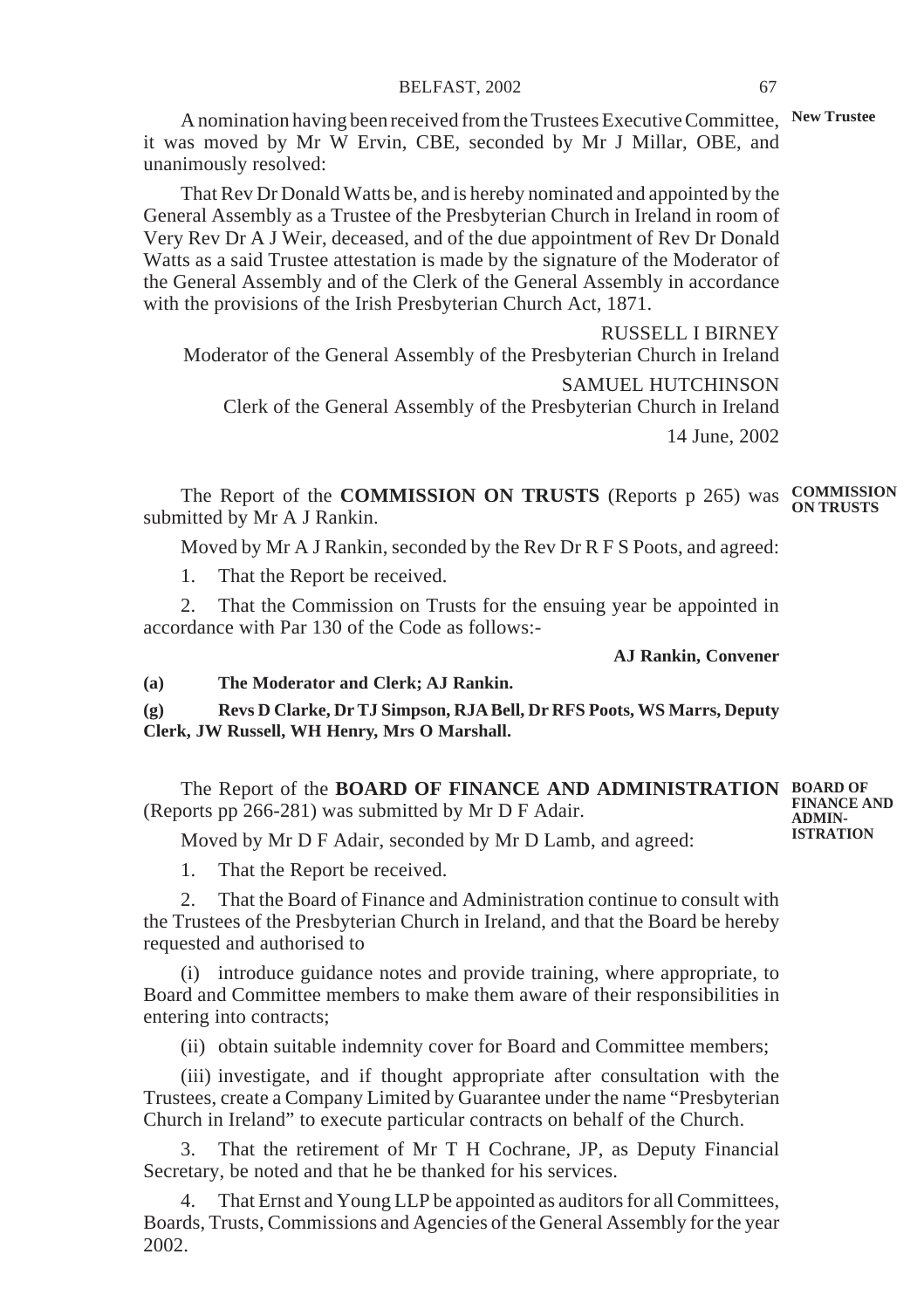**New Trustee**

A nomination having been received from the Trustees Executive Committee, it was moved by Mr W Ervin, CBE, seconded by Mr J Millar, OBE, and unanimously resolved:

That Rev Dr Donald Watts be, and is hereby nominated and appointed by the General Assembly as a Trustee of the Presbyterian Church in Ireland in room of Very Rev Dr A J Weir, deceased, and of the due appointment of Rev Dr Donald Watts as a said Trustee attestation is made by the signature of the Moderator of the General Assembly and of the Clerk of the General Assembly in accordance with the provisions of the Irish Presbyterian Church Act, 1871.

RUSSELL I BIRNEY
Moderator of the General Assembly of the Presbyterian Church in Ireland

SAMUEL HUTCHINSON
Clerk of the General Assembly of the Presbyterian Church in Ireland

14 June, 2002

**COMMISSION ON TRUSTS**

The Report of the **COMMISSION ON TRUSTS** (Reports p 265) was submitted by Mr A J Rankin.

Moved by Mr A J Rankin, seconded by the Rev Dr R F S Poots, and agreed:

1. That the Report be received.

2. That the Commission on Trusts for the ensuing year be appointed in accordance with Par 130 of the Code as follows:-

**AJ Rankin, Convener**

**(a) The Moderator and Clerk; AJ Rankin.**

**(g) Revs D Clarke, Dr TJ Simpson, RJA Bell, Dr RFS Poots, WS Marrs, Deputy Clerk, JW Russell, WH Henry, Mrs O Marshall.**

**BOARD OF FINANCE AND ADMINISTRATION**

The Report of the **BOARD OF FINANCE AND ADMINISTRATION** (Reports pp 266-281) was submitted by Mr D F Adair.

Moved by Mr D F Adair, seconded by Mr D Lamb, and agreed:

1. That the Report be received.

2. That the Board of Finance and Administration continue to consult with the Trustees of the Presbyterian Church in Ireland, and that the Board be hereby requested and authorised to

(i) introduce guidance notes and provide training, where appropriate, to Board and Committee members to make them aware of their responsibilities in entering into contracts;

(ii) obtain suitable indemnity cover for Board and Committee members;

(iii) investigate, and if thought appropriate after consultation with the Trustees, create a Company Limited by Guarantee under the name "Presbyterian Church in Ireland" to execute particular contracts on behalf of the Church.

3. That the retirement of Mr T H Cochrane, JP, as Deputy Financial Secretary, be noted and that he be thanked for his services.

4. That Ernst and Young LLP be appointed as auditors for all Committees, Boards, Trusts, Commissions and Agencies of the General Assembly for the year 2002.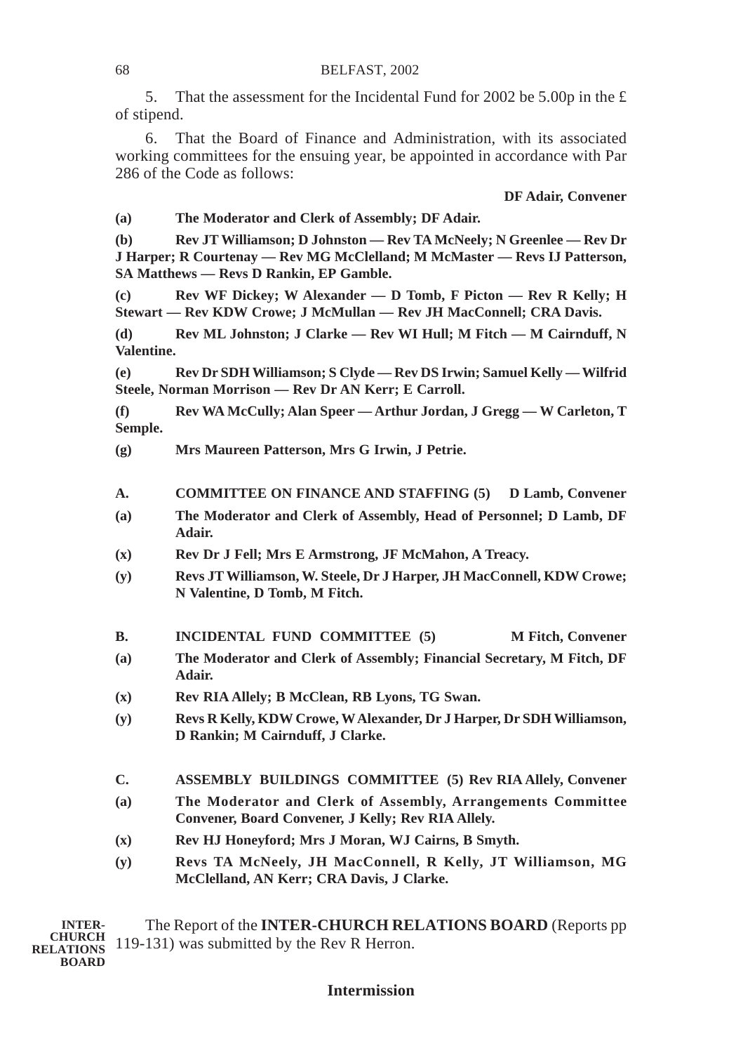5. That the assessment for the Incidental Fund for 2002 be 5.00p in the £ of stipend.

6. That the Board of Finance and Administration, with its associated working committees for the ensuing year, be appointed in accordance with Par 286 of the Code as follows:

**DF Adair, Convener**

**(a) The Moderator and Clerk of Assembly; DF Adair.**

**(b) Rev JT Williamson; D Johnston — Rev TA McNeely; N Greenlee — Rev Dr J Harper; R Courtenay — Rev MG McClelland; M McMaster — Revs IJ Patterson, SA Matthews — Revs D Rankin, EP Gamble.**

**(c) Rev WF Dickey; W Alexander — D Tomb, F Picton — Rev R Kelly; H Stewart — Rev KDW Crowe; J McMullan — Rev JH MacConnell; CRA Davis.**

**(d) Rev ML Johnston; J Clarke — Rev WI Hull; M Fitch — M Cairnduff, N Valentine.**

**(e) Rev Dr SDH Williamson; S Clyde — Rev DS Irwin; Samuel Kelly — Wilfrid Steele, Norman Morrison — Rev Dr AN Kerr; E Carroll.**

**(f) Rev WA McCully; Alan Speer — Arthur Jordan, J Gregg — W Carleton, T Semple.**

**(g) Mrs Maureen Patterson, Mrs G Irwin, J Petrie.**

**A. COMMITTEE ON FINANCE AND STAFFING (5) D Lamb, Convener**

**(a) The Moderator and Clerk of Assembly, Head of Personnel; D Lamb, DF Adair.**

**(x) Rev Dr J Fell; Mrs E Armstrong, JF McMahon, A Treacy.**

**(y) Revs JT Williamson, W. Steele, Dr J Harper, JH MacConnell, KDW Crowe; N Valentine, D Tomb, M Fitch.**

**B. INCIDENTAL FUND COMMITTEE (5) M Fitch, Convener**

**(a) The Moderator and Clerk of Assembly; Financial Secretary, M Fitch, DF Adair.**

**(x) Rev RIA Allely; B McClean, RB Lyons, TG Swan.**

**(y) Revs R Kelly, KDW Crowe, W Alexander, Dr J Harper, Dr SDH Williamson, D Rankin; M Cairnduff, J Clarke.**

**C. ASSEMBLY BUILDINGS COMMITTEE (5) Rev RIA Allely, Convener**

**(a) The Moderator and Clerk of Assembly, Arrangements Committee Convener, Board Convener, J Kelly; Rev RIA Allely.**

**(x) Rev HJ Honeyford; Mrs J Moran, WJ Cairns, B Smyth.**

**(y) Revs TA McNeely, JH MacConnell, R Kelly, JT Williamson, MG McClelland, AN Kerr; CRA Davis, J Clarke.**

**INTER-CHURCH RELATIONS BOARD**

The Report of the **INTER-CHURCH RELATIONS BOARD** (Reports pp 119-131) was submitted by the Rev R Herron.

**Intermission**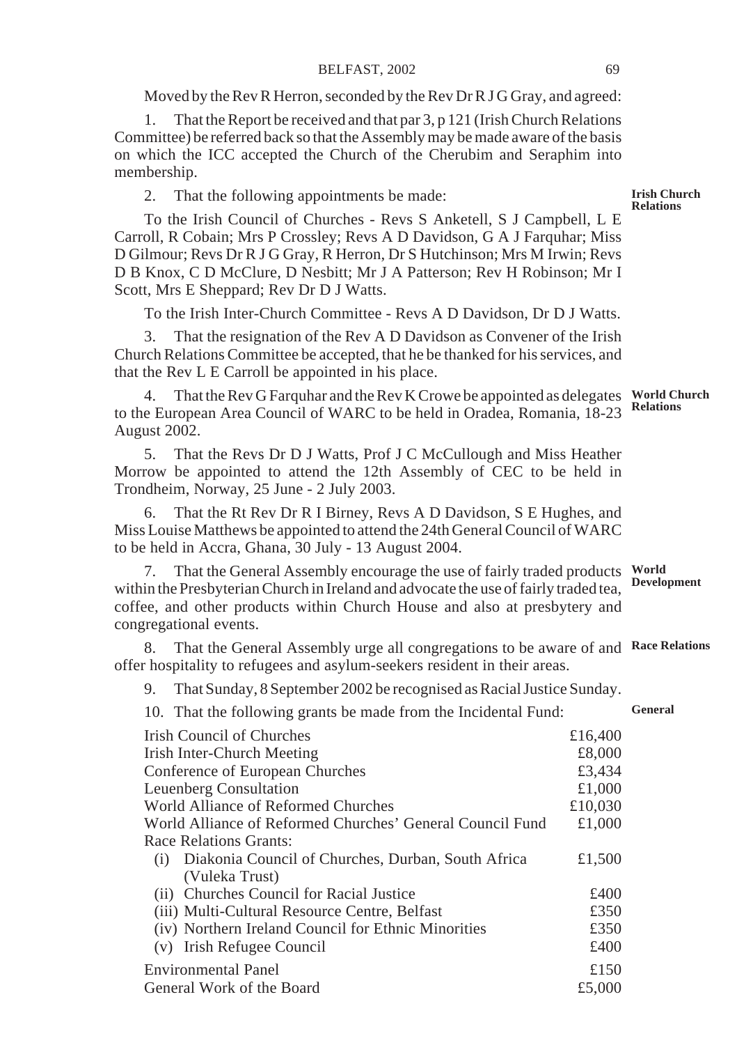Moved by the Rev R Herron, seconded by the Rev Dr R J G Gray, and agreed:

1. That the Report be received and that par 3, p 121 (Irish Church Relations Committee) be referred back so that the Assembly may be made aware of the basis on which the ICC accepted the Church of the Cherubim and Seraphim into membership.

**Irish Church Relations**

2. That the following appointments be made:

To the Irish Council of Churches - Revs S Anketell, S J Campbell, L E Carroll, R Cobain; Mrs P Crossley; Revs A D Davidson, G A J Farquhar; Miss D Gilmour; Revs Dr R J G Gray, R Herron, Dr S Hutchinson; Mrs M Irwin; Revs D B Knox, C D McClure, D Nesbitt; Mr J A Patterson; Rev H Robinson; Mr I Scott, Mrs E Sheppard; Rev Dr D J Watts.

To the Irish Inter-Church Committee - Revs A D Davidson, Dr D J Watts.

3. That the resignation of the Rev A D Davidson as Convener of the Irish Church Relations Committee be accepted, that he be thanked for his services, and that the Rev L E Carroll be appointed in his place.

**World Church Relations**

4. That the Rev G Farquhar and the Rev K Crowe be appointed as delegates to the European Area Council of WARC to be held in Oradea, Romania, 18-23 August 2002.

5. That the Revs Dr D J Watts, Prof J C McCullough and Miss Heather Morrow be appointed to attend the 12th Assembly of CEC to be held in Trondheim, Norway, 25 June - 2 July 2003.

6. That the Rt Rev Dr R I Birney, Revs A D Davidson, S E Hughes, and Miss Louise Matthews be appointed to attend the 24th General Council of WARC to be held in Accra, Ghana, 30 July - 13 August 2004.

**World Development**

7. That the General Assembly encourage the use of fairly traded products within the Presbyterian Church in Ireland and advocate the use of fairly traded tea, coffee, and other products within Church House and also at presbytery and congregational events.

**Race Relations**

8. That the General Assembly urge all congregations to be aware of and offer hospitality to refugees and asylum-seekers resident in their areas.

9. That Sunday, 8 September 2002 be recognised as Racial Justice Sunday.

**General**

10. That the following grants be made from the Incidental Fund:

| | |
|---|---|
| Irish Council of Churches | £16,400 |
| Irish Inter-Church Meeting | £8,000 |
| Conference of European Churches | £3,434 |
| Leuenberg Consultation | £1,000 |
| World Alliance of Reformed Churches | £10,030 |
| World Alliance of Reformed Churches' General Council Fund | £1,000 |
| Race Relations Grants: | |
| (i) Diakonia Council of Churches, Durban, South Africa (Vuleka Trust) | £1,500 |
| (ii) Churches Council for Racial Justice | £400 |
| (iii) Multi-Cultural Resource Centre, Belfast | £350 |
| (iv) Northern Ireland Council for Ethnic Minorities | £350 |
| (v) Irish Refugee Council | £400 |
| Environmental Panel | £150 |
| General Work of the Board | £5,000 |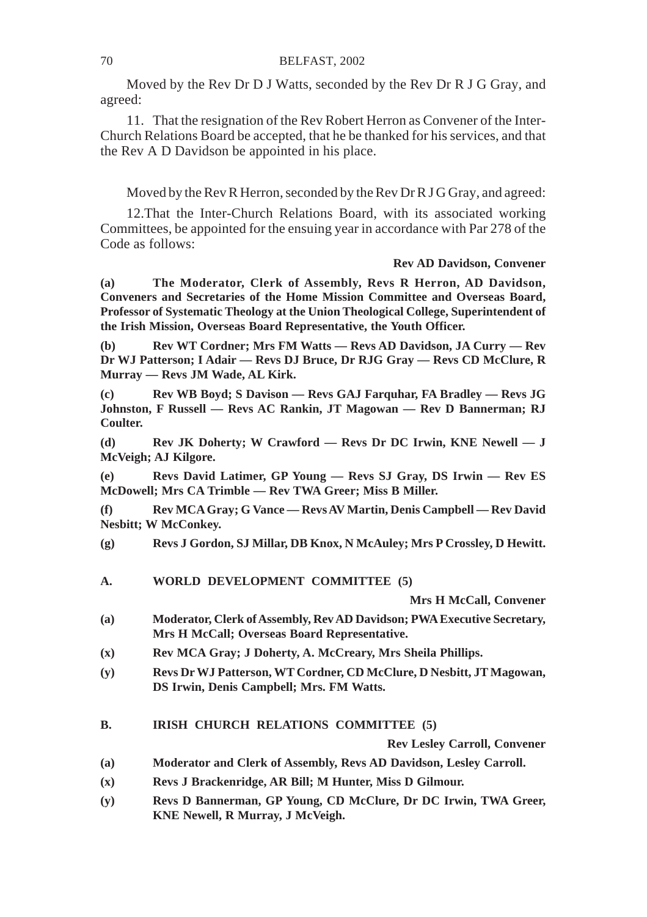Moved by the Rev Dr D J Watts, seconded by the Rev Dr R J G Gray, and agreed:

11. That the resignation of the Rev Robert Herron as Convener of the Inter-Church Relations Board be accepted, that he be thanked for his services, and that the Rev A D Davidson be appointed in his place.

Moved by the Rev R Herron, seconded by the Rev Dr R J G Gray, and agreed:

12.That the Inter-Church Relations Board, with its associated working Committees, be appointed for the ensuing year in accordance with Par 278 of the Code as follows:

**Rev AD Davidson, Convener**

**(a) The Moderator, Clerk of Assembly, Revs R Herron, AD Davidson, Conveners and Secretaries of the Home Mission Committee and Overseas Board, Professor of Systematic Theology at the Union Theological College, Superintendent of the Irish Mission, Overseas Board Representative, the Youth Officer.**

**(b) Rev WT Cordner; Mrs FM Watts — Revs AD Davidson, JA Curry — Rev Dr WJ Patterson; I Adair — Revs DJ Bruce, Dr RJG Gray — Revs CD McClure, R Murray — Revs JM Wade, AL Kirk.**

**(c) Rev WB Boyd; S Davison — Revs GAJ Farquhar, FA Bradley — Revs JG Johnston, F Russell — Revs AC Rankin, JT Magowan — Rev D Bannerman; RJ Coulter.**

**(d) Rev JK Doherty; W Crawford — Revs Dr DC Irwin, KNE Newell — J McVeigh; AJ Kilgore.**

**(e) Revs David Latimer, GP Young — Revs SJ Gray, DS Irwin — Rev ES McDowell; Mrs CA Trimble — Rev TWA Greer; Miss B Miller.**

**(f) Rev MCA Gray; G Vance — Revs AV Martin, Denis Campbell — Rev David Nesbitt; W McConkey.**

**(g) Revs J Gordon, SJ Millar, DB Knox, N McAuley; Mrs P Crossley, D Hewitt.**

**A. WORLD DEVELOPMENT COMMITTEE (5)**

**Mrs H McCall, Convener**

**(a) Moderator, Clerk of Assembly, Rev AD Davidson; PWA Executive Secretary, Mrs H McCall; Overseas Board Representative.**

**(x) Rev MCA Gray; J Doherty, A. McCreary, Mrs Sheila Phillips.**

**(y) Revs Dr WJ Patterson, WT Cordner, CD McClure, D Nesbitt, JT Magowan, DS Irwin, Denis Campbell; Mrs. FM Watts.**

**B. IRISH CHURCH RELATIONS COMMITTEE (5)**

**Rev Lesley Carroll, Convener**

**(a) Moderator and Clerk of Assembly, Revs AD Davidson, Lesley Carroll.**

**(x) Revs J Brackenridge, AR Bill; M Hunter, Miss D Gilmour.**

**(y) Revs D Bannerman, GP Young, CD McClure, Dr DC Irwin, TWA Greer, KNE Newell, R Murray, J McVeigh.**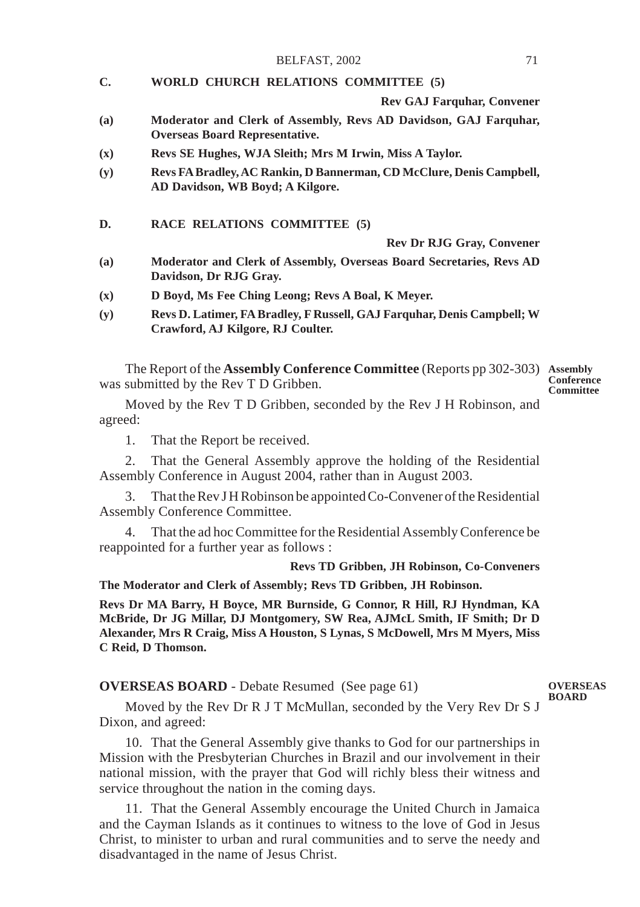**C. WORLD CHURCH RELATIONS COMMITTEE (5)**

**Rev GAJ Farquhar, Convener**

**(a)** **Moderator and Clerk of Assembly, Revs AD Davidson, GAJ Farquhar, Overseas Board Representative.**

**(x)** **Revs SE Hughes, WJA Sleith; Mrs M Irwin, Miss A Taylor.**

**(y)** **Revs FA Bradley, AC Rankin, D Bannerman, CD McClure, Denis Campbell, AD Davidson, WB Boyd; A Kilgore.**

**D. RACE RELATIONS COMMITTEE (5)**

**Rev Dr RJG Gray, Convener**

**(a)** **Moderator and Clerk of Assembly, Overseas Board Secretaries, Revs AD Davidson, Dr RJG Gray.**

**(x)** **D Boyd, Ms Fee Ching Leong; Revs A Boal, K Meyer.**

**(y)** **Revs D. Latimer, FA Bradley, F Russell, GAJ Farquhar, Denis Campbell; W Crawford, AJ Kilgore, RJ Coulter.**

**Assembly Conference Committee**

The Report of the **Assembly Conference Committee** (Reports pp 302-303) was submitted by the Rev T D Gribben.

Moved by the Rev T D Gribben, seconded by the Rev J H Robinson, and agreed:

1. That the Report be received.

2. That the General Assembly approve the holding of the Residential Assembly Conference in August 2004, rather than in August 2003.

3. That the Rev J H Robinson be appointed Co-Convener of the Residential Assembly Conference Committee.

4. That the ad hoc Committee for the Residential Assembly Conference be reappointed for a further year as follows :

**Revs TD Gribben, JH Robinson, Co-Conveners**

**The Moderator and Clerk of Assembly; Revs TD Gribben, JH Robinson.**

**Revs Dr MA Barry, H Boyce, MR Burnside, G Connor, R Hill, RJ Hyndman, KA McBride, Dr JG Millar, DJ Montgomery, SW Rea, AJMcL Smith, IF Smith; Dr D Alexander, Mrs R Craig, Miss A Houston, S Lynas, S McDowell, Mrs M Myers, Miss C Reid, D Thomson.**

**OVERSEAS BOARD**

**OVERSEAS BOARD** - Debate Resumed (See page 61)

Moved by the Rev Dr R J T McMullan, seconded by the Very Rev Dr S J Dixon, and agreed:

10. That the General Assembly give thanks to God for our partnerships in Mission with the Presbyterian Churches in Brazil and our involvement in their national mission, with the prayer that God will richly bless their witness and service throughout the nation in the coming days.

11. That the General Assembly encourage the United Church in Jamaica and the Cayman Islands as it continues to witness to the love of God in Jesus Christ, to minister to urban and rural communities and to serve the needy and disadvantaged in the name of Jesus Christ.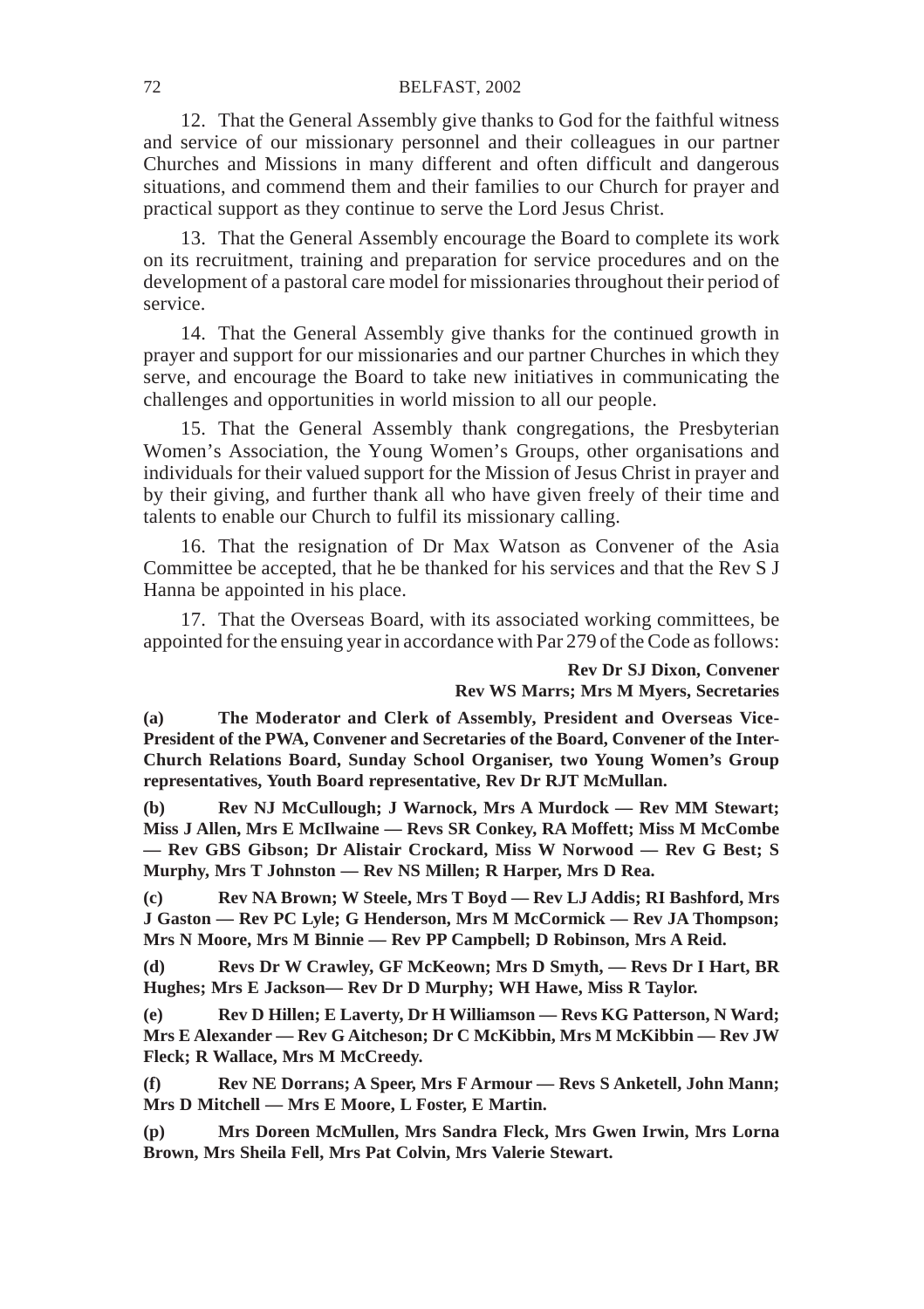12. That the General Assembly give thanks to God for the faithful witness and service of our missionary personnel and their colleagues in our partner Churches and Missions in many different and often difficult and dangerous situations, and commend them and their families to our Church for prayer and practical support as they continue to serve the Lord Jesus Christ.

13. That the General Assembly encourage the Board to complete its work on its recruitment, training and preparation for service procedures and on the development of a pastoral care model for missionaries throughout their period of service.

14. That the General Assembly give thanks for the continued growth in prayer and support for our missionaries and our partner Churches in which they serve, and encourage the Board to take new initiatives in communicating the challenges and opportunities in world mission to all our people.

15. That the General Assembly thank congregations, the Presbyterian Women's Association, the Young Women's Groups, other organisations and individuals for their valued support for the Mission of Jesus Christ in prayer and by their giving, and further thank all who have given freely of their time and talents to enable our Church to fulfil its missionary calling.

16. That the resignation of Dr Max Watson as Convener of the Asia Committee be accepted, that he be thanked for his services and that the Rev S J Hanna be appointed in his place.

17. That the Overseas Board, with its associated working committees, be appointed for the ensuing year in accordance with Par 279 of the Code as follows:

**Rev Dr SJ Dixon, Convener**
**Rev WS Marrs; Mrs M Myers, Secretaries**

**(a) The Moderator and Clerk of Assembly, President and Overseas Vice-President of the PWA, Convener and Secretaries of the Board, Convener of the Inter-Church Relations Board, Sunday School Organiser, two Young Women's Group representatives, Youth Board representative, Rev Dr RJT McMullan.**

**(b) Rev NJ McCullough; J Warnock, Mrs A Murdock — Rev MM Stewart; Miss J Allen, Mrs E McIlwaine — Revs SR Conkey, RA Moffett; Miss M McCombe — Rev GBS Gibson; Dr Alistair Crockard, Miss W Norwood — Rev G Best; S Murphy, Mrs T Johnston — Rev NS Millen; R Harper, Mrs D Rea.**

**(c) Rev NA Brown; W Steele, Mrs T Boyd — Rev LJ Addis; RI Bashford, Mrs J Gaston — Rev PC Lyle; G Henderson, Mrs M McCormick — Rev JA Thompson; Mrs N Moore, Mrs M Binnie — Rev PP Campbell; D Robinson, Mrs A Reid.**

**(d) Revs Dr W Crawley, GF McKeown; Mrs D Smyth, — Revs Dr I Hart, BR Hughes; Mrs E Jackson— Rev Dr D Murphy; WH Hawe, Miss R Taylor.**

**(e) Rev D Hillen; E Laverty, Dr H Williamson — Revs KG Patterson, N Ward; Mrs E Alexander — Rev G Aitcheson; Dr C McKibbin, Mrs M McKibbin — Rev JW Fleck; R Wallace, Mrs M McCreedy.**

**(f) Rev NE Dorrans; A Speer, Mrs F Armour — Revs S Anketell, John Mann; Mrs D Mitchell — Mrs E Moore, L Foster, E Martin.**

**(p) Mrs Doreen McMullen, Mrs Sandra Fleck, Mrs Gwen Irwin, Mrs Lorna Brown, Mrs Sheila Fell, Mrs Pat Colvin, Mrs Valerie Stewart.**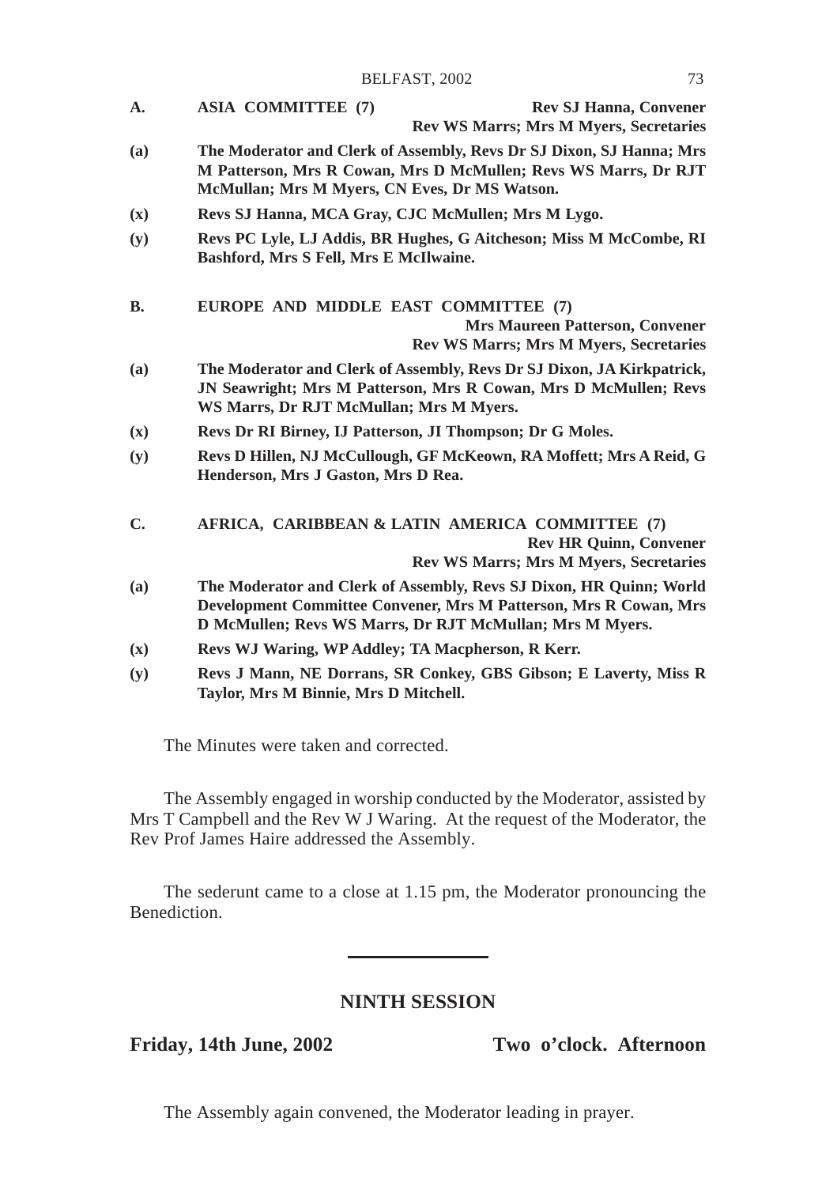**A. ASIA COMMITTEE (7)** **Rev SJ Hanna, Convener**
**Rev WS Marrs; Mrs M Myers, Secretaries**

**(a)** **The Moderator and Clerk of Assembly, Revs Dr SJ Dixon, SJ Hanna; Mrs M Patterson, Mrs R Cowan, Mrs D McMullen; Revs WS Marrs, Dr RJT McMullan; Mrs M Myers, CN Eves, Dr MS Watson.**

**(x)** **Revs SJ Hanna, MCA Gray, CJC McMullen; Mrs M Lygo.**

**(y)** **Revs PC Lyle, LJ Addis, BR Hughes, G Aitcheson; Miss M McCombe, RI Bashford, Mrs S Fell, Mrs E McIlwaine.**

**B. EUROPE AND MIDDLE EAST COMMITTEE (7)**
**Mrs Maureen Patterson, Convener**
**Rev WS Marrs; Mrs M Myers, Secretaries**

**(a)** **The Moderator and Clerk of Assembly, Revs Dr SJ Dixon, JA Kirkpatrick, JN Seawright; Mrs M Patterson, Mrs R Cowan, Mrs D McMullen; Revs WS Marrs, Dr RJT McMullan; Mrs M Myers.**

**(x)** **Revs Dr RI Birney, IJ Patterson, JI Thompson; Dr G Moles.**

**(y)** **Revs D Hillen, NJ McCullough, GF McKeown, RA Moffett; Mrs A Reid, G Henderson, Mrs J Gaston, Mrs D Rea.**

**C. AFRICA, CARIBBEAN & LATIN AMERICA COMMITTEE (7)**
**Rev HR Quinn, Convener**
**Rev WS Marrs; Mrs M Myers, Secretaries**

**(a)** **The Moderator and Clerk of Assembly, Revs SJ Dixon, HR Quinn; World Development Committee Convener, Mrs M Patterson, Mrs R Cowan, Mrs D McMullen; Revs WS Marrs, Dr RJT McMullan; Mrs M Myers.**

**(x)** **Revs WJ Waring, WP Addley; TA Macpherson, R Kerr.**

**(y)** **Revs J Mann, NE Dorrans, SR Conkey, GBS Gibson; E Laverty, Miss R Taylor, Mrs M Binnie, Mrs D Mitchell.**

The Minutes were taken and corrected.

The Assembly engaged in worship conducted by the Moderator, assisted by Mrs T Campbell and the Rev W J Waring. At the request of the Moderator, the Rev Prof James Haire addressed the Assembly.

The sederunt came to a close at 1.15 pm, the Moderator pronouncing the Benediction.

---

## NINTH SESSION

**Friday, 14th June, 2002** **Two o'clock. Afternoon**

The Assembly again convened, the Moderator leading in prayer.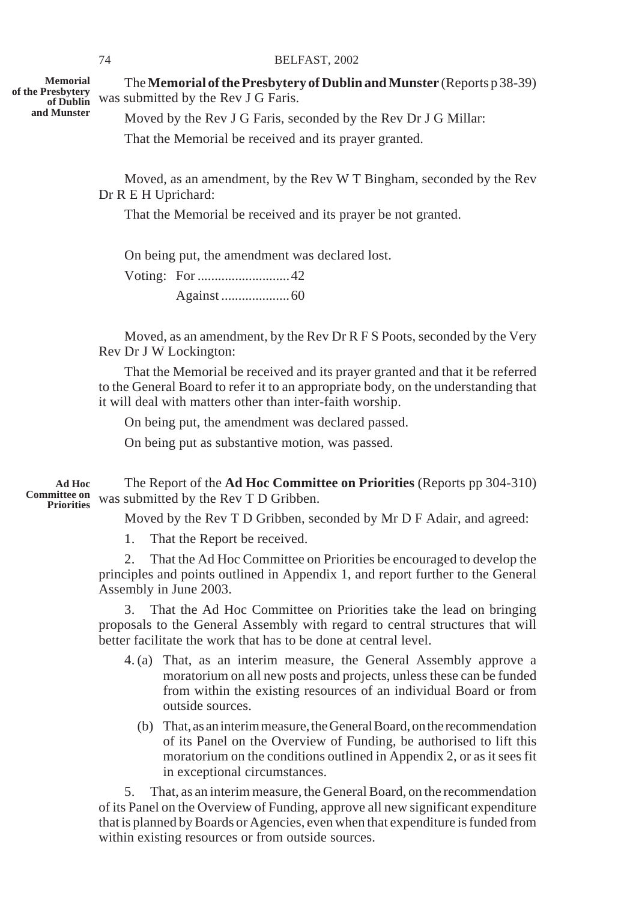**Memorial of the Presbytery of Dublin and Munster**

The **Memorial of the Presbytery of Dublin and Munster** (Reports p 38-39) was submitted by the Rev J G Faris.

Moved by the Rev J G Faris, seconded by the Rev Dr J G Millar:

That the Memorial be received and its prayer granted.

Moved, as an amendment, by the Rev W T Bingham, seconded by the Rev Dr R E H Uprichard:

That the Memorial be received and its prayer be not granted.

On being put, the amendment was declared lost.

Voting: For .......................... 42

Against .................... 60

Moved, as an amendment, by the Rev Dr R F S Poots, seconded by the Very Rev Dr J W Lockington:

That the Memorial be received and its prayer granted and that it be referred to the General Board to refer it to an appropriate body, on the understanding that it will deal with matters other than inter-faith worship.

On being put, the amendment was declared passed.

On being put as substantive motion, was passed.

**Ad Hoc Committee on Priorities**

The Report of the **Ad Hoc Committee on Priorities** (Reports pp 304-310) was submitted by the Rev T D Gribben.

Moved by the Rev T D Gribben, seconded by Mr D F Adair, and agreed:

1. That the Report be received.

2. That the Ad Hoc Committee on Priorities be encouraged to develop the principles and points outlined in Appendix 1, and report further to the General Assembly in June 2003.

3. That the Ad Hoc Committee on Priorities take the lead on bringing proposals to the General Assembly with regard to central structures that will better facilitate the work that has to be done at central level.

4. (a) That, as an interim measure, the General Assembly approve a moratorium on all new posts and projects, unless these can be funded from within the existing resources of an individual Board or from outside sources.

   (b) That, as an interim measure, the General Board, on the recommendation of its Panel on the Overview of Funding, be authorised to lift this moratorium on the conditions outlined in Appendix 2, or as it sees fit in exceptional circumstances.

5. That, as an interim measure, the General Board, on the recommendation of its Panel on the Overview of Funding, approve all new significant expenditure that is planned by Boards or Agencies, even when that expenditure is funded from within existing resources or from outside sources.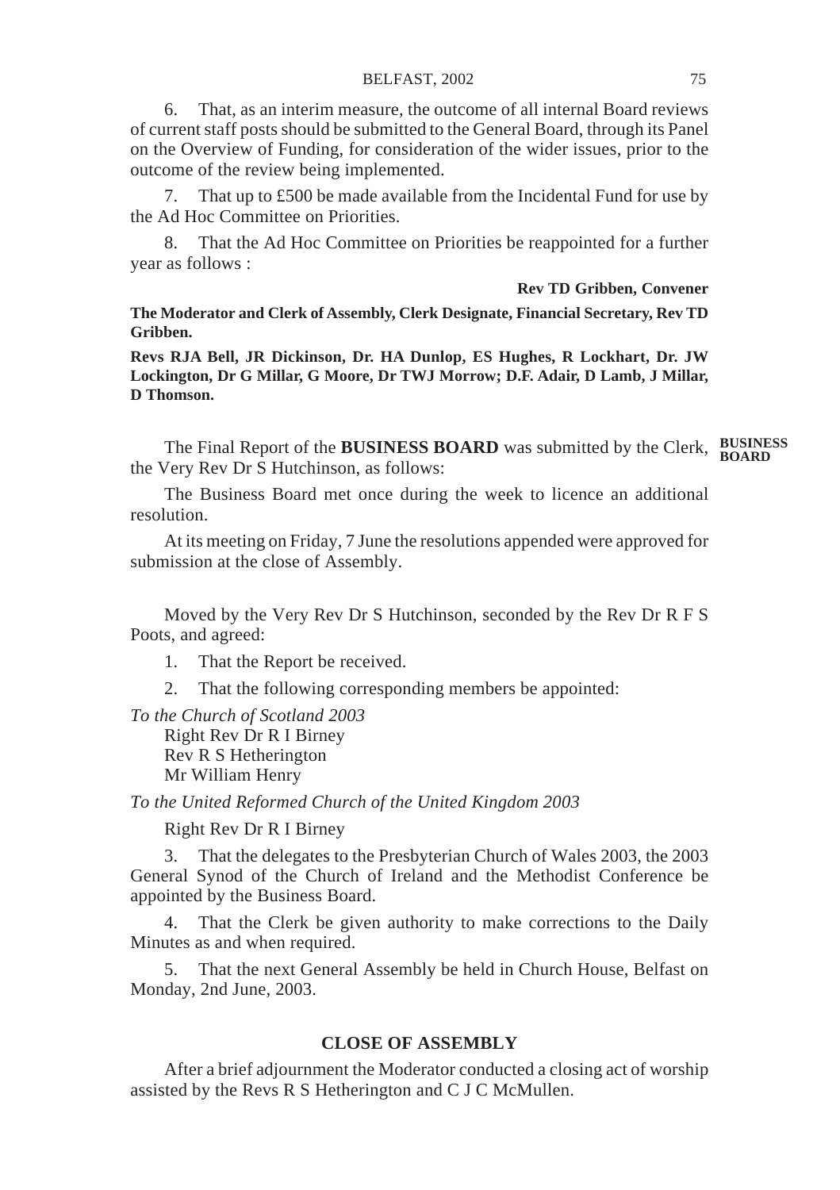6. That, as an interim measure, the outcome of all internal Board reviews of current staff posts should be submitted to the General Board, through its Panel on the Overview of Funding, for consideration of the wider issues, prior to the outcome of the review being implemented.

7. That up to £500 be made available from the Incidental Fund for use by the Ad Hoc Committee on Priorities.

8. That the Ad Hoc Committee on Priorities be reappointed for a further year as follows :

**Rev TD Gribben, Convener**

**The Moderator and Clerk of Assembly, Clerk Designate, Financial Secretary, Rev TD Gribben.**

**Revs RJA Bell, JR Dickinson, Dr. HA Dunlop, ES Hughes, R Lockhart, Dr. JW Lockington, Dr G Millar, G Moore, Dr TWJ Morrow; D.F. Adair, D Lamb, J Millar, D Thomson.**

**BUSINESS BOARD**

The Final Report of the **BUSINESS BOARD** was submitted by the Clerk, the Very Rev Dr S Hutchinson, as follows:

The Business Board met once during the week to licence an additional resolution.

At its meeting on Friday, 7 June the resolutions appended were approved for submission at the close of Assembly.

Moved by the Very Rev Dr S Hutchinson, seconded by the Rev Dr R F S Poots, and agreed:

1. That the Report be received.

2. That the following corresponding members be appointed:

*To the Church of Scotland 2003*
Right Rev Dr R I Birney
Rev R S Hetherington
Mr William Henry

*To the United Reformed Church of the United Kingdom 2003*

Right Rev Dr R I Birney

3. That the delegates to the Presbyterian Church of Wales 2003, the 2003 General Synod of the Church of Ireland and the Methodist Conference be appointed by the Business Board.

4. That the Clerk be given authority to make corrections to the Daily Minutes as and when required.

5. That the next General Assembly be held in Church House, Belfast on Monday, 2nd June, 2003.

## CLOSE OF ASSEMBLY

After a brief adjournment the Moderator conducted a closing act of worship assisted by the Revs R S Hetherington and C J C McMullen.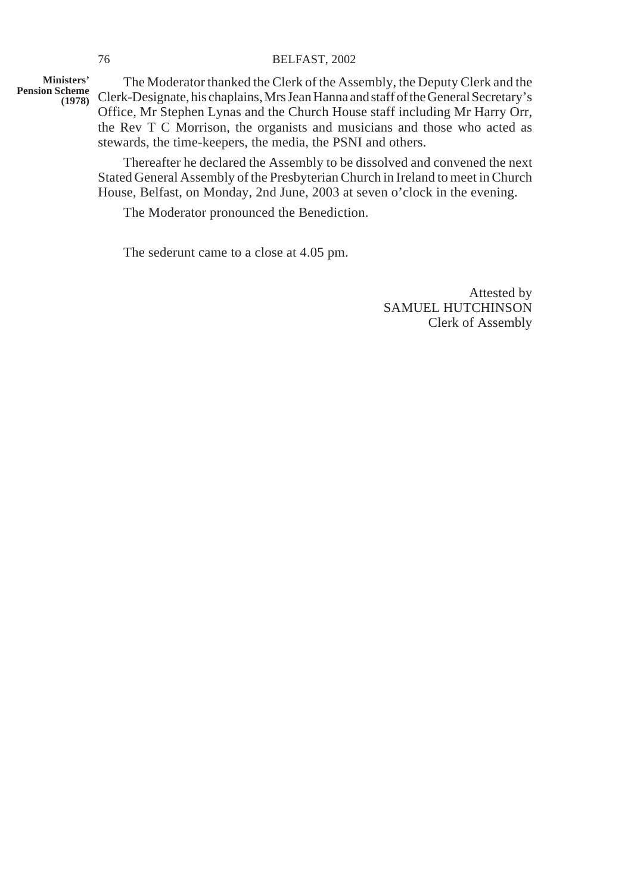**Ministers' Pension Scheme (1978)**

The Moderator thanked the Clerk of the Assembly, the Deputy Clerk and the Clerk-Designate, his chaplains, Mrs Jean Hanna and staff of the General Secretary's Office, Mr Stephen Lynas and the Church House staff including Mr Harry Orr, the Rev T C Morrison, the organists and musicians and those who acted as stewards, the time-keepers, the media, the PSNI and others.

Thereafter he declared the Assembly to be dissolved and convened the next Stated General Assembly of the Presbyterian Church in Ireland to meet in Church House, Belfast, on Monday, 2nd June, 2003 at seven o'clock in the evening.

The Moderator pronounced the Benediction.

The sederunt came to a close at 4.05 pm.

Attested by
SAMUEL HUTCHINSON
Clerk of Assembly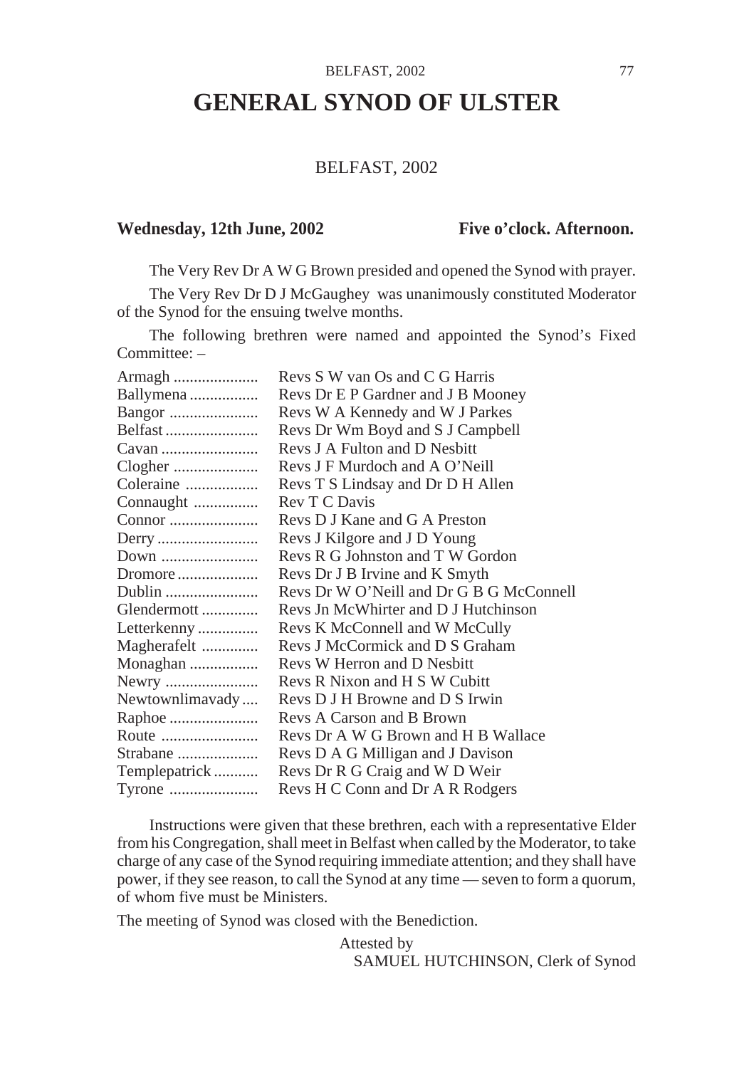# GENERAL SYNOD OF ULSTER

## BELFAST, 2002

**Wednesday, 12th June, 2002** **Five o'clock. Afternoon.**

The Very Rev Dr A W G Brown presided and opened the Synod with prayer.

The Very Rev Dr D J McGaughey was unanimously constituted Moderator of the Synod for the ensuing twelve months.

The following brethren were named and appointed the Synod's Fixed Committee: –

| | |
|---|---|
| Armagh | Revs S W van Os and C G Harris |
| Ballymena | Revs Dr E P Gardner and J B Mooney |
| Bangor | Revs W A Kennedy and W J Parkes |
| Belfast | Revs Dr Wm Boyd and S J Campbell |
| Cavan | Revs J A Fulton and D Nesbitt |
| Clogher | Revs J F Murdoch and A O'Neill |
| Coleraine | Revs T S Lindsay and Dr D H Allen |
| Connaught | Rev T C Davis |
| Connor | Revs D J Kane and G A Preston |
| Derry | Revs J Kilgore and J D Young |
| Down | Revs R G Johnston and T W Gordon |
| Dromore | Revs Dr J B Irvine and K Smyth |
| Dublin | Revs Dr W O'Neill and Dr G B G McConnell |
| Glendermott | Revs Jn McWhirter and D J Hutchinson |
| Letterkenny | Revs K McConnell and W McCully |
| Magherafelt | Revs J McCormick and D S Graham |
| Monaghan | Revs W Herron and D Nesbitt |
| Newry | Revs R Nixon and H S W Cubitt |
| Newtownlimavady | Revs D J H Browne and D S Irwin |
| Raphoe | Revs A Carson and B Brown |
| Route | Revs Dr A W G Brown and H B Wallace |
| Strabane | Revs D A G Milligan and J Davison |
| Templepatrick | Revs Dr R G Craig and W D Weir |
| Tyrone | Revs H C Conn and Dr A R Rodgers |

Instructions were given that these brethren, each with a representative Elder from his Congregation, shall meet in Belfast when called by the Moderator, to take charge of any case of the Synod requiring immediate attention; and they shall have power, if they see reason, to call the Synod at any time — seven to form a quorum, of whom five must be Ministers.

The meeting of Synod was closed with the Benediction.

Attested by
SAMUEL HUTCHINSON, Clerk of Synod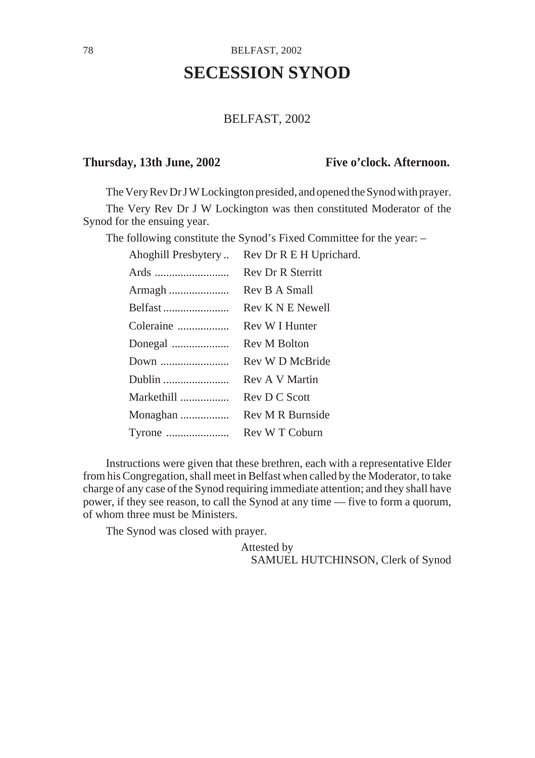# SECESSION SYNOD

BELFAST, 2002

**Thursday, 13th June, 2002** **Five o'clock. Afternoon.**

The Very Rev Dr J W Lockington presided, and opened the Synod with prayer.

The Very Rev Dr J W Lockington was then constituted Moderator of the Synod for the ensuing year.

The following constitute the Synod's Fixed Committee for the year: –

| | |
|---|---|
| Ahoghill Presbytery .. | Rev Dr R E H Uprichard. |
| Ards .......................... | Rev Dr R Sterritt |
| Armagh ..................... | Rev B A Small |
| Belfast ....................... | Rev K N E Newell |
| Coleraine .................. | Rev W I Hunter |
| Donegal .................... | Rev M Bolton |
| Down ........................ | Rev W D McBride |
| Dublin ....................... | Rev A V Martin |
| Markethill ................. | Rev D C Scott |
| Monaghan ................. | Rev M R Burnside |
| Tyrone ...................... | Rev W T Coburn |

Instructions were given that these brethren, each with a representative Elder from his Congregation, shall meet in Belfast when called by the Moderator, to take charge of any case of the Synod requiring immediate attention; and they shall have power, if they see reason, to call the Synod at any time — five to form a quorum, of whom three must be Ministers.

The Synod was closed with prayer.

Attested by
SAMUEL HUTCHINSON, Clerk of Synod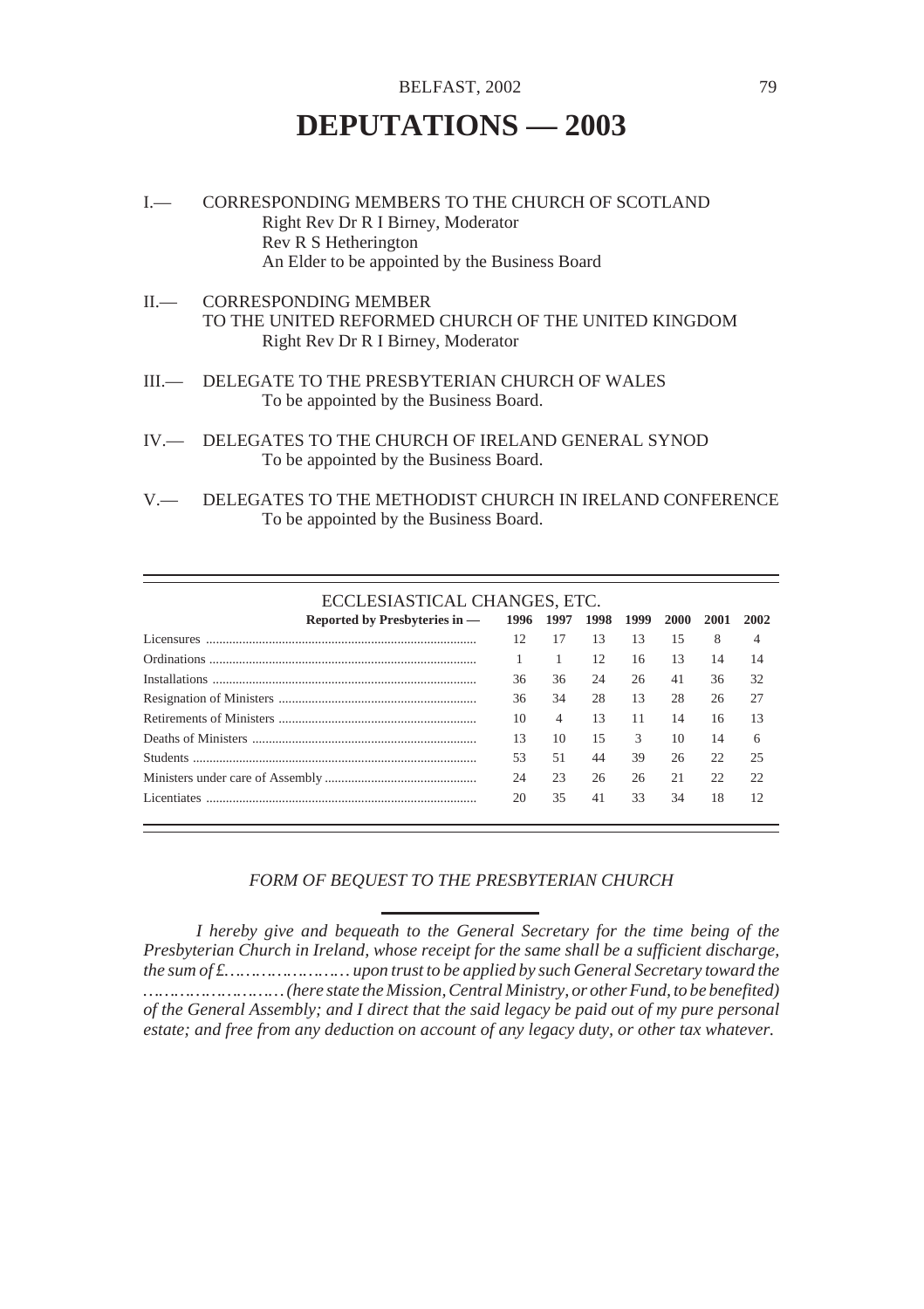# DEPUTATIONS — 2003

I.— CORRESPONDING MEMBERS TO THE CHURCH OF SCOTLAND
Right Rev Dr R I Birney, Moderator
Rev R S Hetherington
An Elder to be appointed by the Business Board

II.— CORRESPONDING MEMBER
TO THE UNITED REFORMED CHURCH OF THE UNITED KINGDOM
Right Rev Dr R I Birney, Moderator

III.— DELEGATE TO THE PRESBYTERIAN CHURCH OF WALES
To be appointed by the Business Board.

IV.— DELEGATES TO THE CHURCH OF IRELAND GENERAL SYNOD
To be appointed by the Business Board.

V.— DELEGATES TO THE METHODIST CHURCH IN IRELAND CONFERENCE
To be appointed by the Business Board.

## ECCLESIASTICAL CHANGES, ETC.

| Reported by Presbyteries in — | 1996 | 1997 | 1998 | 1999 | 2000 | 2001 | 2002 |
|---|---|---|---|---|---|---|---|
| Licensures | 12 | 17 | 13 | 13 | 15 | 8 | 4 |
| Ordinations | 1 | 1 | 12 | 16 | 13 | 14 | 14 |
| Installations | 36 | 36 | 24 | 26 | 41 | 36 | 32 |
| Resignation of Ministers | 36 | 34 | 28 | 13 | 28 | 26 | 27 |
| Retirements of Ministers | 10 | 4 | 13 | 11 | 14 | 16 | 13 |
| Deaths of Ministers | 13 | 10 | 15 | 3 | 10 | 14 | 6 |
| Students | 53 | 51 | 44 | 39 | 26 | 22 | 25 |
| Ministers under care of Assembly | 24 | 23 | 26 | 26 | 21 | 22 | 22 |
| Licentiates | 20 | 35 | 41 | 33 | 34 | 18 | 12 |

*FORM OF BEQUEST TO THE PRESBYTERIAN CHURCH*

*I hereby give and bequeath to the General Secretary for the time being of the Presbyterian Church in Ireland, whose receipt for the same shall be a sufficient discharge, the sum of £………………… upon trust to be applied by such General Secretary toward the ……………………(here state the Mission, Central Ministry, or other Fund, to be benefited) of the General Assembly; and I direct that the said legacy be paid out of my pure personal estate; and free from any deduction on account of any legacy duty, or other tax whatever.*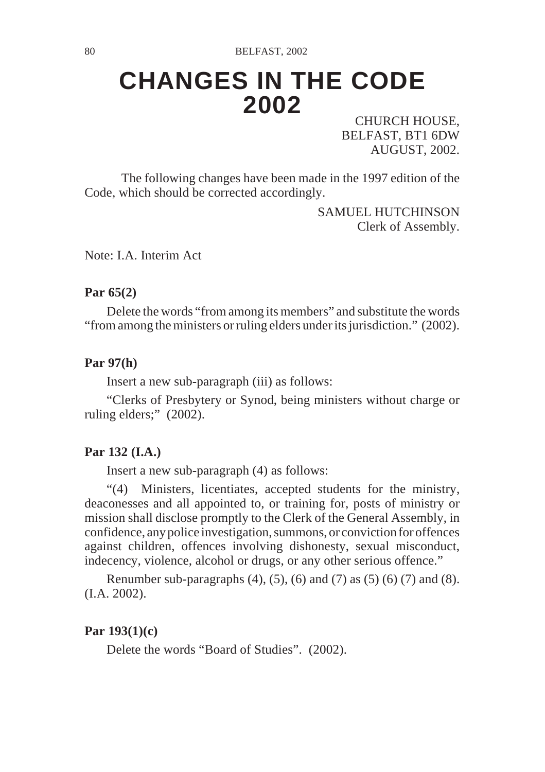# CHANGES IN THE CODE 2002

CHURCH HOUSE,
BELFAST, BT1 6DW
AUGUST, 2002.

The following changes have been made in the 1997 edition of the Code, which should be corrected accordingly.

SAMUEL HUTCHINSON
Clerk of Assembly.

Note: I.A. Interim Act

**Par 65(2)**

Delete the words "from among its members" and substitute the words "from among the ministers or ruling elders under its jurisdiction." (2002).

**Par 97(h)**

Insert a new sub-paragraph (iii) as follows:

"Clerks of Presbytery or Synod, being ministers without charge or ruling elders;" (2002).

**Par 132 (I.A.)**

Insert a new sub-paragraph (4) as follows:

"(4) Ministers, licentiates, accepted students for the ministry, deaconesses and all appointed to, or training for, posts of ministry or mission shall disclose promptly to the Clerk of the General Assembly, in confidence, any police investigation, summons, or conviction for offences against children, offences involving dishonesty, sexual misconduct, indecency, violence, alcohol or drugs, or any other serious offence."

Renumber sub-paragraphs (4), (5), (6) and (7) as (5) (6) (7) and (8). (I.A. 2002).

**Par 193(1)(c)**

Delete the words "Board of Studies". (2002).